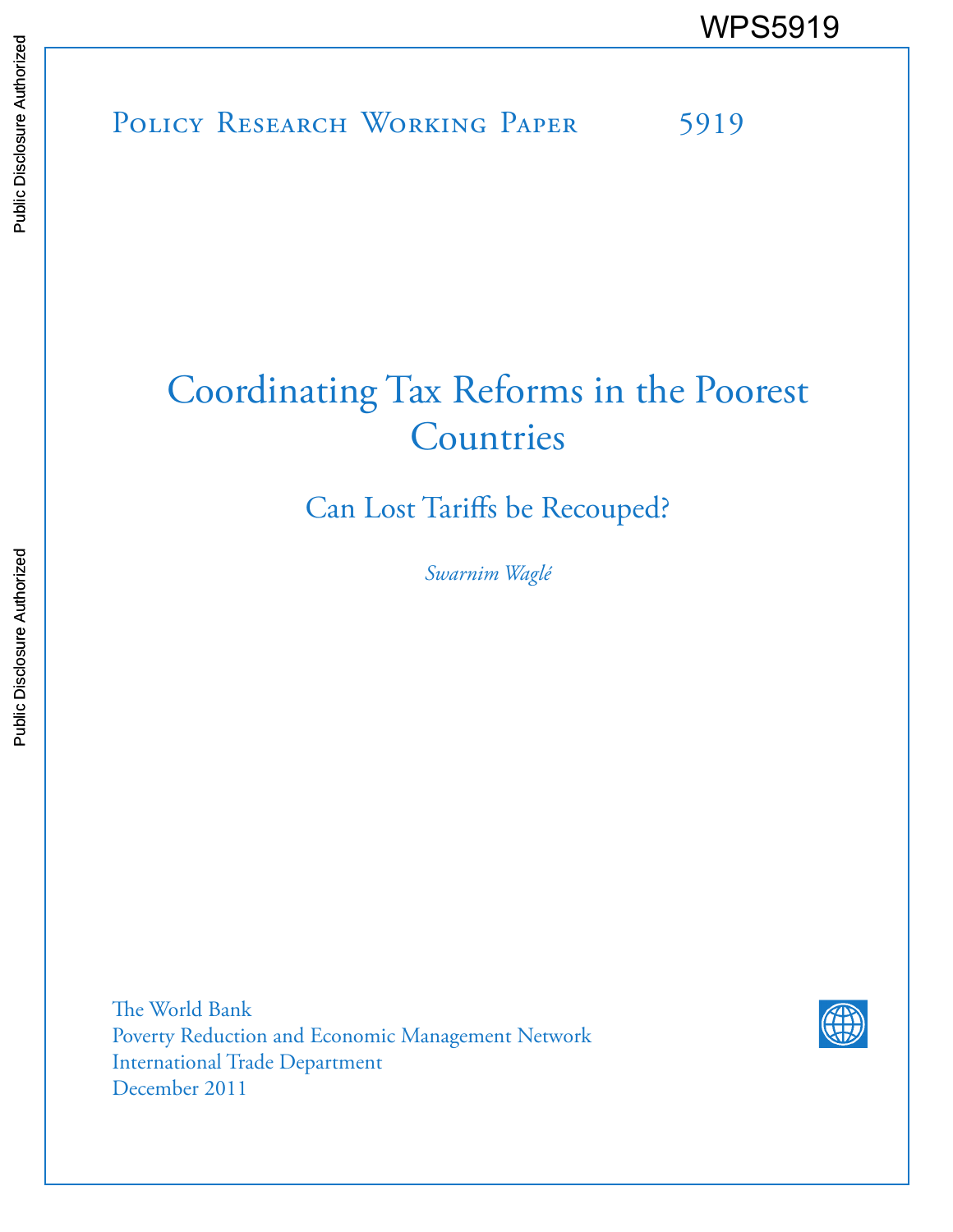WPS5919

Policy Research Working Paper 5919

# Coordinating Tax Reforms in the Poorest Countries

## Can Lost Tariffs be Recouped?

*Swarnim Waglé*

The World Bank
Poverty Reduction and Economic Management Network
International Trade Department
December 2011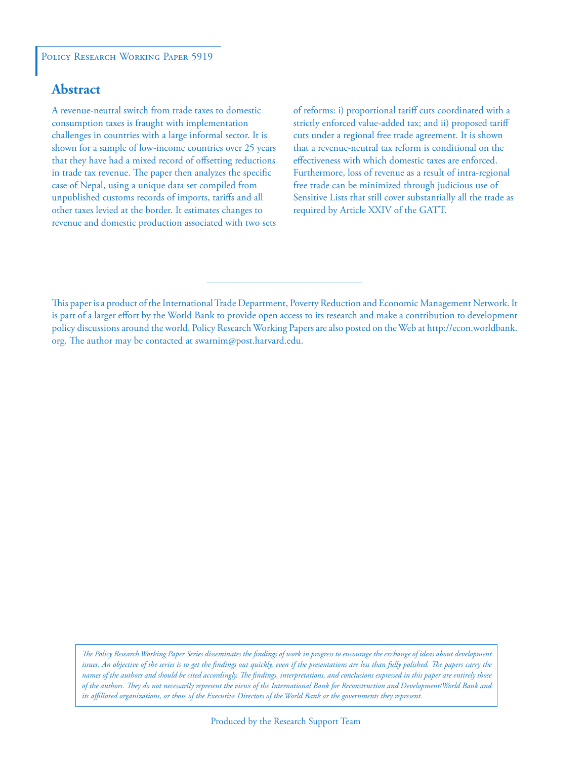Policy Research Working Paper 5919

## Abstract

A revenue-neutral switch from trade taxes to domestic consumption taxes is fraught with implementation challenges in countries with a large informal sector. It is shown for a sample of low-income countries over 25 years that they have had a mixed record of offsetting reductions in trade tax revenue. The paper then analyzes the specific case of Nepal, using a unique data set compiled from unpublished customs records of imports, tariffs and all other taxes levied at the border. It estimates changes to revenue and domestic production associated with two sets of reforms: i) proportional tariff cuts coordinated with a strictly enforced value-added tax; and ii) proposed tariff cuts under a regional free trade agreement. It is shown that a revenue-neutral tax reform is conditional on the effectiveness with which domestic taxes are enforced. Furthermore, loss of revenue as a result of intra-regional free trade can be minimized through judicious use of Sensitive Lists that still cover substantially all the trade as required by Article XXIV of the GATT.

This paper is a product of the International Trade Department, Poverty Reduction and Economic Management Network. It is part of a larger effort by the World Bank to provide open access to its research and make a contribution to development policy discussions around the world. Policy Research Working Papers are also posted on the Web at http://econ.worldbank.org. The author may be contacted at swarnim@post.harvard.edu.

*The Policy Research Working Paper Series disseminates the findings of work in progress to encourage the exchange of ideas about development issues. An objective of the series is to get the findings out quickly, even if the presentations are less than fully polished. The papers carry the names of the authors and should be cited accordingly. The findings, interpretations, and conclusions expressed in this paper are entirely those of the authors. They do not necessarily represent the views of the International Bank for Reconstruction and Development/World Bank and its affiliated organizations, or those of the Executive Directors of the World Bank or the governments they represent.*

Produced by the Research Support Team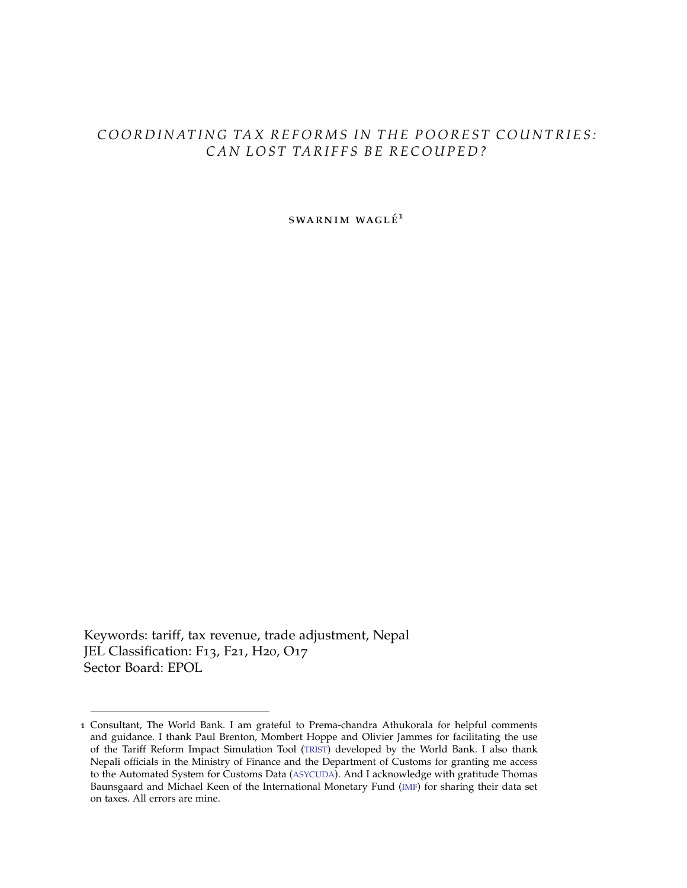# COORDINATING TAX REFORMS IN THE POOREST COUNTRIES: CAN LOST TARIFFS BE RECOUPED?

SWARNIM WAGLÉ[1]

Keywords: tariff, tax revenue, trade adjustment, Nepal
JEL Classification: F13, F21, H20, O17
Sector Board: EPOL

---

1 Consultant, The World Bank. I am grateful to Prema-chandra Athukorala for helpful comments and guidance. I thank Paul Brenton, Mombert Hoppe and Olivier Jammes for facilitating the use of the Tariff Reform Impact Simulation Tool (TRIST) developed by the World Bank. I also thank Nepali officials in the Ministry of Finance and the Department of Customs for granting me access to the Automated System for Customs Data (ASYCUDA). And I acknowledge with gratitude Thomas Baunsgaard and Michael Keen of the International Monetary Fund (IMF) for sharing their data set on taxes. All errors are mine.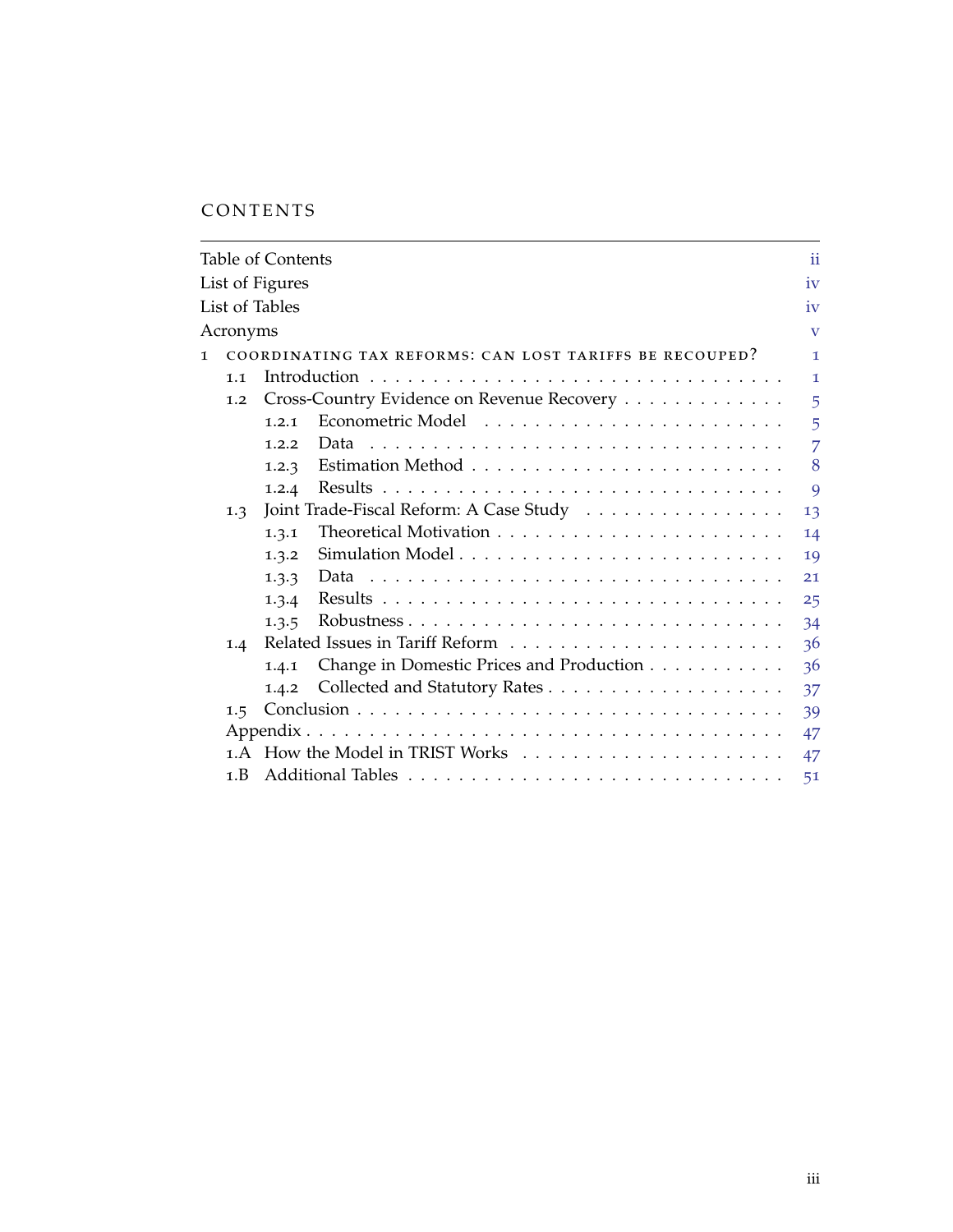# CONTENTS

| | |
|---|---|
| Table of Contents | ii |
| List of Figures | iv |
| List of Tables | iv |
| Acronyms | v |
| 1 COORDINATING TAX REFORMS: CAN LOST TARIFFS BE RECOUPED? | 1 |
| 1.1 Introduction | 1 |
| 1.2 Cross-Country Evidence on Revenue Recovery | 5 |
| 1.2.1 Econometric Model | 5 |
| 1.2.2 Data | 7 |
| 1.2.3 Estimation Method | 8 |
| 1.2.4 Results | 9 |
| 1.3 Joint Trade-Fiscal Reform: A Case Study | 13 |
| 1.3.1 Theoretical Motivation | 14 |
| 1.3.2 Simulation Model | 19 |
| 1.3.3 Data | 21 |
| 1.3.4 Results | 25 |
| 1.3.5 Robustness | 34 |
| 1.4 Related Issues in Tariff Reform | 36 |
| 1.4.1 Change in Domestic Prices and Production | 36 |
| 1.4.2 Collected and Statutory Rates | 37 |
| 1.5 Conclusion | 39 |
| Appendix | 47 |
| 1.A How the Model in TRIST Works | 47 |
| 1.B Additional Tables | 51 |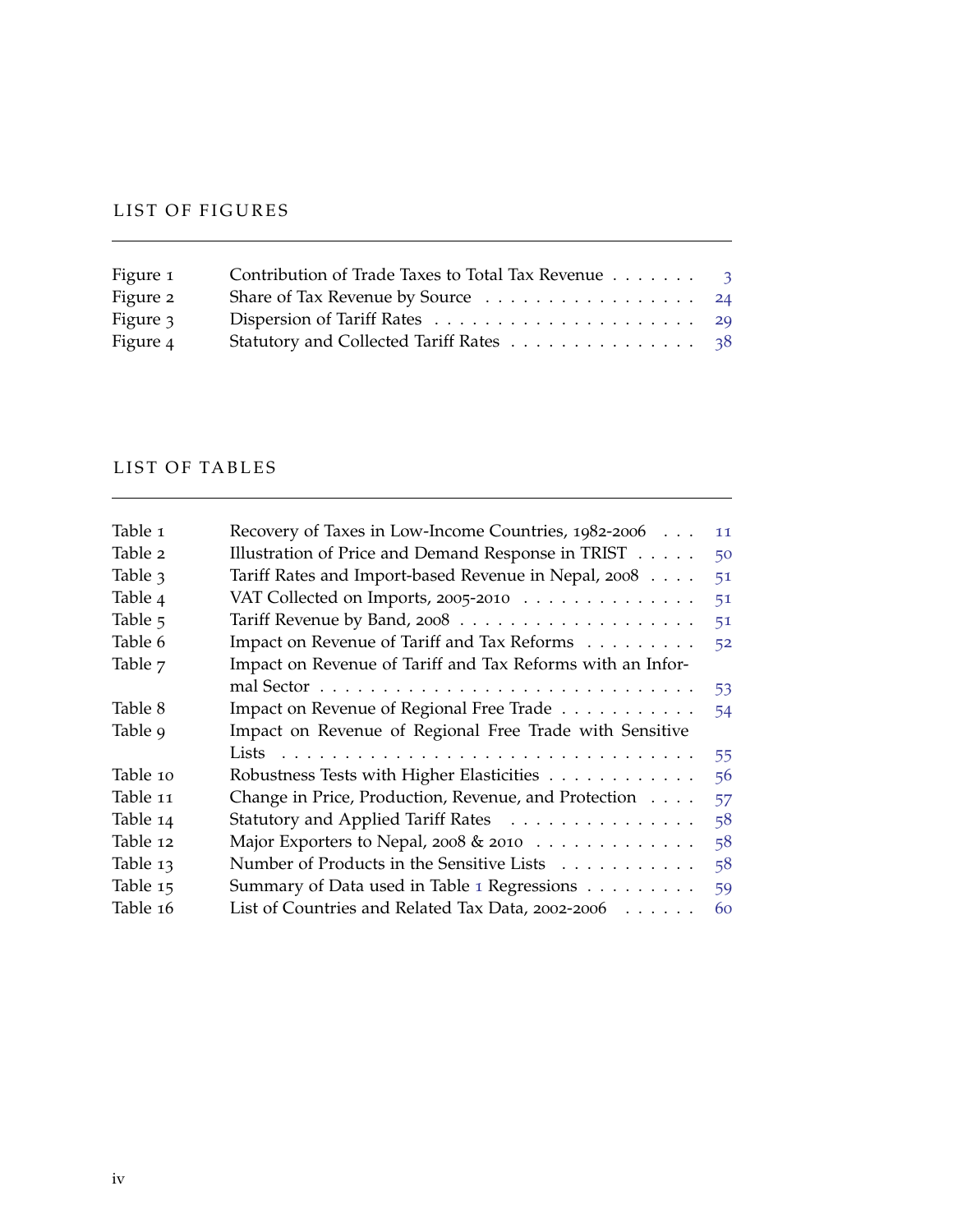## LIST OF FIGURES

| | | |
|---|---|---|
| Figure 1 | Contribution of Trade Taxes to Total Tax Revenue | 3 |
| Figure 2 | Share of Tax Revenue by Source | 24 |
| Figure 3 | Dispersion of Tariff Rates | 29 |
| Figure 4 | Statutory and Collected Tariff Rates | 38 |

## LIST OF TABLES

| | | |
|---|---|---|
| Table 1 | Recovery of Taxes in Low-Income Countries, 1982-2006 | 11 |
| Table 2 | Illustration of Price and Demand Response in TRIST | 50 |
| Table 3 | Tariff Rates and Import-based Revenue in Nepal, 2008 | 51 |
| Table 4 | VAT Collected on Imports, 2005-2010 | 51 |
| Table 5 | Tariff Revenue by Band, 2008 | 51 |
| Table 6 | Impact on Revenue of Tariff and Tax Reforms | 52 |
| Table 7 | Impact on Revenue of Tariff and Tax Reforms with an Informal Sector | 53 |
| Table 8 | Impact on Revenue of Regional Free Trade | 54 |
| Table 9 | Impact on Revenue of Regional Free Trade with Sensitive Lists | 55 |
| Table 10 | Robustness Tests with Higher Elasticities | 56 |
| Table 11 | Change in Price, Production, Revenue, and Protection | 57 |
| Table 14 | Statutory and Applied Tariff Rates | 58 |
| Table 12 | Major Exporters to Nepal, 2008 & 2010 | 58 |
| Table 13 | Number of Products in the Sensitive Lists | 58 |
| Table 15 | Summary of Data used in Table 1 Regressions | 59 |
| Table 16 | List of Countries and Related Tax Data, 2002-2006 | 60 |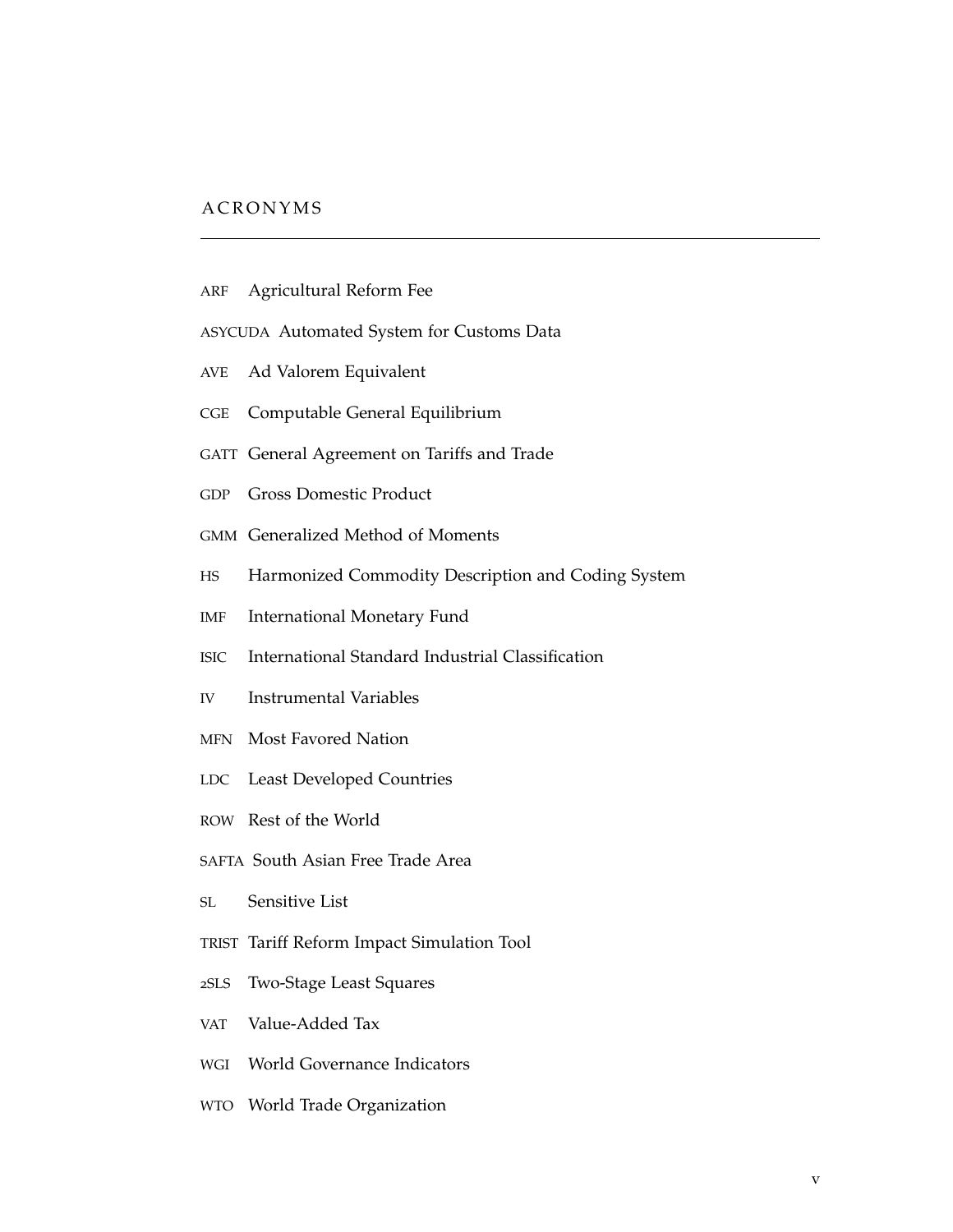# ACRONYMS

ARF Agricultural Reform Fee

ASYCUDA Automated System for Customs Data

AVE Ad Valorem Equivalent

CGE Computable General Equilibrium

GATT General Agreement on Tariffs and Trade

GDP Gross Domestic Product

GMM Generalized Method of Moments

HS Harmonized Commodity Description and Coding System

IMF International Monetary Fund

ISIC International Standard Industrial Classification

IV Instrumental Variables

MFN Most Favored Nation

LDC Least Developed Countries

ROW Rest of the World

SAFTA South Asian Free Trade Area

SL Sensitive List

TRIST Tariff Reform Impact Simulation Tool

2SLS Two-Stage Least Squares

VAT Value-Added Tax

WGI World Governance Indicators

WTO World Trade Organization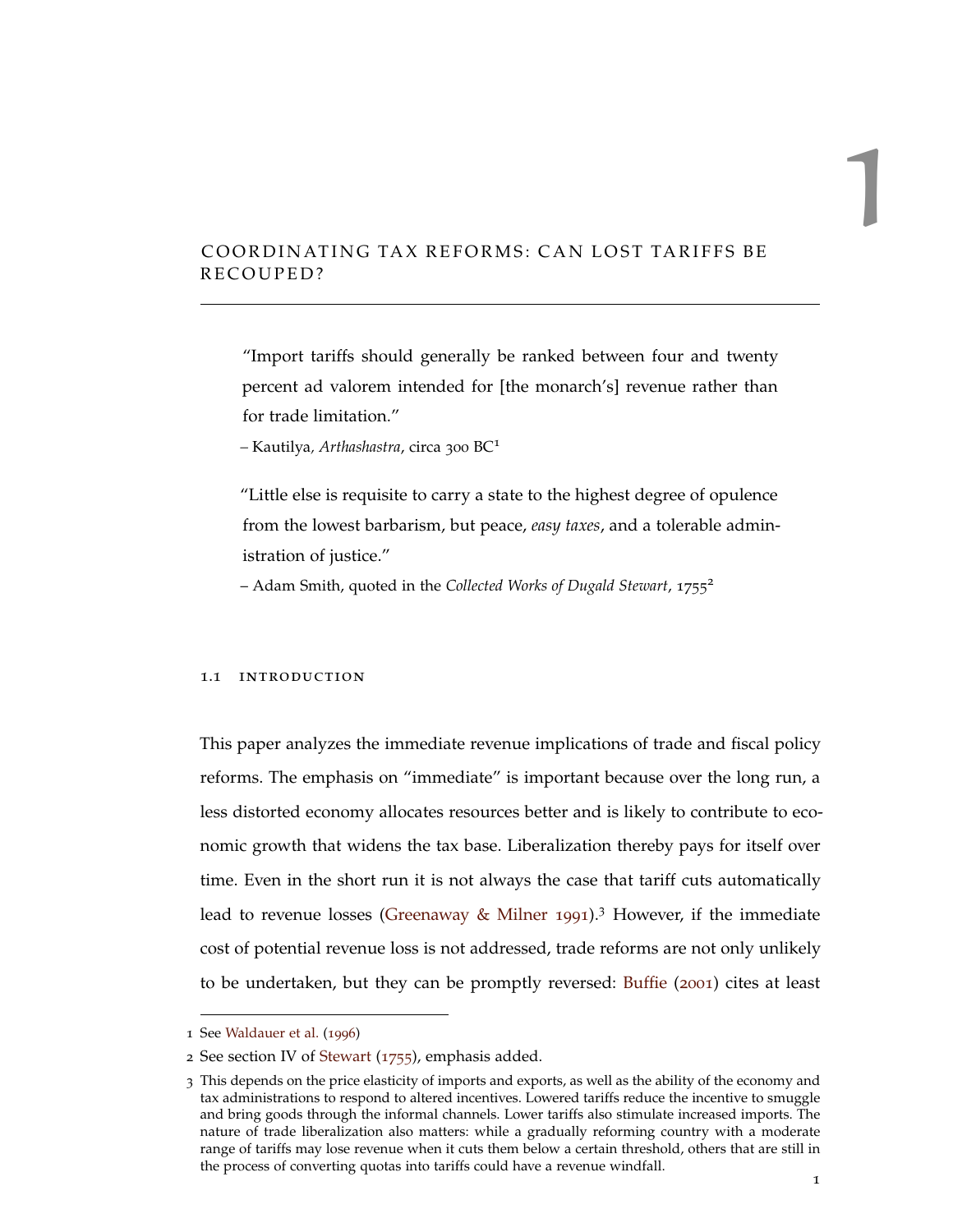# 1 COORDINATING TAX REFORMS: CAN LOST TARIFFS BE RECOUPED?

> "Import tariffs should generally be ranked between four and twenty percent ad valorem intended for [the monarch's] revenue rather than for trade limitation."
>
> – Kautilya, *Arthashastra*, circa 300 BC[1]

> "Little else is requisite to carry a state to the highest degree of opulence from the lowest barbarism, but peace, *easy taxes*, and a tolerable administration of justice."
>
> – Adam Smith, quoted in the *Collected Works of Dugald Stewart*, 1755[2]

## 1.1 INTRODUCTION

This paper analyzes the immediate revenue implications of trade and fiscal policy reforms. The emphasis on "immediate" is important because over the long run, a less distorted economy allocates resources better and is likely to contribute to economic growth that widens the tax base. Liberalization thereby pays for itself over time. Even in the short run it is not always the case that tariff cuts automatically lead to revenue losses (Greenaway & Milner 1991).[3] However, if the immediate cost of potential revenue loss is not addressed, trade reforms are not only unlikely to be undertaken, but they can be promptly reversed: Buffie (2001) cites at least

---

1 See Waldauer et al. (1996)

2 See section IV of Stewart (1755), emphasis added.

3 This depends on the price elasticity of imports and exports, as well as the ability of the economy and tax administrations to respond to altered incentives. Lowered tariffs reduce the incentive to smuggle and bring goods through the informal channels. Lower tariffs also stimulate increased imports. The nature of trade liberalization also matters: while a gradually reforming country with a moderate range of tariffs may lose revenue when it cuts them below a certain threshold, others that are still in the process of converting quotas into tariffs could have a revenue windfall.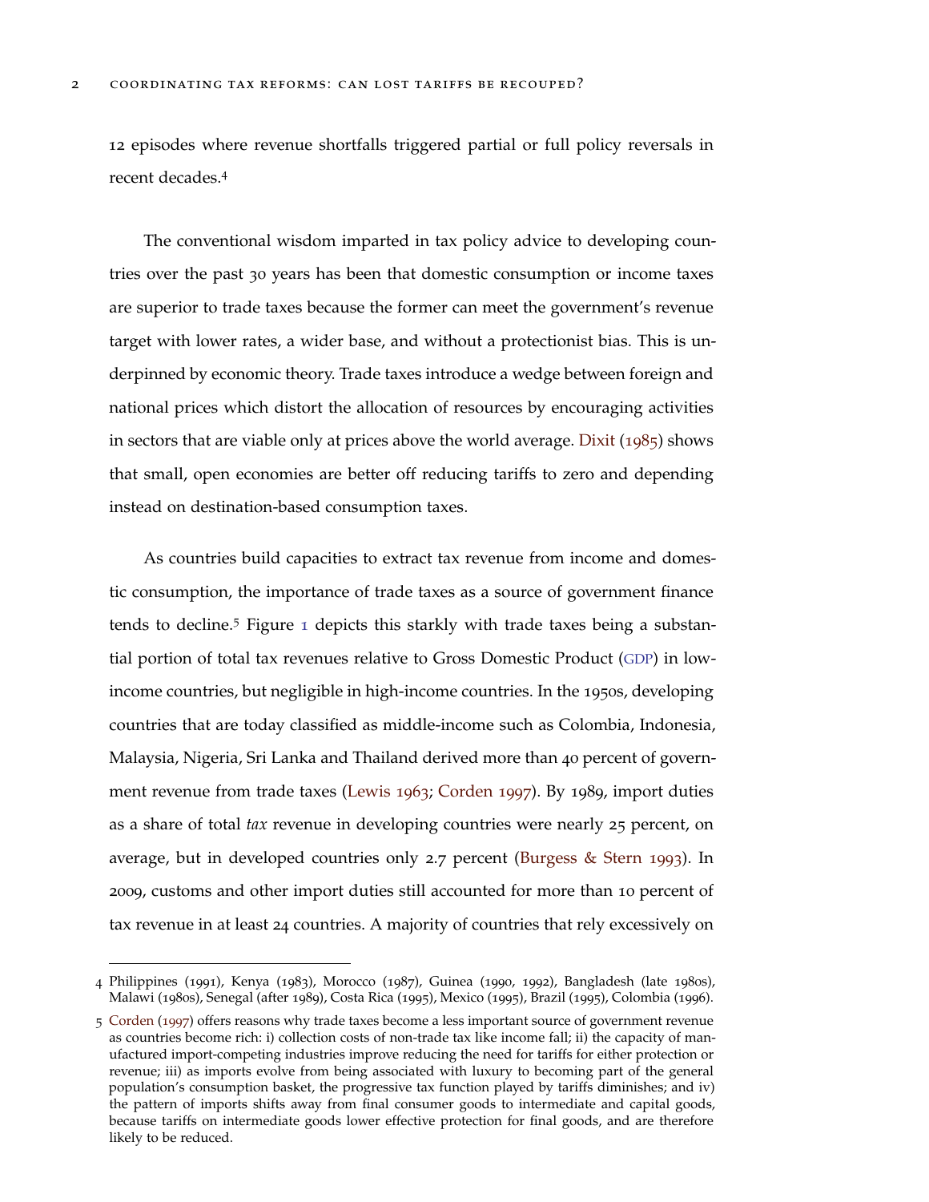12 episodes where revenue shortfalls triggered partial or full policy reversals in recent decades.[4]

The conventional wisdom imparted in tax policy advice to developing countries over the past 30 years has been that domestic consumption or income taxes are superior to trade taxes because the former can meet the government's revenue target with lower rates, a wider base, and without a protectionist bias. This is underpinned by economic theory. Trade taxes introduce a wedge between foreign and national prices which distort the allocation of resources by encouraging activities in sectors that are viable only at prices above the world average. Dixit (1985) shows that small, open economies are better off reducing tariffs to zero and depending instead on destination-based consumption taxes.

As countries build capacities to extract tax revenue from income and domestic consumption, the importance of trade taxes as a source of government finance tends to decline.[5] Figure 1 depicts this starkly with trade taxes being a substantial portion of total tax revenues relative to Gross Domestic Product (GDP) in low-income countries, but negligible in high-income countries. In the 1950s, developing countries that are today classified as middle-income such as Colombia, Indonesia, Malaysia, Nigeria, Sri Lanka and Thailand derived more than 40 percent of government revenue from trade taxes (Lewis 1963; Corden 1997). By 1989, import duties as a share of total *tax* revenue in developing countries were nearly 25 percent, on average, but in developed countries only 2.7 percent (Burgess & Stern 1993). In 2009, customs and other import duties still accounted for more than 10 percent of tax revenue in at least 24 countries. A majority of countries that rely excessively on

4 Philippines (1991), Kenya (1983), Morocco (1987), Guinea (1990, 1992), Bangladesh (late 1980s), Malawi (1980s), Senegal (after 1989), Costa Rica (1995), Mexico (1995), Brazil (1995), Colombia (1996).

5 Corden (1997) offers reasons why trade taxes become a less important source of government revenue as countries become rich: i) collection costs of non-trade tax like income fall; ii) the capacity of manufactured import-competing industries improve reducing the need for tariffs for either protection or revenue; iii) as imports evolve from being associated with luxury to becoming part of the general population's consumption basket, the progressive tax function played by tariffs diminishes; and iv) the pattern of imports shifts away from final consumer goods to intermediate and capital goods, because tariffs on intermediate goods lower effective protection for final goods, and are therefore likely to be reduced.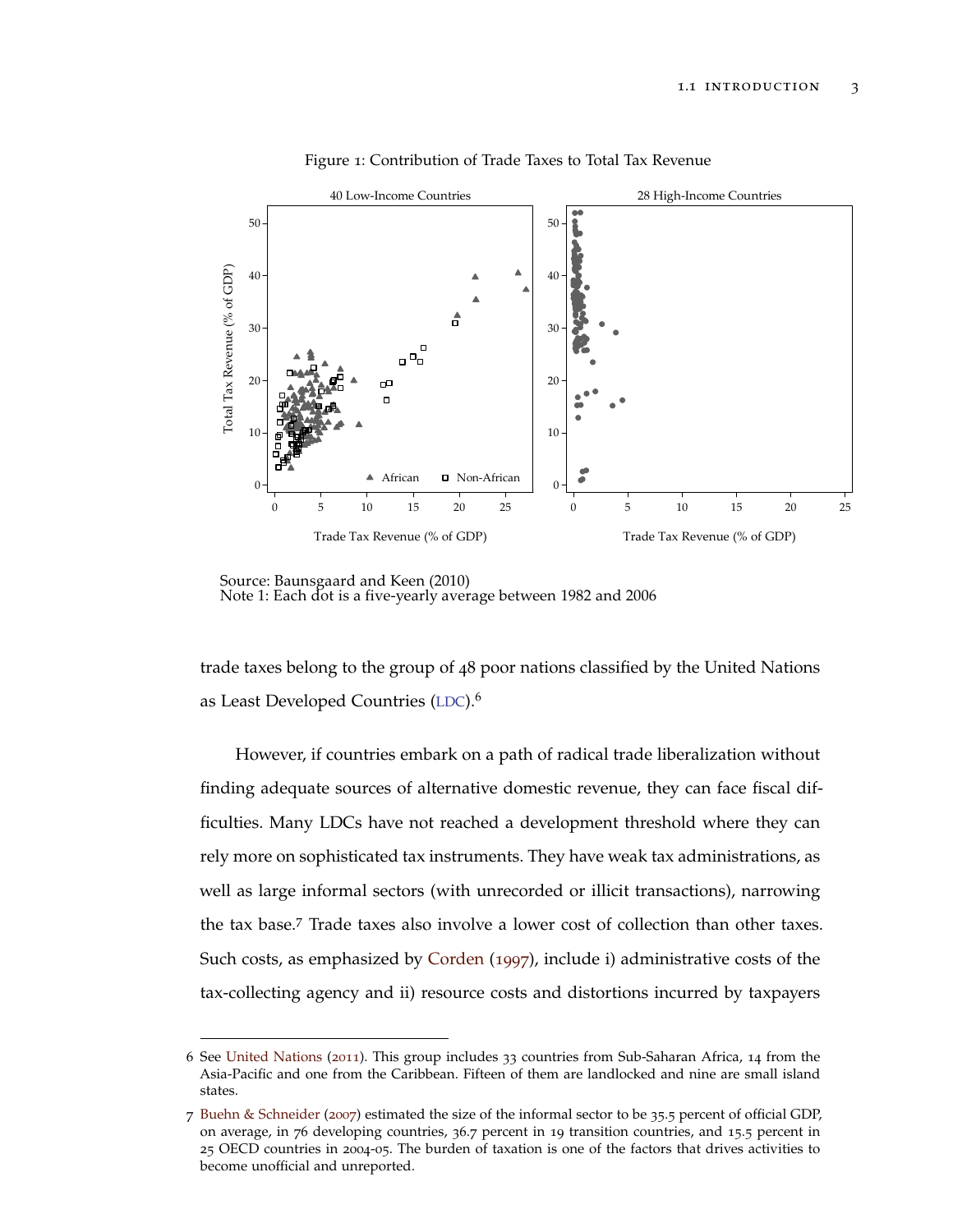Figure 1: Contribution of Trade Taxes to Total Tax Revenue

Source: Baunsgaard and Keen (2010)
Note 1: Each dot is a five-yearly average between 1982 and 2006

trade taxes belong to the group of 48 poor nations classified by the United Nations as Least Developed Countries (LDC).[6]

However, if countries embark on a path of radical trade liberalization without finding adequate sources of alternative domestic revenue, they can face fiscal difficulties. Many LDCs have not reached a development threshold where they can rely more on sophisticated tax instruments. They have weak tax administrations, as well as large informal sectors (with unrecorded or illicit transactions), narrowing the tax base.[7] Trade taxes also involve a lower cost of collection than other taxes. Such costs, as emphasized by Corden (1997), include i) administrative costs of the tax-collecting agency and ii) resource costs and distortions incurred by taxpayers

6 See United Nations (2011). This group includes 33 countries from Sub-Saharan Africa, 14 from the Asia-Pacific and one from the Caribbean. Fifteen of them are landlocked and nine are small island states.

7 Buehn & Schneider (2007) estimated the size of the informal sector to be 35.5 percent of official GDP, on average, in 76 developing countries, 36.7 percent in 19 transition countries, and 15.5 percent in 25 OECD countries in 2004-05. The burden of taxation is one of the factors that drives activities to become unofficial and unreported.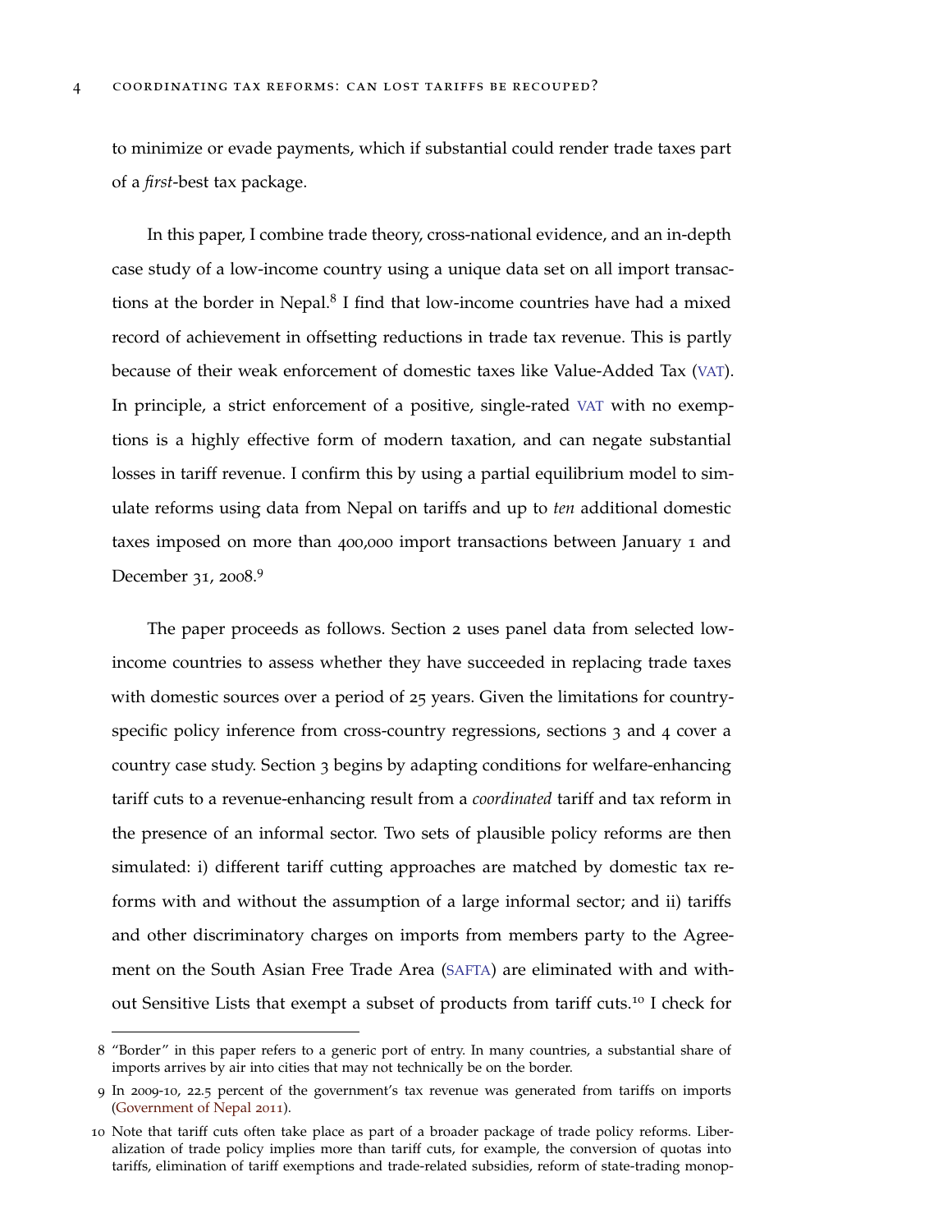to minimize or evade payments, which if substantial could render trade taxes part of a *first*-best tax package.

In this paper, I combine trade theory, cross-national evidence, and an in-depth case study of a low-income country using a unique data set on all import transactions at the border in Nepal.[8] I find that low-income countries have had a mixed record of achievement in offsetting reductions in trade tax revenue. This is partly because of their weak enforcement of domestic taxes like Value-Added Tax (VAT). In principle, a strict enforcement of a positive, single-rated VAT with no exemptions is a highly effective form of modern taxation, and can negate substantial losses in tariff revenue. I confirm this by using a partial equilibrium model to simulate reforms using data from Nepal on tariffs and up to *ten* additional domestic taxes imposed on more than 400,000 import transactions between January 1 and December 31, 2008.[9]

The paper proceeds as follows. Section 2 uses panel data from selected low-income countries to assess whether they have succeeded in replacing trade taxes with domestic sources over a period of 25 years. Given the limitations for country-specific policy inference from cross-country regressions, sections 3 and 4 cover a country case study. Section 3 begins by adapting conditions for welfare-enhancing tariff cuts to a revenue-enhancing result from a *coordinated* tariff and tax reform in the presence of an informal sector. Two sets of plausible policy reforms are then simulated: i) different tariff cutting approaches are matched by domestic tax reforms with and without the assumption of a large informal sector; and ii) tariffs and other discriminatory charges on imports from members party to the Agreement on the South Asian Free Trade Area (SAFTA) are eliminated with and without Sensitive Lists that exempt a subset of products from tariff cuts.[10] I check for

8 "Border" in this paper refers to a generic port of entry. In many countries, a substantial share of imports arrives by air into cities that may not technically be on the border.

9 In 2009-10, 22.5 percent of the government's tax revenue was generated from tariffs on imports (Government of Nepal 2011).

10 Note that tariff cuts often take place as part of a broader package of trade policy reforms. Liberalization of trade policy implies more than tariff cuts, for example, the conversion of quotas into tariffs, elimination of tariff exemptions and trade-related subsidies, reform of state-trading monop-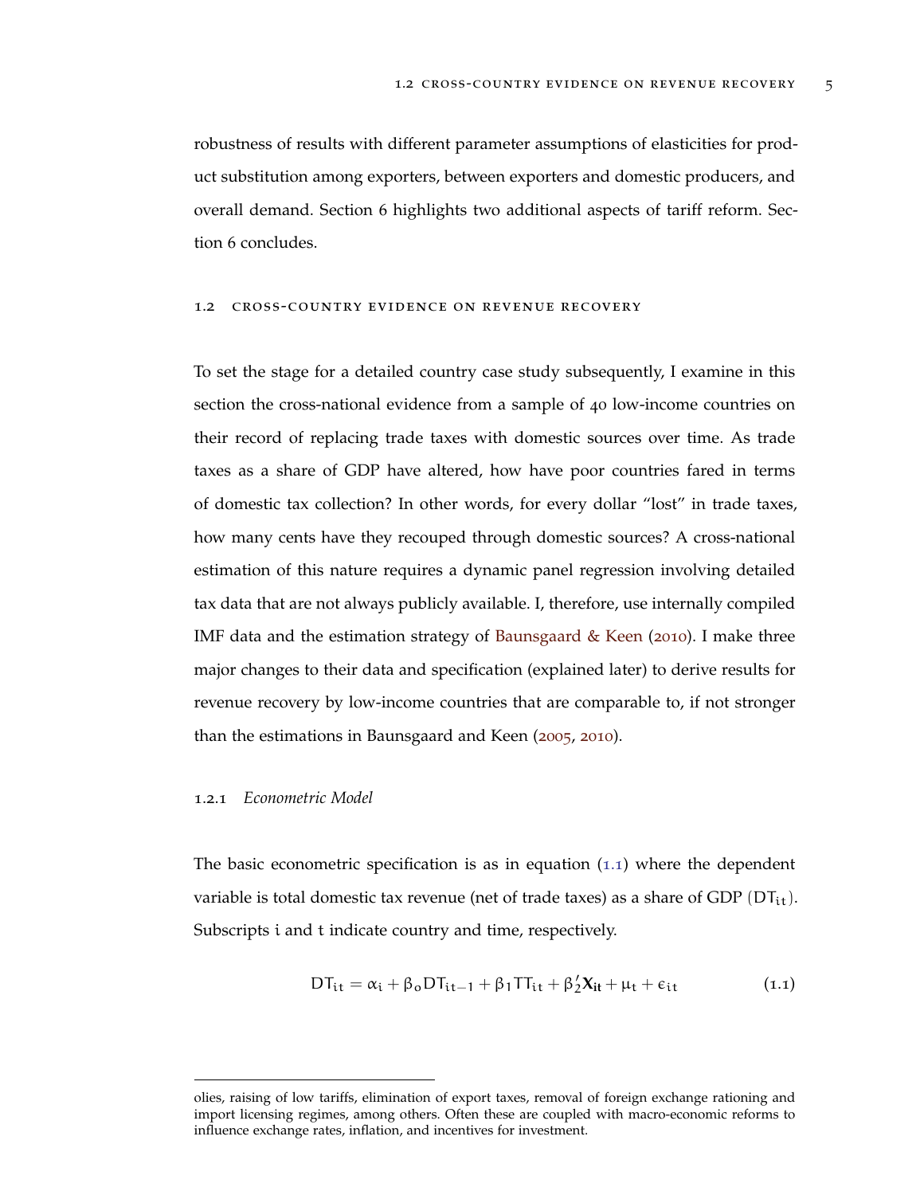robustness of results with different parameter assumptions of elasticities for product substitution among exporters, between exporters and domestic producers, and overall demand. Section 6 highlights two additional aspects of tariff reform. Section 6 concludes.

## 1.2 Cross-country evidence on revenue recovery

To set the stage for a detailed country case study subsequently, I examine in this section the cross-national evidence from a sample of 40 low-income countries on their record of replacing trade taxes with domestic sources over time. As trade taxes as a share of GDP have altered, how have poor countries fared in terms of domestic tax collection? In other words, for every dollar "lost" in trade taxes, how many cents have they recouped through domestic sources? A cross-national estimation of this nature requires a dynamic panel regression involving detailed tax data that are not always publicly available. I, therefore, use internally compiled IMF data and the estimation strategy of Baunsgaard & Keen (2010). I make three major changes to their data and specification (explained later) to derive results for revenue recovery by low-income countries that are comparable to, if not stronger than the estimations in Baunsgaard and Keen (2005, 2010).

### 1.2.1 *Econometric Model*

The basic econometric specification is as in equation (1.1) where the dependent variable is total domestic tax revenue (net of trade taxes) as a share of GDP ($DT_{it}$). Subscripts $i$ and $t$ indicate country and time, respectively.

$$DT_{it} = \alpha_i + \beta_0 DT_{it-1} + \beta_1 TT_{it} + \beta_2' \mathbf{X_{it}} + \mu_t + \epsilon_{it} \tag{1.1}$$

---

olies, raising of low tariffs, elimination of export taxes, removal of foreign exchange rationing and import licensing regimes, among others. Often these are coupled with macro-economic reforms to influence exchange rates, inflation, and incentives for investment.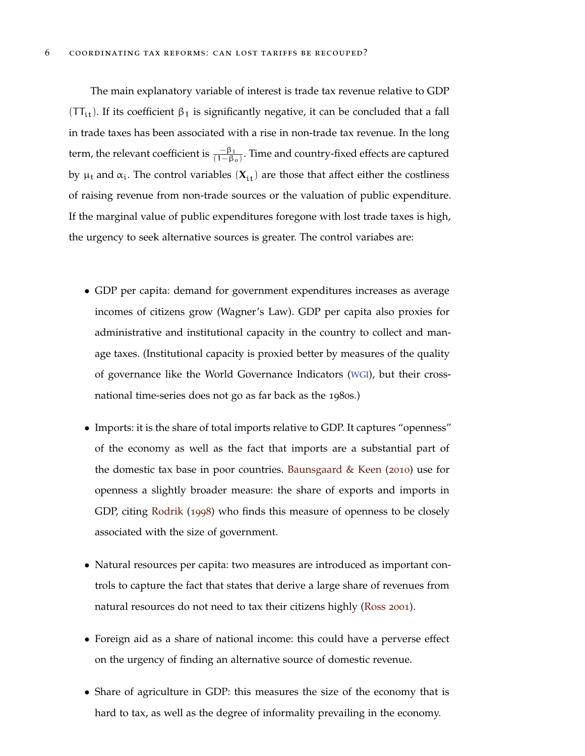The main explanatory variable of interest is trade tax revenue relative to GDP ($TT_{it}$). If its coefficient $\beta_1$ is significantly negative, it can be concluded that a fall in trade taxes has been associated with a rise in non-trade tax revenue. In the long term, the relevant coefficient is $\frac{-\beta_1}{(1-\beta_0)}$. Time and country-fixed effects are captured by $\mu_t$ and $\alpha_i$. The control variables ($\mathbf{X}_{it}$) are those that affect either the costliness of raising revenue from non-trade sources or the valuation of public expenditure. If the marginal value of public expenditures foregone with lost trade taxes is high, the urgency to seek alternative sources is greater. The control variabes are:

- GDP per capita: demand for government expenditures increases as average incomes of citizens grow (Wagner's Law). GDP per capita also proxies for administrative and institutional capacity in the country to collect and manage taxes. (Institutional capacity is proxied better by measures of the quality of governance like the World Governance Indicators (WGI), but their cross-national time-series does not go as far back as the 1980s.)
- Imports: it is the share of total imports relative to GDP. It captures "openness" of the economy as well as the fact that imports are a substantial part of the domestic tax base in poor countries. Baunsgaard & Keen (2010) use for openness a slightly broader measure: the share of exports and imports in GDP, citing Rodrik (1998) who finds this measure of openness to be closely associated with the size of government.
- Natural resources per capita: two measures are introduced as important controls to capture the fact that states that derive a large share of revenues from natural resources do not need to tax their citizens highly (Ross 2001).
- Foreign aid as a share of national income: this could have a perverse effect on the urgency of finding an alternative source of domestic revenue.
- Share of agriculture in GDP: this measures the size of the economy that is hard to tax, as well as the degree of informality prevailing in the economy.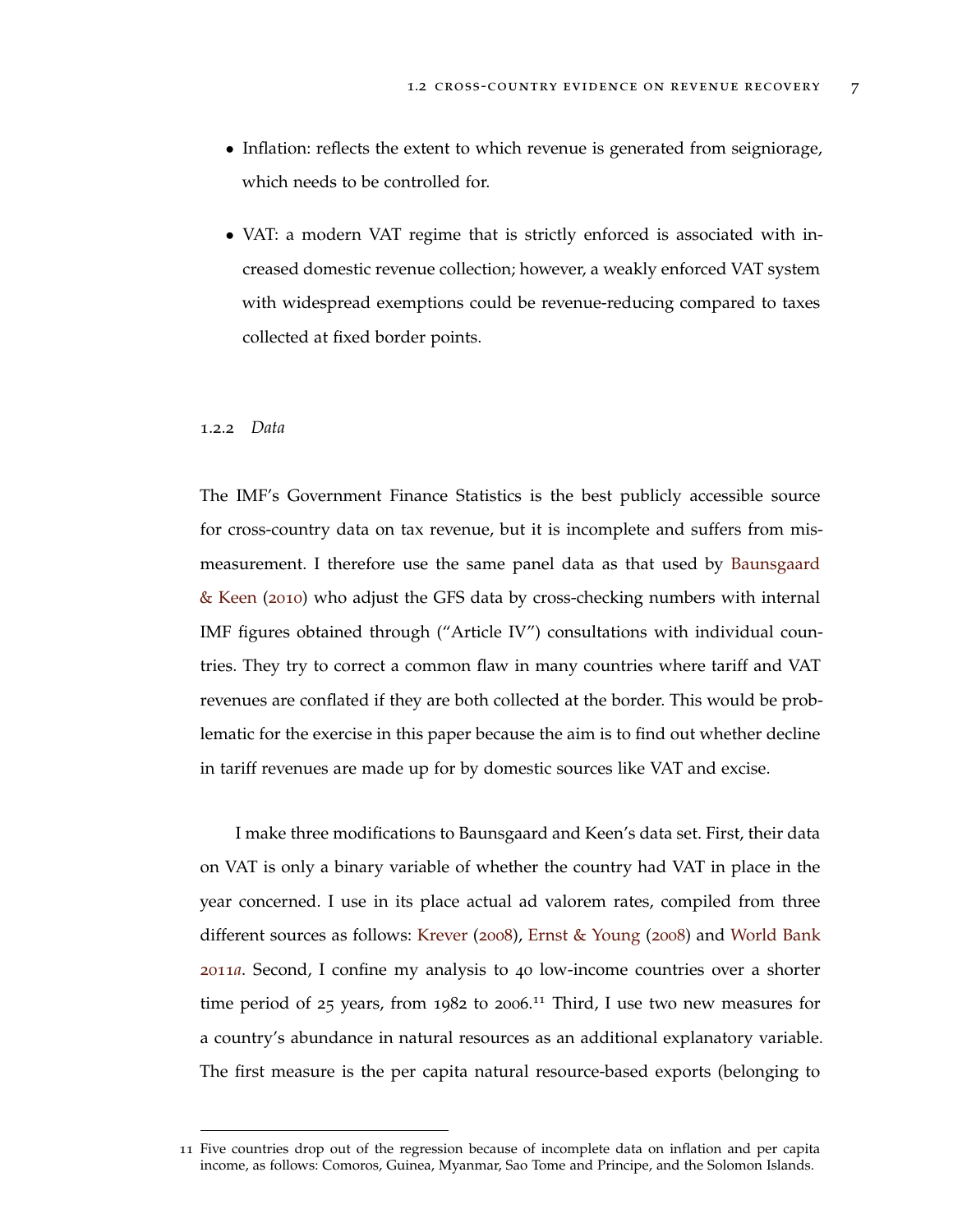- Inflation: reflects the extent to which revenue is generated from seigniorage, which needs to be controlled for.
- VAT: a modern VAT regime that is strictly enforced is associated with increased domestic revenue collection; however, a weakly enforced VAT system with widespread exemptions could be revenue-reducing compared to taxes collected at fixed border points.

### 1.2.2 *Data*

The IMF's Government Finance Statistics is the best publicly accessible source for cross-country data on tax revenue, but it is incomplete and suffers from mismeasurement. I therefore use the same panel data as that used by Baunsgaard & Keen (2010) who adjust the GFS data by cross-checking numbers with internal IMF figures obtained through ("Article IV") consultations with individual countries. They try to correct a common flaw in many countries where tariff and VAT revenues are conflated if they are both collected at the border. This would be problematic for the exercise in this paper because the aim is to find out whether decline in tariff revenues are made up for by domestic sources like VAT and excise.

I make three modifications to Baunsgaard and Keen's data set. First, their data on VAT is only a binary variable of whether the country had VAT in place in the year concerned. I use in its place actual ad valorem rates, compiled from three different sources as follows: Krever (2008), Ernst & Young (2008) and World Bank 2011*a*. Second, I confine my analysis to 40 low-income countries over a shorter time period of 25 years, from 1982 to 2006.[11] Third, I use two new measures for a country's abundance in natural resources as an additional explanatory variable. The first measure is the per capita natural resource-based exports (belonging to

[11] Five countries drop out of the regression because of incomplete data on inflation and per capita income, as follows: Comoros, Guinea, Myanmar, Sao Tome and Principe, and the Solomon Islands.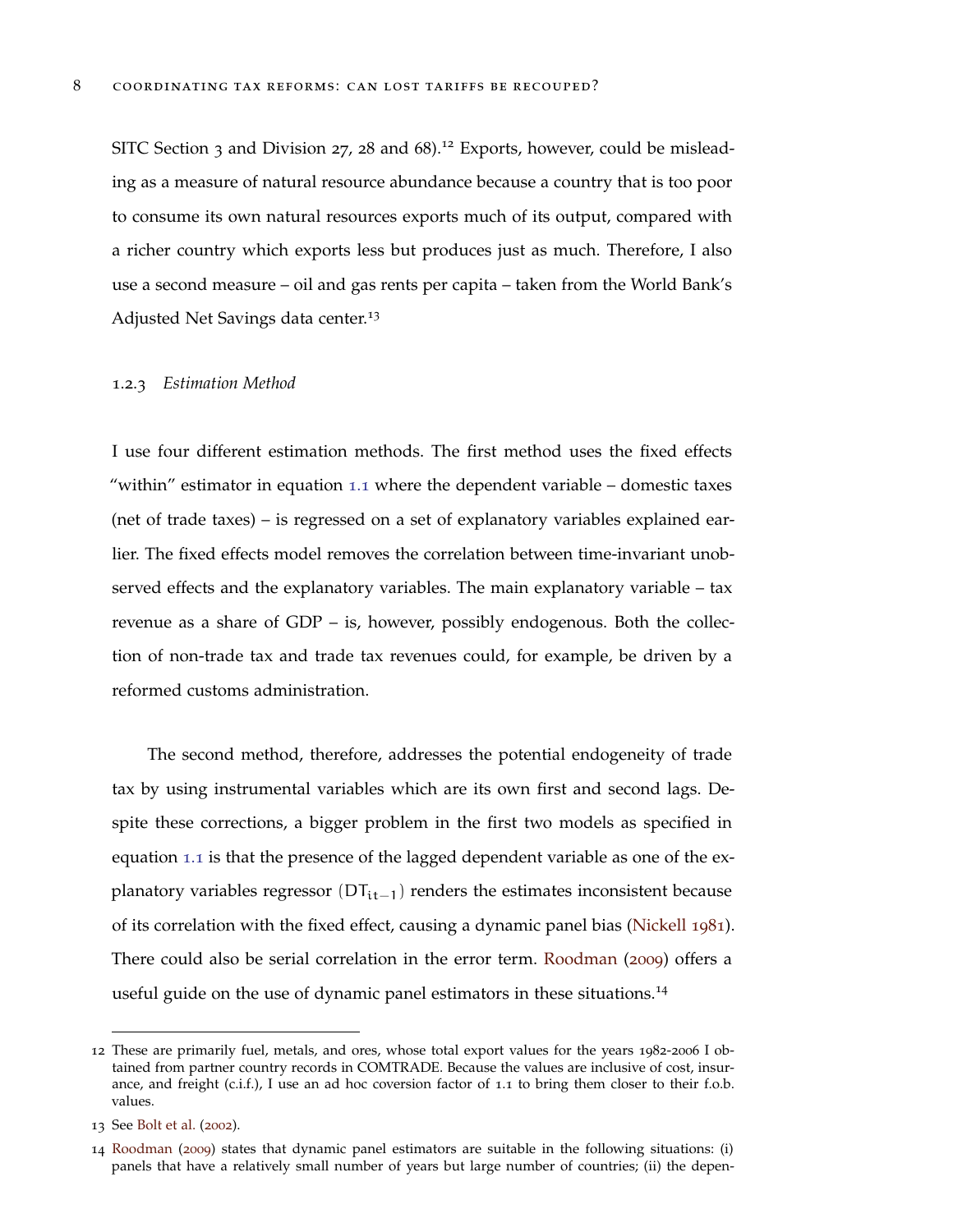SITC Section 3 and Division 27, 28 and 68).[12] Exports, however, could be misleading as a measure of natural resource abundance because a country that is too poor to consume its own natural resources exports much of its output, compared with a richer country which exports less but produces just as much. Therefore, I also use a second measure – oil and gas rents per capita – taken from the World Bank's Adjusted Net Savings data center.[13]

### 1.2.3 *Estimation Method*

I use four different estimation methods. The first method uses the fixed effects "within" estimator in equation 1.1 where the dependent variable – domestic taxes (net of trade taxes) – is regressed on a set of explanatory variables explained earlier. The fixed effects model removes the correlation between time-invariant unobserved effects and the explanatory variables. The main explanatory variable – tax revenue as a share of GDP – is, however, possibly endogenous. Both the collection of non-trade tax and trade tax revenues could, for example, be driven by a reformed customs administration.

The second method, therefore, addresses the potential endogeneity of trade tax by using instrumental variables which are its own first and second lags. Despite these corrections, a bigger problem in the first two models as specified in equation 1.1 is that the presence of the lagged dependent variable as one of the explanatory variables regressor $(DT_{it-1})$ renders the estimates inconsistent because of its correlation with the fixed effect, causing a dynamic panel bias (Nickell 1981). There could also be serial correlation in the error term. Roodman (2009) offers a useful guide on the use of dynamic panel estimators in these situations.[14]

---

12 These are primarily fuel, metals, and ores, whose total export values for the years 1982-2006 I obtained from partner country records in COMTRADE. Because the values are inclusive of cost, insurance, and freight (c.i.f.), I use an ad hoc coversion factor of 1.1 to bring them closer to their f.o.b. values.

13 See Bolt et al. (2002).

14 Roodman (2009) states that dynamic panel estimators are suitable in the following situations: (i) panels that have a relatively small number of years but large number of countries; (ii) the depen-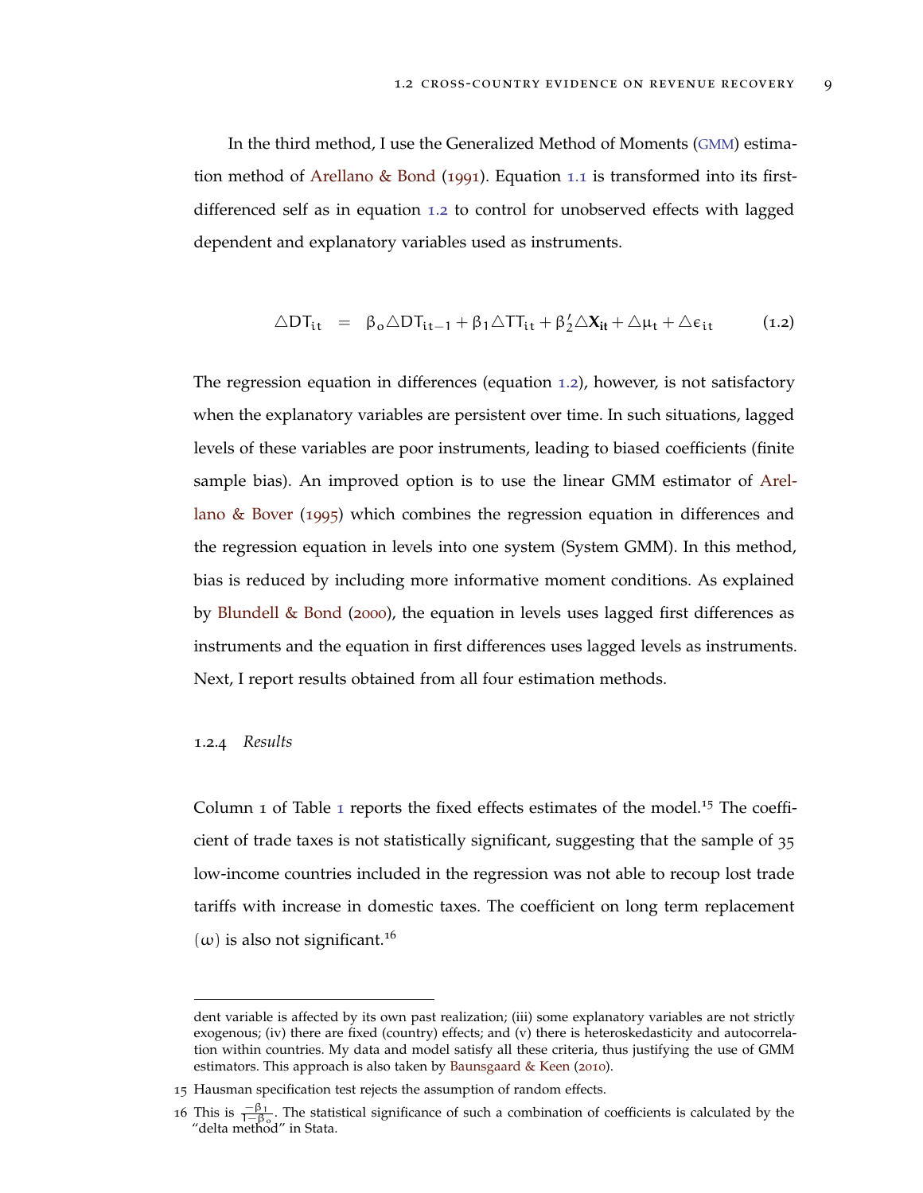In the third method, I use the Generalized Method of Moments (GMM) estimation method of Arellano & Bond (1991). Equation 1.1 is transformed into its first-differenced self as in equation 1.2 to control for unobserved effects with lagged dependent and explanatory variables used as instruments.

$$\triangle DT_{it} = \beta_0 \triangle DT_{it-1} + \beta_1 \triangle TT_{it} + \beta_2' \triangle \mathbf{X_{it}} + \triangle \mu_t + \triangle \epsilon_{it} \tag{1.2}$$

The regression equation in differences (equation 1.2), however, is not satisfactory when the explanatory variables are persistent over time. In such situations, lagged levels of these variables are poor instruments, leading to biased coefficients (finite sample bias). An improved option is to use the linear GMM estimator of Arellano & Bover (1995) which combines the regression equation in differences and the regression equation in levels into one system (System GMM). In this method, bias is reduced by including more informative moment conditions. As explained by Blundell & Bond (2000), the equation in levels uses lagged first differences as instruments and the equation in first differences uses lagged levels as instruments. Next, I report results obtained from all four estimation methods.

### 1.2.4 *Results*

Column 1 of Table 1 reports the fixed effects estimates of the model.[15] The coefficient of trade taxes is not statistically significant, suggesting that the sample of 35 low-income countries included in the regression was not able to recoup lost trade tariffs with increase in domestic taxes. The coefficient on long term replacement ($\omega$) is also not significant.[16]

---

dent variable is affected by its own past realization; (iii) some explanatory variables are not strictly exogenous; (iv) there are fixed (country) effects; and (v) there is heteroskedasticity and autocorrelation within countries. My data and model satisfy all these criteria, thus justifying the use of GMM estimators. This approach is also taken by Baunsgaard & Keen (2010).

15 Hausman specification test rejects the assumption of random effects.

16 This is $\frac{-\beta_1}{1-\beta_0}$. The statistical significance of such a combination of coefficients is calculated by the "delta method" in Stata.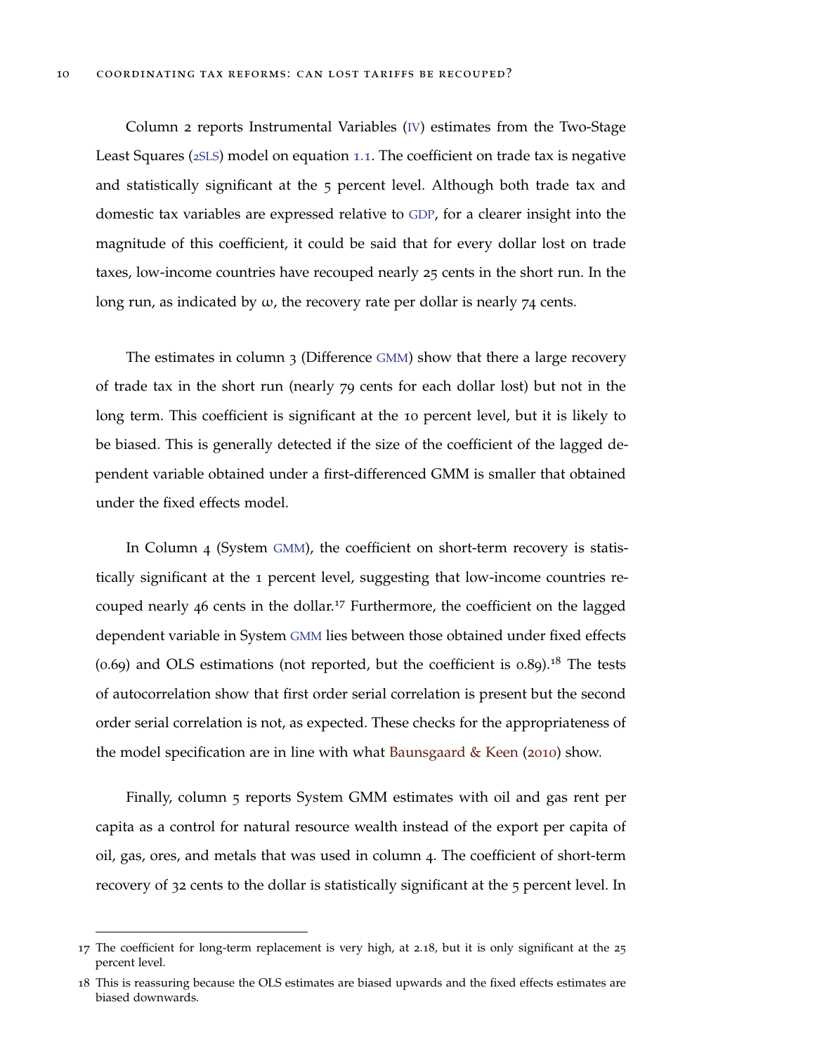Column 2 reports Instrumental Variables (IV) estimates from the Two-Stage Least Squares (2SLS) model on equation 1.1. The coefficient on trade tax is negative and statistically significant at the 5 percent level. Although both trade tax and domestic tax variables are expressed relative to GDP, for a clearer insight into the magnitude of this coefficient, it could be said that for every dollar lost on trade taxes, low-income countries have recouped nearly 25 cents in the short run. In the long run, as indicated by $\omega$, the recovery rate per dollar is nearly 74 cents.

The estimates in column 3 (Difference GMM) show that there a large recovery of trade tax in the short run (nearly 79 cents for each dollar lost) but not in the long term. This coefficient is significant at the 10 percent level, but it is likely to be biased. This is generally detected if the size of the coefficient of the lagged dependent variable obtained under a first-differenced GMM is smaller that obtained under the fixed effects model.

In Column 4 (System GMM), the coefficient on short-term recovery is statistically significant at the 1 percent level, suggesting that low-income countries recouped nearly 46 cents in the dollar.[17] Furthermore, the coefficient on the lagged dependent variable in System GMM lies between those obtained under fixed effects (0.69) and OLS estimations (not reported, but the coefficient is 0.89).[18] The tests of autocorrelation show that first order serial correlation is present but the second order serial correlation is not, as expected. These checks for the appropriateness of the model specification are in line with what Baunsgaard & Keen (2010) show.

Finally, column 5 reports System GMM estimates with oil and gas rent per capita as a control for natural resource wealth instead of the export per capita of oil, gas, ores, and metals that was used in column 4. The coefficient of short-term recovery of 32 cents to the dollar is statistically significant at the 5 percent level. In

---

17 The coefficient for long-term replacement is very high, at 2.18, but it is only significant at the 25 percent level.

18 This is reassuring because the OLS estimates are biased upwards and the fixed effects estimates are biased downwards.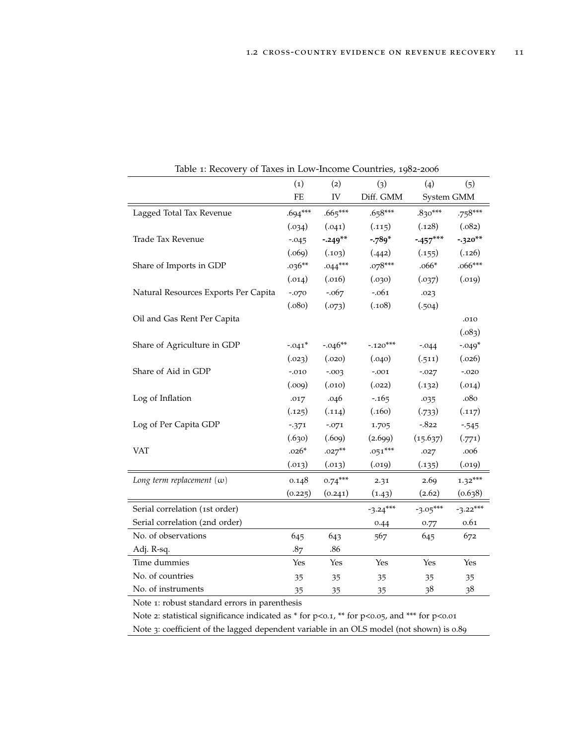Table 1: Recovery of Taxes in Low-Income Countries, 1982-2006

| | (1) | (2) | (3) | (4) | (5) |
|---|---|---|---|---|---|
| | FE | IV | Diff. GMM | System GMM | |
| Lagged Total Tax Revenue | .694*** | .665*** | .658*** | .830*** | .758*** |
| | (.034) | (.041) | (.115) | (.128) | (.082) |
| Trade Tax Revenue | -.045 | **-.249**** | **-.789*** | **-.457***** | **-.320**** |
| | (.069) | (.103) | (.442) | (.155) | (.126) |
| Share of Imports in GDP | .036** | .044*** | .078*** | .066* | .066*** |
| | (.014) | (.016) | (.030) | (.037) | (.019) |
| Natural Resources Exports Per Capita | -.070 | -.067 | -.061 | .023 | |
| | (.080) | (.073) | (.108) | (.504) | |
| Oil and Gas Rent Per Capita | | | | | .010 |
| | | | | | (.083) |
| Share of Agriculture in GDP | -.041* | -.046** | -.120*** | -.044 | -.049* |
| | (.023) | (.020) | (.040) | (.511) | (.026) |
| Share of Aid in GDP | -.010 | -.003 | -.001 | -.027 | -.020 |
| | (.009) | (.010) | (.022) | (.132) | (.014) |
| Log of Inflation | .017 | .046 | -.165 | .035 | .080 |
| | (.125) | (.114) | (.160) | (.733) | (.117) |
| Log of Per Capita GDP | -.371 | -.071 | 1.705 | -.822 | -.545 |
| | (.630) | (.609) | (2.699) | (15.637) | (.771) |
| VAT | .026* | .027** | .051*** | .027 | .006 |
| | (.013) | (.013) | (.019) | (.135) | (.019) |
| *Long term replacement* ($\omega$) | 0.148 | 0.74*** | 2.31 | 2.69 | 1.32*** |
| | (0.225) | (0.241) | (1.43) | (2.62) | (0.638) |
| Serial correlation (1st order) | | | -3.24*** | -3.05*** | -3.22*** |
| Serial correlation (2nd order) | | | 0.44 | 0.77 | 0.61 |
| No. of observations | 645 | 643 | 567 | 645 | 672 |
| Adj. R-sq. | .87 | .86 | | | |
| Time dummies | Yes | Yes | Yes | Yes | Yes |
| No. of countries | 35 | 35 | 35 | 35 | 35 |
| No. of instruments | 35 | 35 | 35 | 38 | 38 |

Note 1: robust standard errors in parenthesis

Note 2: statistical significance indicated as * for p<0.1, ** for p<0.05, and *** for p<0.01

Note 3: coefficient of the lagged dependent variable in an OLS model (not shown) is 0.89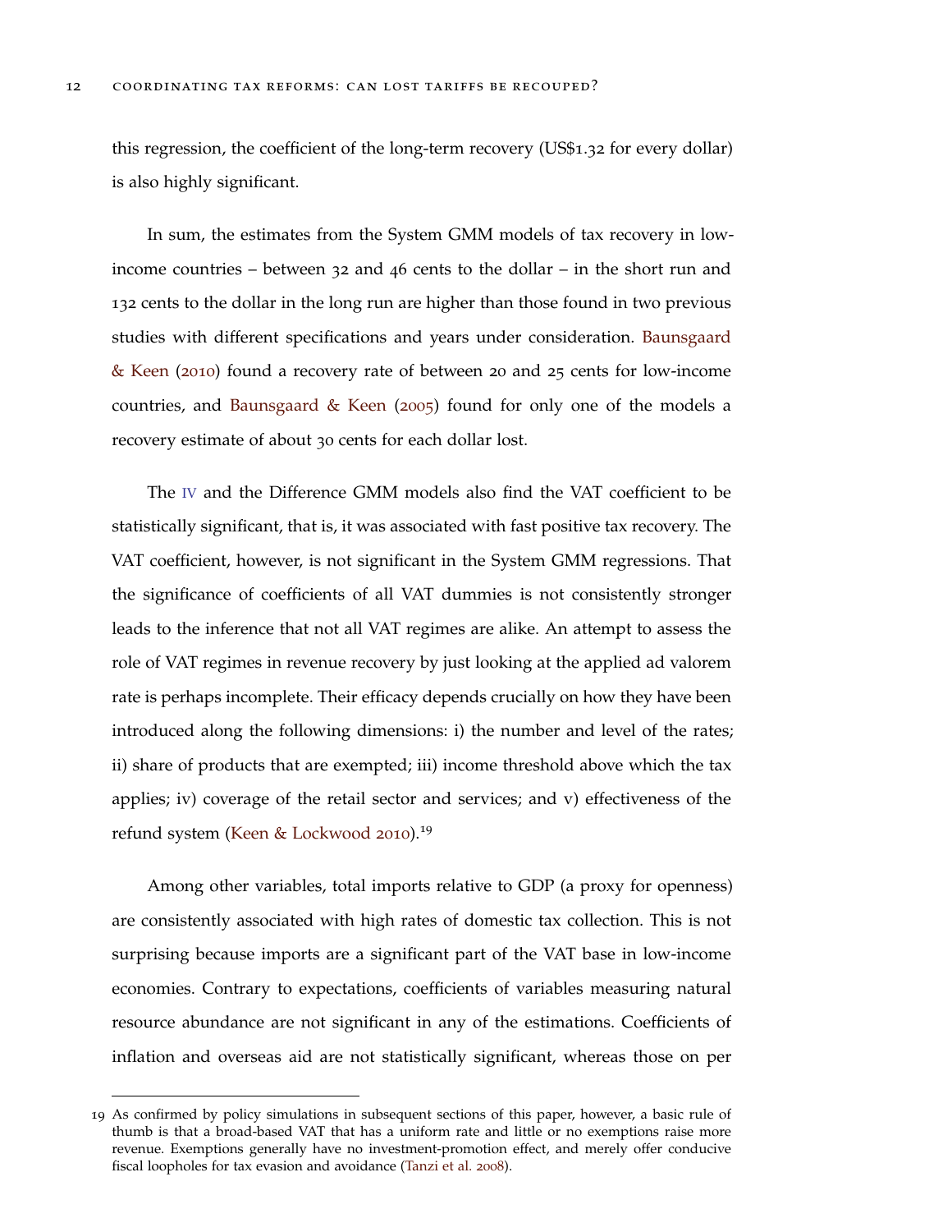this regression, the coefficient of the long-term recovery (US$1.32 for every dollar) is also highly significant.

In sum, the estimates from the System GMM models of tax recovery in low-income countries – between 32 and 46 cents to the dollar – in the short run and 132 cents to the dollar in the long run are higher than those found in two previous studies with different specifications and years under consideration. Baunsgaard & Keen (2010) found a recovery rate of between 20 and 25 cents for low-income countries, and Baunsgaard & Keen (2005) found for only one of the models a recovery estimate of about 30 cents for each dollar lost.

The IV and the Difference GMM models also find the VAT coefficient to be statistically significant, that is, it was associated with fast positive tax recovery. The VAT coefficient, however, is not significant in the System GMM regressions. That the significance of coefficients of all VAT dummies is not consistently stronger leads to the inference that not all VAT regimes are alike. An attempt to assess the role of VAT regimes in revenue recovery by just looking at the applied ad valorem rate is perhaps incomplete. Their efficacy depends crucially on how they have been introduced along the following dimensions: i) the number and level of the rates; ii) share of products that are exempted; iii) income threshold above which the tax applies; iv) coverage of the retail sector and services; and v) effectiveness of the refund system (Keen & Lockwood 2010).[19]

Among other variables, total imports relative to GDP (a proxy for openness) are consistently associated with high rates of domestic tax collection. This is not surprising because imports are a significant part of the VAT base in low-income economies. Contrary to expectations, coefficients of variables measuring natural resource abundance are not significant in any of the estimations. Coefficients of inflation and overseas aid are not statistically significant, whereas those on per

19 As confirmed by policy simulations in subsequent sections of this paper, however, a basic rule of thumb is that a broad-based VAT that has a uniform rate and little or no exemptions raise more revenue. Exemptions generally have no investment-promotion effect, and merely offer conducive fiscal loopholes for tax evasion and avoidance (Tanzi et al. 2008).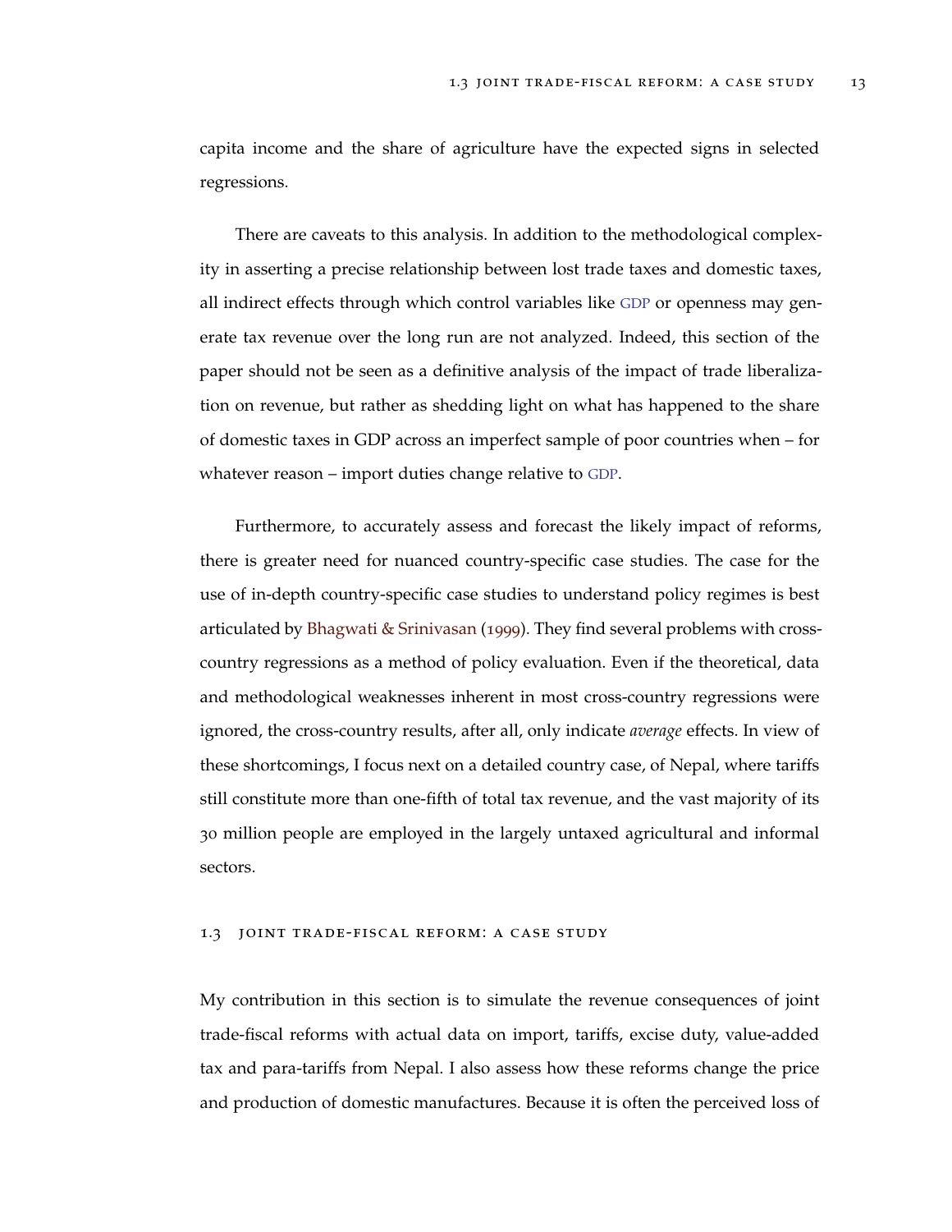capita income and the share of agriculture have the expected signs in selected regressions.

There are caveats to this analysis. In addition to the methodological complexity in asserting a precise relationship between lost trade taxes and domestic taxes, all indirect effects through which control variables like GDP or openness may generate tax revenue over the long run are not analyzed. Indeed, this section of the paper should not be seen as a definitive analysis of the impact of trade liberalization on revenue, but rather as shedding light on what has happened to the share of domestic taxes in GDP across an imperfect sample of poor countries when – for whatever reason – import duties change relative to GDP.

Furthermore, to accurately assess and forecast the likely impact of reforms, there is greater need for nuanced country-specific case studies. The case for the use of in-depth country-specific case studies to understand policy regimes is best articulated by Bhagwati & Srinivasan (1999). They find several problems with cross-country regressions as a method of policy evaluation. Even if the theoretical, data and methodological weaknesses inherent in most cross-country regressions were ignored, the cross-country results, after all, only indicate *average* effects. In view of these shortcomings, I focus next on a detailed country case, of Nepal, where tariffs still constitute more than one-fifth of total tax revenue, and the vast majority of its 30 million people are employed in the largely untaxed agricultural and informal sectors.

## 1.3 Joint Trade-Fiscal Reform: A Case Study

My contribution in this section is to simulate the revenue consequences of joint trade-fiscal reforms with actual data on import, tariffs, excise duty, value-added tax and para-tariffs from Nepal. I also assess how these reforms change the price and production of domestic manufactures. Because it is often the perceived loss of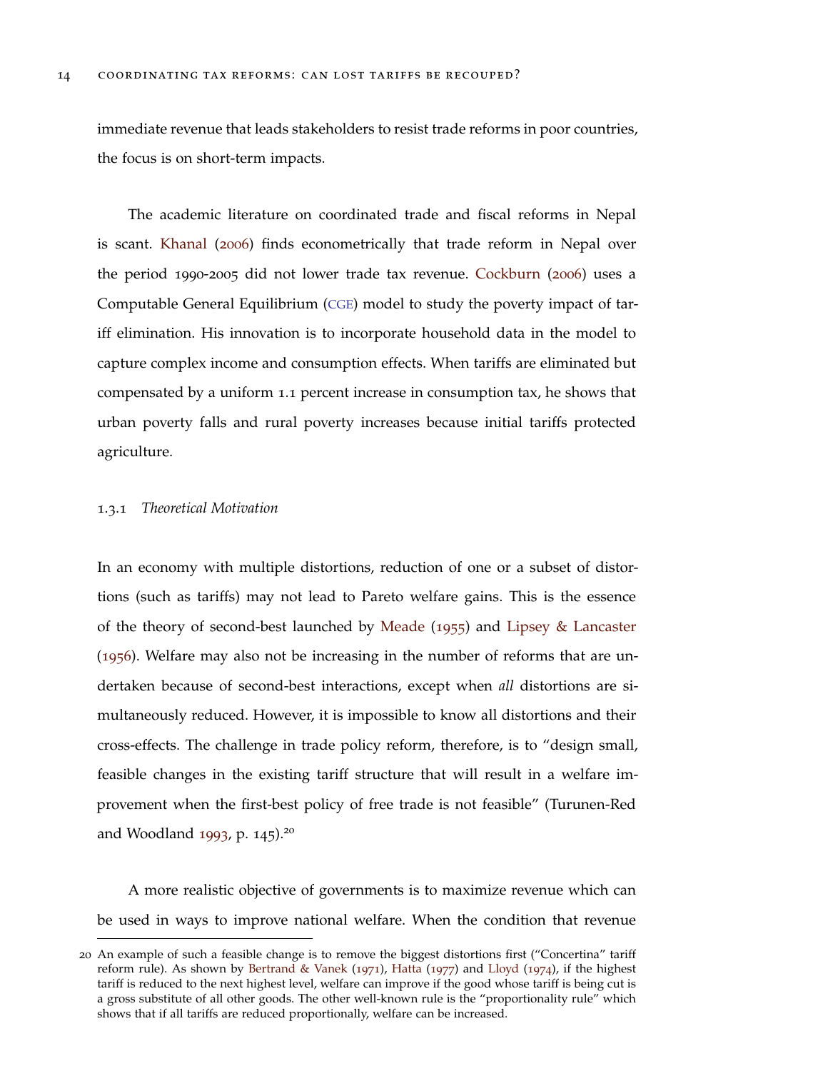immediate revenue that leads stakeholders to resist trade reforms in poor countries, the focus is on short-term impacts.

The academic literature on coordinated trade and fiscal reforms in Nepal is scant. Khanal (2006) finds econometrically that trade reform in Nepal over the period 1990-2005 did not lower trade tax revenue. Cockburn (2006) uses a Computable General Equilibrium (CGE) model to study the poverty impact of tariff elimination. His innovation is to incorporate household data in the model to capture complex income and consumption effects. When tariffs are eliminated but compensated by a uniform 1.1 percent increase in consumption tax, he shows that urban poverty falls and rural poverty increases because initial tariffs protected agriculture.

### 1.3.1 *Theoretical Motivation*

In an economy with multiple distortions, reduction of one or a subset of distortions (such as tariffs) may not lead to Pareto welfare gains. This is the essence of the theory of second-best launched by Meade (1955) and Lipsey & Lancaster (1956). Welfare may also not be increasing in the number of reforms that are undertaken because of second-best interactions, except when *all* distortions are simultaneously reduced. However, it is impossible to know all distortions and their cross-effects. The challenge in trade policy reform, therefore, is to "design small, feasible changes in the existing tariff structure that will result in a welfare improvement when the first-best policy of free trade is not feasible" (Turunen-Red and Woodland 1993, p. 145).[20]

A more realistic objective of governments is to maximize revenue which can be used in ways to improve national welfare. When the condition that revenue

[20] An example of such a feasible change is to remove the biggest distortions first ("Concertina" tariff reform rule). As shown by Bertrand & Vanek (1971), Hatta (1977) and Lloyd (1974), if the highest tariff is reduced to the next highest level, welfare can improve if the good whose tariff is being cut is a gross substitute of all other goods. The other well-known rule is the "proportionality rule" which shows that if all tariffs are reduced proportionally, welfare can be increased.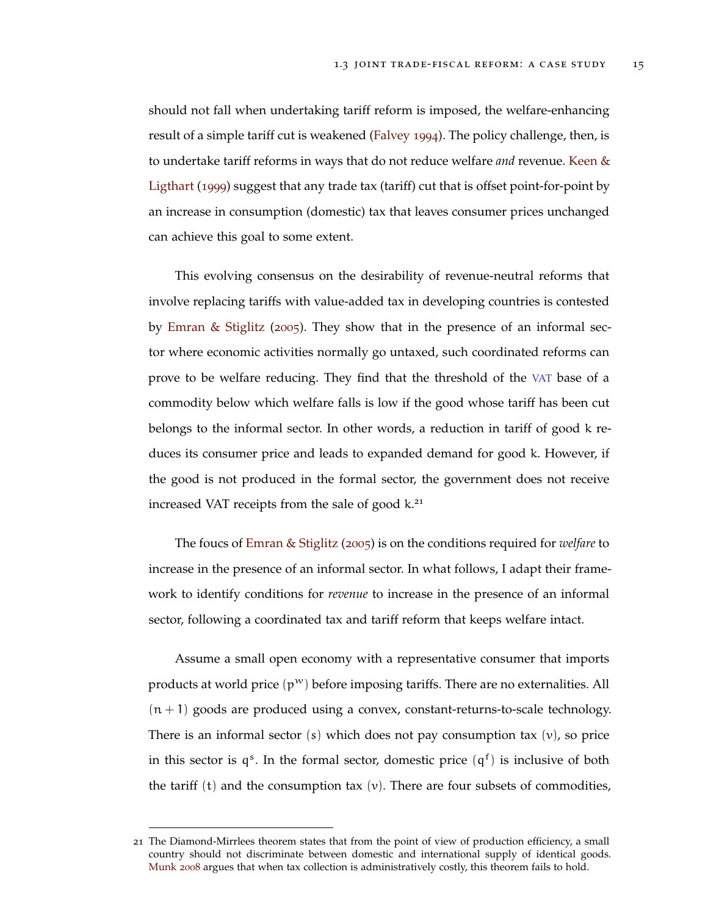should not fall when undertaking tariff reform is imposed, the welfare-enhancing result of a simple tariff cut is weakened (Falvey 1994). The policy challenge, then, is to undertake tariff reforms in ways that do not reduce welfare *and* revenue. Keen & Ligthart (1999) suggest that any trade tax (tariff) cut that is offset point-for-point by an increase in consumption (domestic) tax that leaves consumer prices unchanged can achieve this goal to some extent.

This evolving consensus on the desirability of revenue-neutral reforms that involve replacing tariffs with value-added tax in developing countries is contested by Emran & Stiglitz (2005). They show that in the presence of an informal sector where economic activities normally go untaxed, such coordinated reforms can prove to be welfare reducing. They find that the threshold of the VAT base of a commodity below which welfare falls is low if the good whose tariff has been cut belongs to the informal sector. In other words, a reduction in tariff of good $k$ reduces its consumer price and leads to expanded demand for good $k$. However, if the good is not produced in the formal sector, the government does not receive increased VAT receipts from the sale of good $k$.[21]

The foucs of Emran & Stiglitz (2005) is on the conditions required for *welfare* to increase in the presence of an informal sector. In what follows, I adapt their framework to identify conditions for *revenue* to increase in the presence of an informal sector, following a coordinated tax and tariff reform that keeps welfare intact.

Assume a small open economy with a representative consumer that imports products at world price $(p^w)$ before imposing tariffs. There are no externalities. All $(n+1)$ goods are produced using a convex, constant-returns-to-scale technology. There is an informal sector $(s)$ which does not pay consumption tax $(v)$, so price in this sector is $q^s$. In the formal sector, domestic price $(q^f)$ is inclusive of both the tariff $(t)$ and the consumption tax $(v)$. There are four subsets of commodities,

---

21 The Diamond-Mirrlees theorem states that from the point of view of production efficiency, a small country should not discriminate between domestic and international supply of identical goods. Munk 2008 argues that when tax collection is administratively costly, this theorem fails to hold.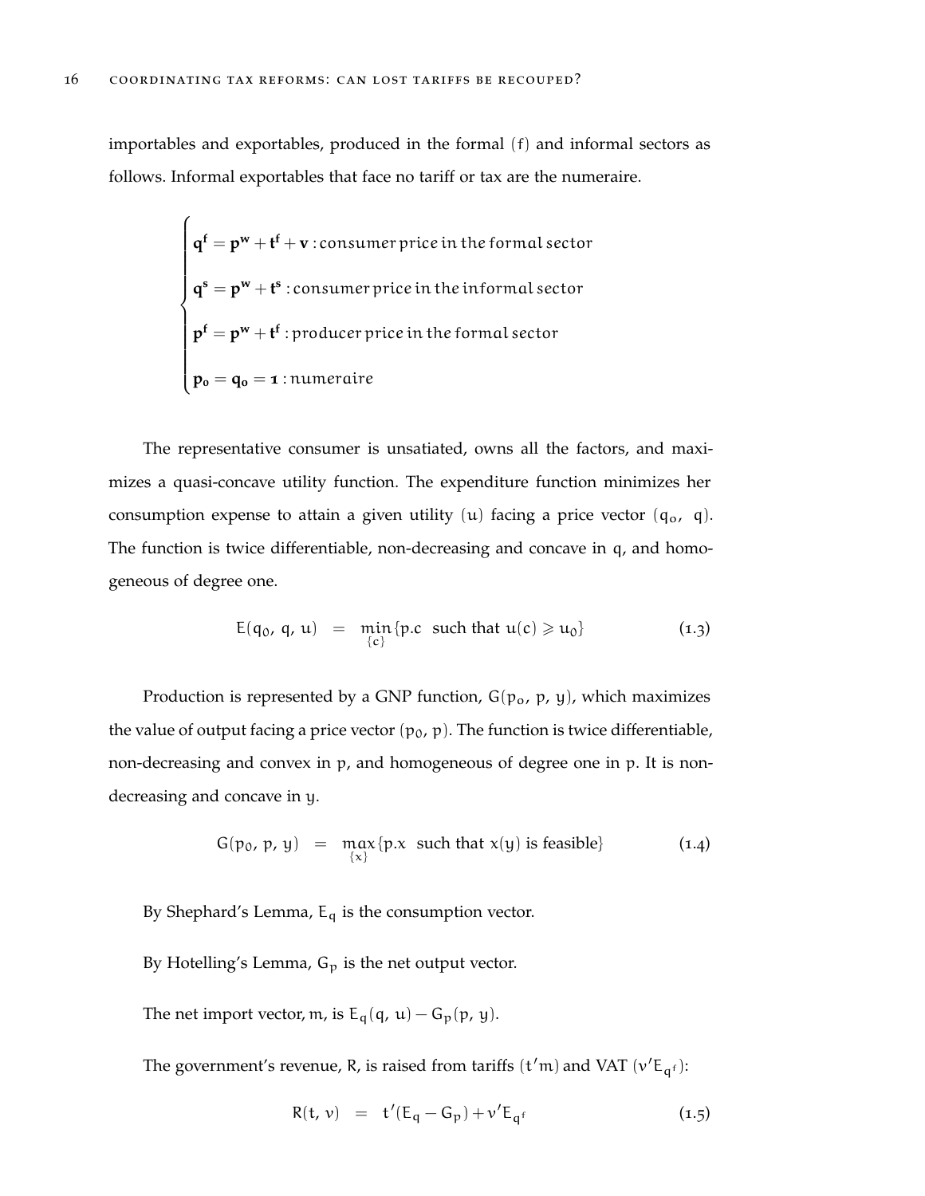importables and exportables, produced in the formal (f) and informal sectors as follows. Informal exportables that face no tariff or tax are the numeraire.

$$
\begin{cases}
\mathbf{q^f} = \mathbf{p^w} + \mathbf{t^f} + \mathbf{v} : \text{consumer price in the formal sector} \\
\mathbf{q^s} = \mathbf{p^w} + \mathbf{t^s} : \text{consumer price in the informal sector} \\
\mathbf{p^f} = \mathbf{p^w} + \mathbf{t^f} : \text{producer price in the formal sector} \\
\mathbf{p_0} = \mathbf{q_0} = \mathbf{1} : \text{numeraire}
\end{cases}
$$

The representative consumer is unsatiated, owns all the factors, and maximizes a quasi-concave utility function. The expenditure function minimizes her consumption expense to attain a given utility $(u)$ facing a price vector $(q_o, \; q)$. The function is twice differentiable, non-decreasing and concave in $q$, and homogeneous of degree one.

$$
E(q_0, \, q, \, u) \quad = \quad \min_{\{c\}} \{p.c \;\; \text{such that } u(c) \geqslant u_0\} \tag{1.3}
$$

Production is represented by a GNP function, $G(p_o, \, p, \, y)$, which maximizes the value of output facing a price vector $(p_0, \, p)$. The function is twice differentiable, non-decreasing and convex in $p$, and homogeneous of degree one in $p$. It is non-decreasing and concave in $y$.

$$
G(p_0, \, p, \, y) \quad = \quad \max_{\{x\}} \{p.x \;\; \text{such that } x(y) \text{ is feasible}\} \tag{1.4}
$$

By Shephard's Lemma, $E_q$ is the consumption vector.

By Hotelling's Lemma, $G_p$ is the net output vector.

The net import vector, $m$, is $E_q(q, \, u) - G_p(p, \, y)$.

The government's revenue, $R$, is raised from tariffs $(t'm)$ and VAT $(v'E_{q^f})$:

$$
R(t, \, v) \quad = \quad t'(E_q - G_p) + v'E_{q^f} \tag{1.5}
$$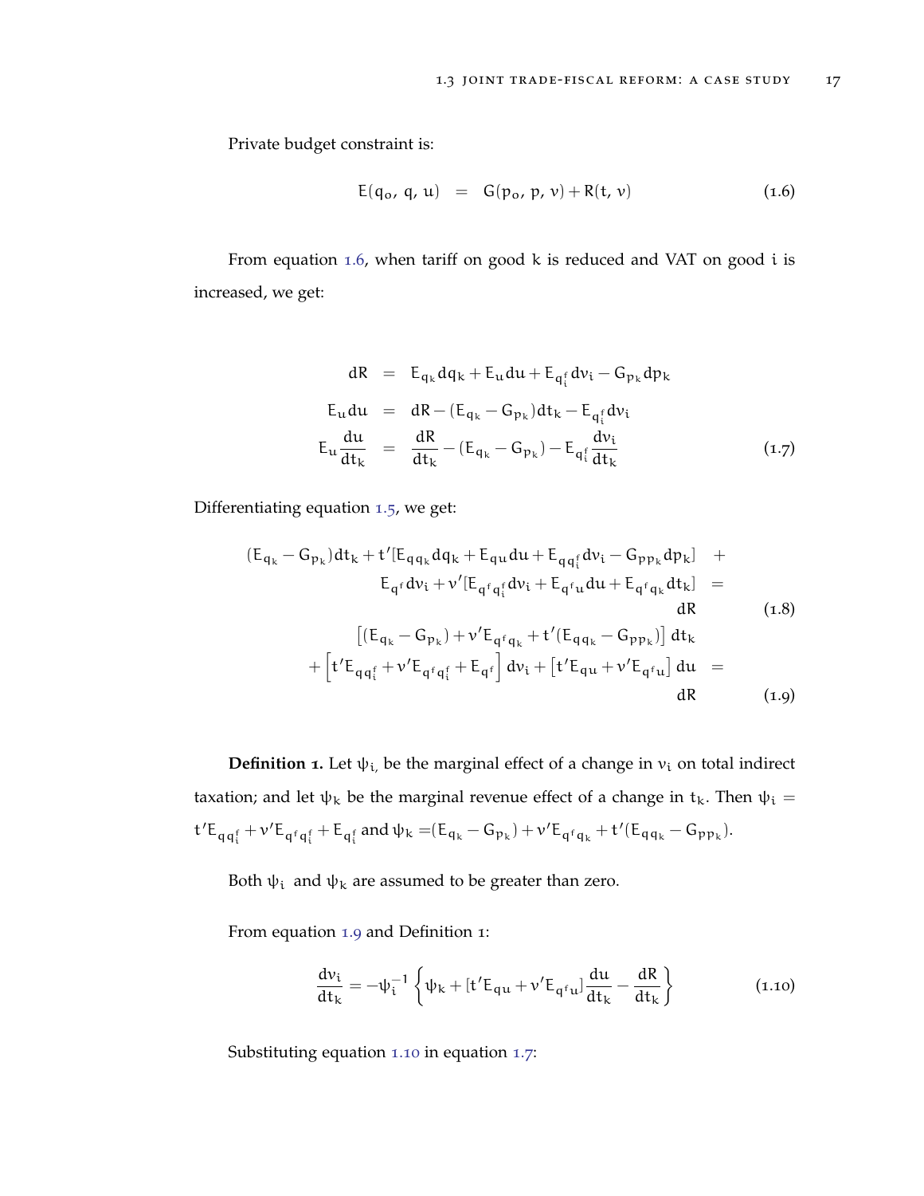Private budget constraint is:

$$E(q_o,\, q,\, u) \;=\; G(p_o,\, p,\, v) + R(t,\, v) \tag{1.6}$$

From equation 1.6, when tariff on good k is reduced and VAT on good i is increased, we get:

$$\begin{aligned}
dR &= E_{q_k} dq_k + E_u du + E_{q_i^f} dv_i - G_{p_k} dp_k \\
E_u du &= dR - (E_{q_k} - G_{p_k}) dt_k - E_{q_i^f} dv_i \\
E_u \frac{du}{dt_k} &= \frac{dR}{dt_k} - (E_{q_k} - G_{p_k}) - E_{q_i^f} \frac{dv_i}{dt_k}
\end{aligned} \tag{1.7}$$

Differentiating equation 1.5, we get:

$$\begin{aligned}
(E_{q_k} - G_{p_k}) dt_k + t'[E_{qq_k} dq_k + E_{qu} du + E_{qq_i^f} dv_i - G_{pp_k} dp_k] \quad + \\
E_{q^f} dv_i + v'[E_{q^f q_i^f} dv_i + E_{q^f u} du + E_{q^f q_k} dt_k] \quad = \\
dR
\end{aligned} \tag{1.8}$$

$$\begin{aligned}
\left[(E_{q_k} - G_{p_k}) + v' E_{q^f q_k} + t'(E_{qq_k} - G_{pp_k})\right] dt_k \\
+ \left[t' E_{qq_i^f} + v' E_{q^f q_i^f} + E_{q^f}\right] dv_i + \left[t' E_{qu} + v' E_{q^f u}\right] du \quad = \\
dR
\end{aligned} \tag{1.9}$$

**Definition 1.** Let $\psi_i$, be the marginal effect of a change in $v_i$ on total indirect taxation; and let $\psi_k$ be the marginal revenue effect of a change in $t_k$. Then $\psi_i = t' E_{qq_i^f} + v' E_{q^f q_i^f} + E_{q_i^f}$ and $\psi_k = (E_{q_k} - G_{p_k}) + v' E_{q^f q_k} + t'(E_{qq_k} - G_{pp_k})$.

Both $\psi_i$ and $\psi_k$ are assumed to be greater than zero.

From equation 1.9 and Definition 1:

$$\frac{dv_i}{dt_k} = -\psi_i^{-1} \left\{ \psi_k + [t' E_{qu} + v' E_{q^f u}] \frac{du}{dt_k} - \frac{dR}{dt_k} \right\} \tag{1.10}$$

Substituting equation 1.10 in equation 1.7: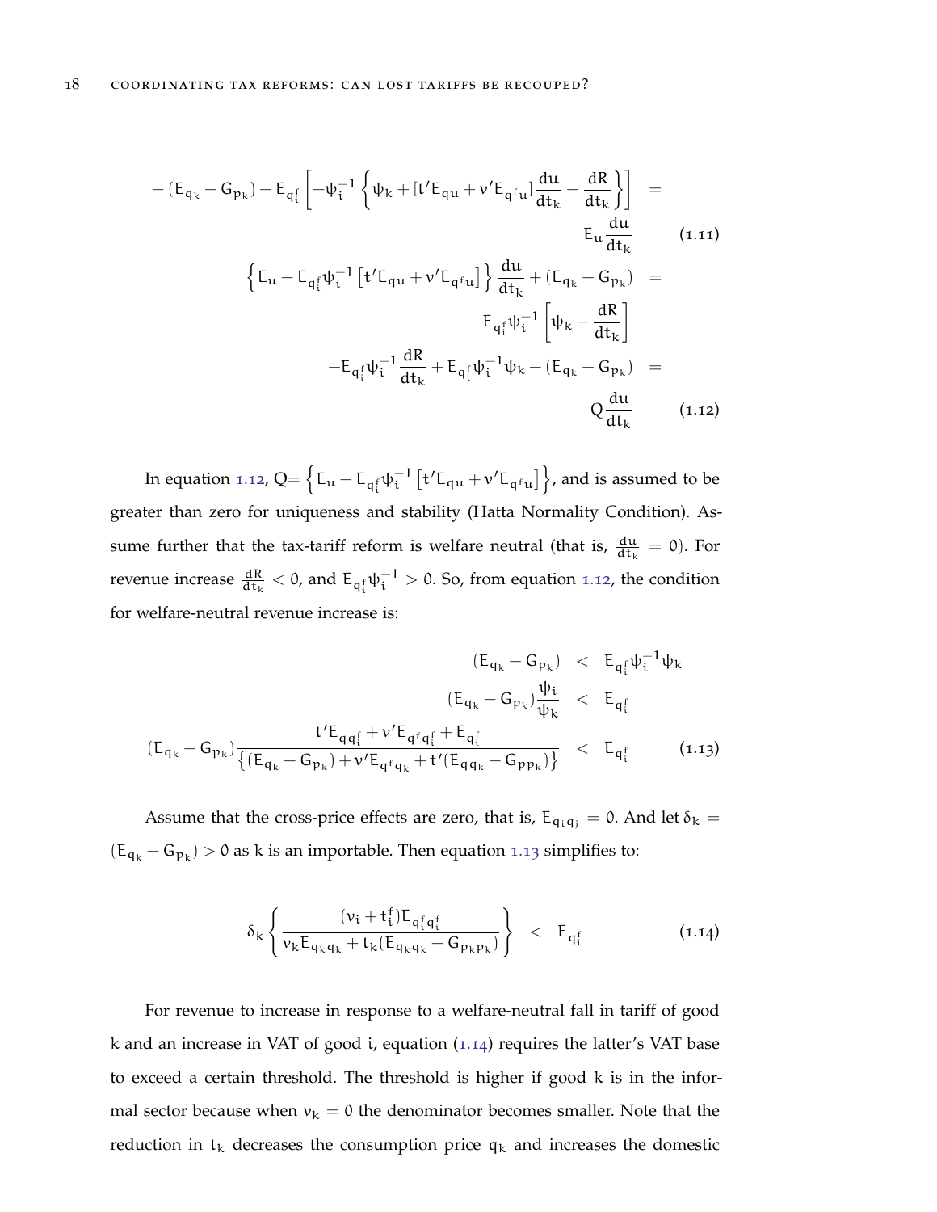$$
\begin{aligned}
-(E_{q_k}-G_{p_k})-E_{q_i^f}\left[-\psi_i^{-1}\left\{\psi_k+[t'E_{qu}+v'E_{q^fu}]\frac{du}{dt_k}-\frac{dR}{dt_k}\right\}\right] &= \\
E_u\frac{du}{dt_k} & \qquad (1.11)\\
\left\{E_u-E_{q_i^f}\psi_i^{-1}\left[t'E_{qu}+v'E_{q^fu}\right]\right\}\frac{du}{dt_k}+(E_{q_k}-G_{p_k}) &= \\
E_{q_i^f}\psi_i^{-1}\left[\psi_k-\frac{dR}{dt_k}\right] & \\
-E_{q_i^f}\psi_i^{-1}\frac{dR}{dt_k}+E_{q_i^f}\psi_i^{-1}\psi_k-(E_{q_k}-G_{p_k}) &= \\
Q\frac{du}{dt_k} & \qquad (1.12)
\end{aligned}
$$

In equation 1.12, $Q=\left\{E_u-E_{q_i^f}\psi_i^{-1}\left[t'E_{qu}+v'E_{q^fu}\right]\right\}$, and is assumed to be greater than zero for uniqueness and stability (Hatta Normality Condition). Assume further that the tax-tariff reform is welfare neutral (that is, $\frac{du}{dt_k}=0$). For revenue increase $\frac{dR}{dt_k}<0$, and $E_{q_i^f}\psi_i^{-1}>0$. So, from equation 1.12, the condition for welfare-neutral revenue increase is:

$$
\begin{aligned}
(E_{q_k}-G_{p_k}) &< E_{q_i^f}\psi_i^{-1}\psi_k \\
(E_{q_k}-G_{p_k})\frac{\psi_i}{\psi_k} &< E_{q_i^f} \\
(E_{q_k}-G_{p_k})\frac{t'E_{qq_i^f}+v'E_{q^fq_i^f}+E_{q_i^f}}{\left\{(E_{q_k}-G_{p_k})+v'E_{q^fq_k}+t'(E_{qq_k}-G_{pp_k})\right\}} &< E_{q_i^f} \qquad (1.13)
\end{aligned}
$$

Assume that the cross-price effects are zero, that is, $E_{q_iq_j}=0$. And let $\delta_k=(E_{q_k}-G_{p_k})>0$ as k is an importable. Then equation 1.13 simplifies to:

$$
\delta_k\left\{\frac{(v_i+t_i^f)E_{q_i^fq_i^f}}{v_kE_{q_kq_k}+t_k(E_{q_kq_k}-G_{p_kp_k})}\right\} < E_{q_i^f} \qquad (1.14)
$$

For revenue to increase in response to a welfare-neutral fall in tariff of good k and an increase in VAT of good i, equation (1.14) requires the latter's VAT base to exceed a certain threshold. The threshold is higher if good k is in the informal sector because when $v_k=0$ the denominator becomes smaller. Note that the reduction in $t_k$ decreases the consumption price $q_k$ and increases the domestic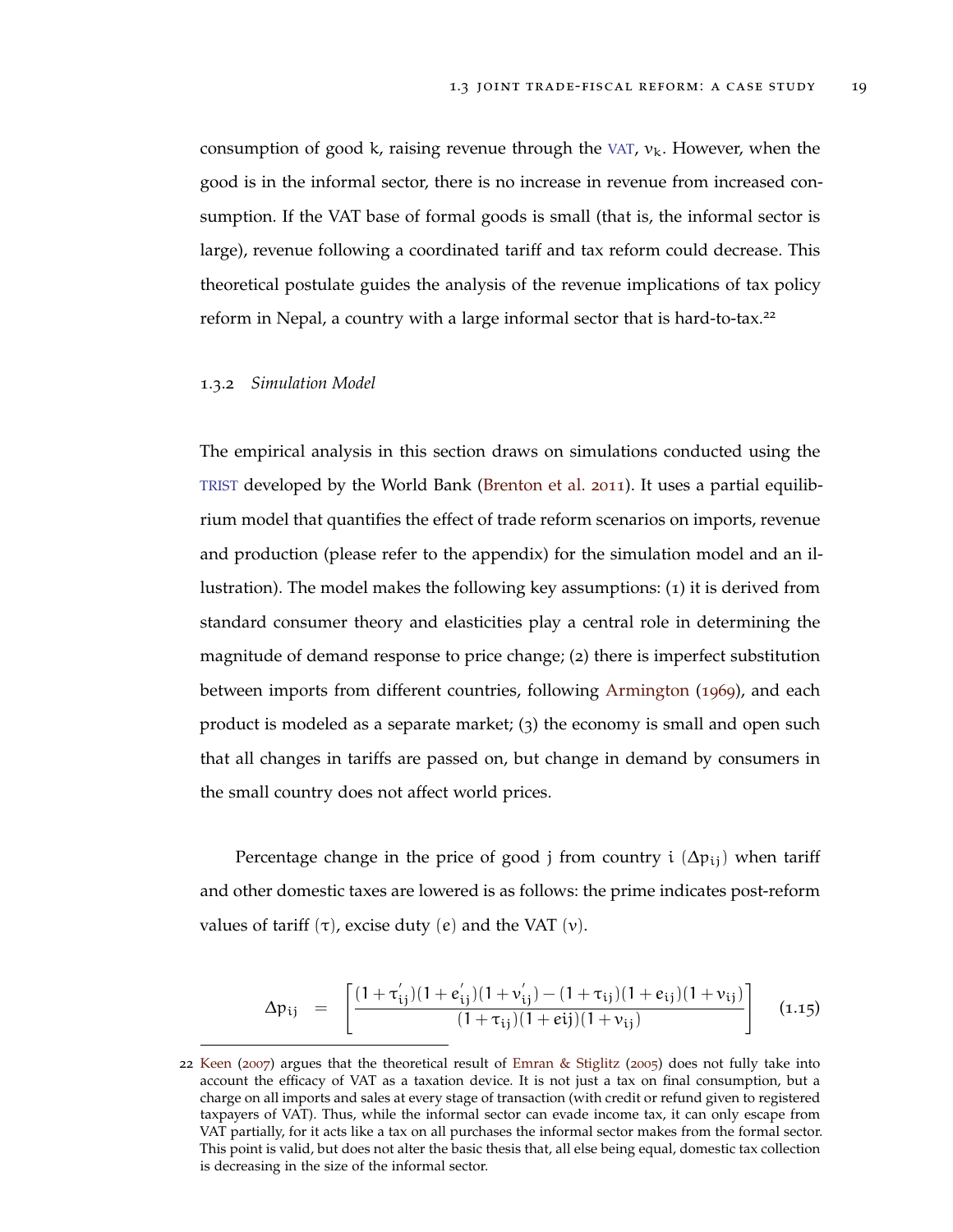consumption of good k, raising revenue through the VAT, $v_k$. However, when the good is in the informal sector, there is no increase in revenue from increased consumption. If the VAT base of formal goods is small (that is, the informal sector is large), revenue following a coordinated tariff and tax reform could decrease. This theoretical postulate guides the analysis of the revenue implications of tax policy reform in Nepal, a country with a large informal sector that is hard-to-tax.[22]

### 1.3.2 *Simulation Model*

The empirical analysis in this section draws on simulations conducted using the TRIST developed by the World Bank (Brenton et al. 2011). It uses a partial equilibrium model that quantifies the effect of trade reform scenarios on imports, revenue and production (please refer to the appendix) for the simulation model and an illustration). The model makes the following key assumptions: (1) it is derived from standard consumer theory and elasticities play a central role in determining the magnitude of demand response to price change; (2) there is imperfect substitution between imports from different countries, following Armington (1969), and each product is modeled as a separate market; (3) the economy is small and open such that all changes in tariffs are passed on, but change in demand by consumers in the small country does not affect world prices.

Percentage change in the price of good j from country i ($\Delta p_{ij}$) when tariff and other domestic taxes are lowered is as follows: the prime indicates post-reform values of tariff ($\tau$), excise duty ($e$) and the VAT ($v$).

$$\Delta p_{ij} \quad = \quad \left[ \frac{(1+\tau_{ij}^{'})(1+e_{ij}^{'})(1+v_{ij}^{'}) - (1+\tau_{ij})(1+e_{ij})(1+v_{ij})}{(1+\tau_{ij})(1+eij)(1+v_{ij})} \right] \qquad (1.15)$$

22 Keen (2007) argues that the theoretical result of Emran & Stiglitz (2005) does not fully take into account the efficacy of VAT as a taxation device. It is not just a tax on final consumption, but a charge on all imports and sales at every stage of transaction (with credit or refund given to registered taxpayers of VAT). Thus, while the informal sector can evade income tax, it can only escape from VAT partially, for it acts like a tax on all purchases the informal sector makes from the formal sector. This point is valid, but does not alter the basic thesis that, all else being equal, domestic tax collection is decreasing in the size of the informal sector.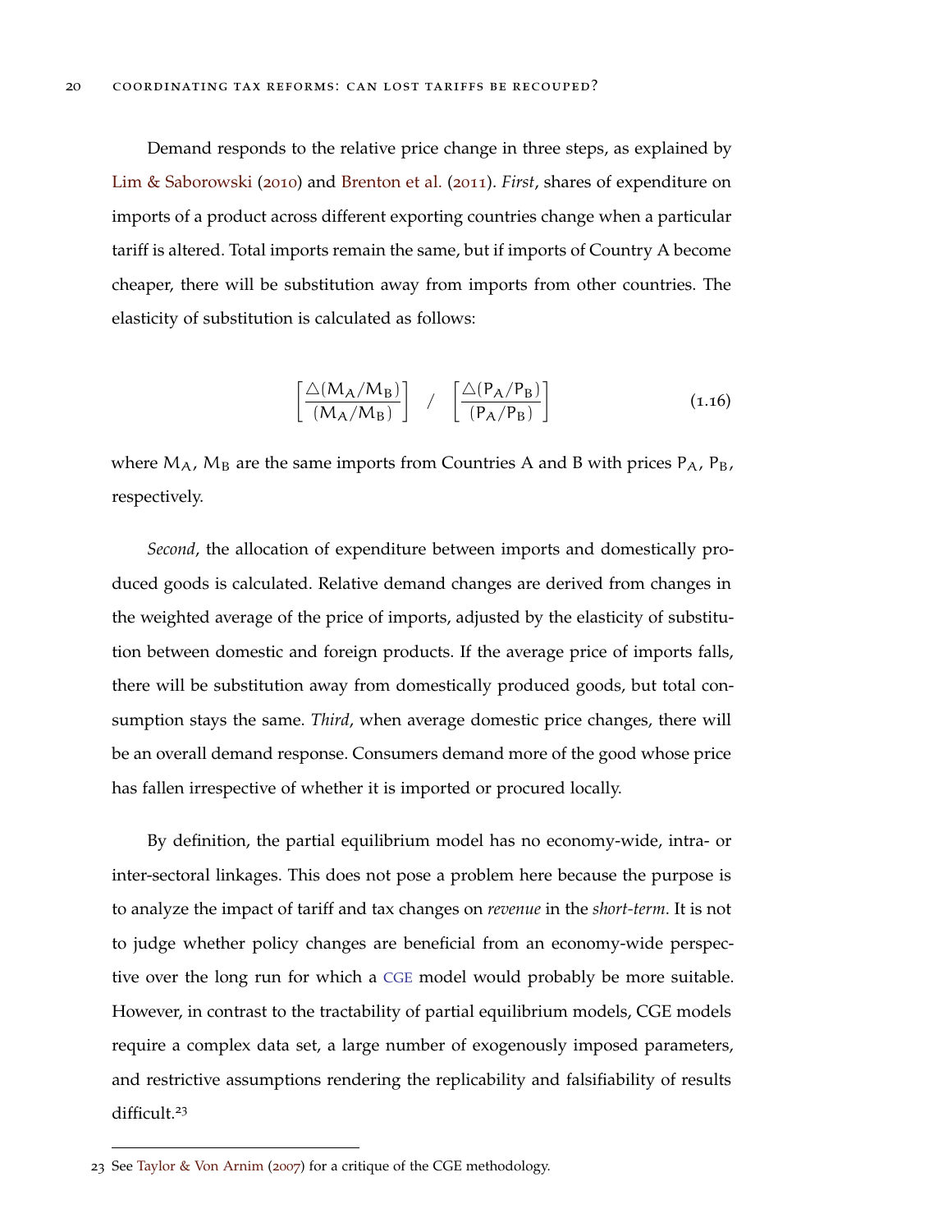Demand responds to the relative price change in three steps, as explained by Lim & Saborowski (2010) and Brenton et al. (2011). *First*, shares of expenditure on imports of a product across different exporting countries change when a particular tariff is altered. Total imports remain the same, but if imports of Country A become cheaper, there will be substitution away from imports from other countries. The elasticity of substitution is calculated as follows:

$$\left[\frac{\triangle(M_A/M_B)}{(M_A/M_B)}\right] \quad / \quad \left[\frac{\triangle(P_A/P_B)}{(P_A/P_B)}\right] \tag{1.16}$$

where $M_A$, $M_B$ are the same imports from Countries A and B with prices $P_A$, $P_B$, respectively.

*Second*, the allocation of expenditure between imports and domestically produced goods is calculated. Relative demand changes are derived from changes in the weighted average of the price of imports, adjusted by the elasticity of substitution between domestic and foreign products. If the average price of imports falls, there will be substitution away from domestically produced goods, but total consumption stays the same. *Third*, when average domestic price changes, there will be an overall demand response. Consumers demand more of the good whose price has fallen irrespective of whether it is imported or procured locally.

By definition, the partial equilibrium model has no economy-wide, intra- or inter-sectoral linkages. This does not pose a problem here because the purpose is to analyze the impact of tariff and tax changes on *revenue* in the *short-term*. It is not to judge whether policy changes are beneficial from an economy-wide perspective over the long run for which a CGE model would probably be more suitable. However, in contrast to the tractability of partial equilibrium models, CGE models require a complex data set, a large number of exogenously imposed parameters, and restrictive assumptions rendering the replicability and falsifiability of results difficult.[23]

[23] See Taylor & Von Arnim (2007) for a critique of the CGE methodology.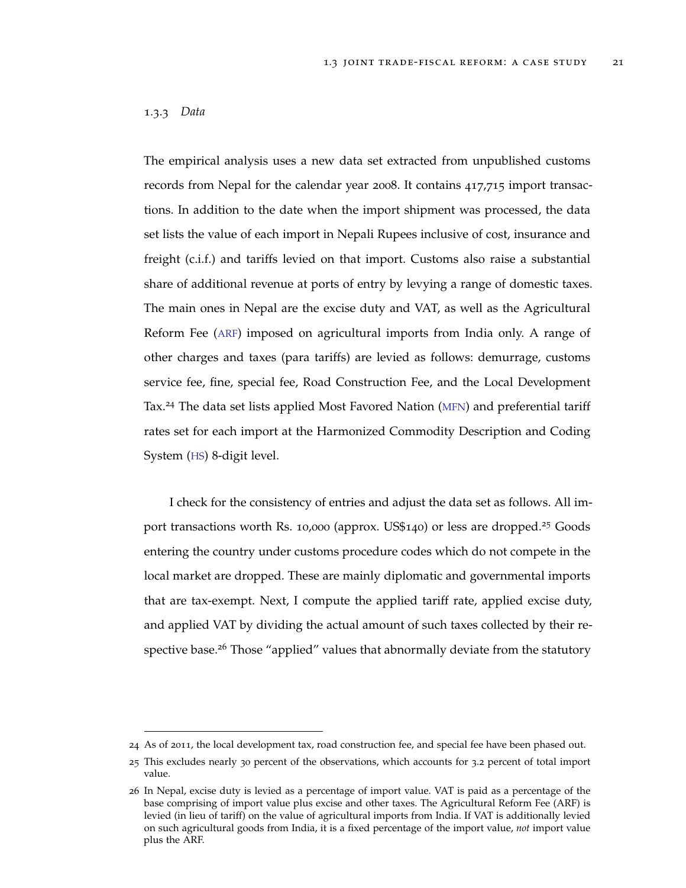### 1.3.3 *Data*

The empirical analysis uses a new data set extracted from unpublished customs records from Nepal for the calendar year 2008. It contains 417,715 import transactions. In addition to the date when the import shipment was processed, the data set lists the value of each import in Nepali Rupees inclusive of cost, insurance and freight (c.i.f.) and tariffs levied on that import. Customs also raise a substantial share of additional revenue at ports of entry by levying a range of domestic taxes. The main ones in Nepal are the excise duty and VAT, as well as the Agricultural Reform Fee (ARF) imposed on agricultural imports from India only. A range of other charges and taxes (para tariffs) are levied as follows: demurrage, customs service fee, fine, special fee, Road Construction Fee, and the Local Development Tax.[24] The data set lists applied Most Favored Nation (MFN) and preferential tariff rates set for each import at the Harmonized Commodity Description and Coding System (HS) 8-digit level.

I check for the consistency of entries and adjust the data set as follows. All import transactions worth Rs. 10,000 (approx. US$140) or less are dropped.[25] Goods entering the country under customs procedure codes which do not compete in the local market are dropped. These are mainly diplomatic and governmental imports that are tax-exempt. Next, I compute the applied tariff rate, applied excise duty, and applied VAT by dividing the actual amount of such taxes collected by their respective base.[26] Those "applied" values that abnormally deviate from the statutory

---

24 As of 2011, the local development tax, road construction fee, and special fee have been phased out.

25 This excludes nearly 30 percent of the observations, which accounts for 3.2 percent of total import value.

26 In Nepal, excise duty is levied as a percentage of import value. VAT is paid as a percentage of the base comprising of import value plus excise and other taxes. The Agricultural Reform Fee (ARF) is levied (in lieu of tariff) on the value of agricultural imports from India. If VAT is additionally levied on such agricultural goods from India, it is a fixed percentage of the import value, *not* import value plus the ARF.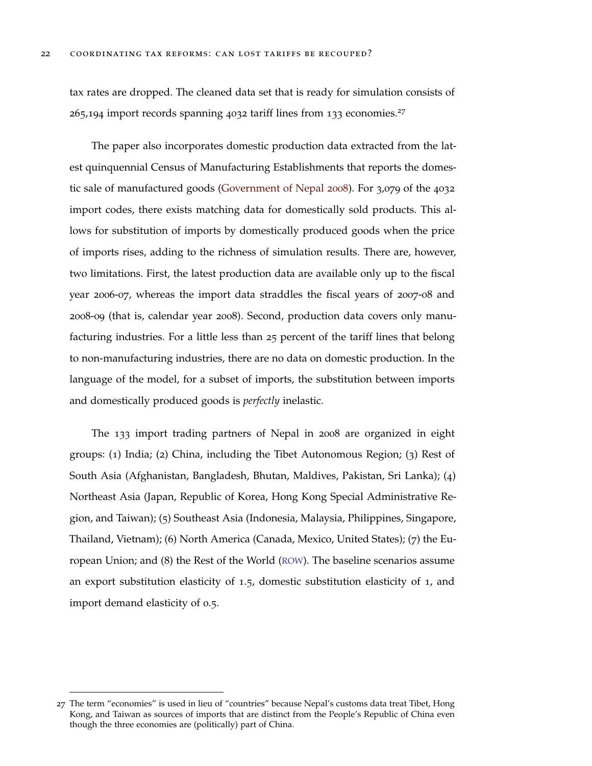tax rates are dropped. The cleaned data set that is ready for simulation consists of 265,194 import records spanning 4032 tariff lines from 133 economies.[27]

The paper also incorporates domestic production data extracted from the latest quinquennial Census of Manufacturing Establishments that reports the domestic sale of manufactured goods (Government of Nepal 2008). For 3,079 of the 4032 import codes, there exists matching data for domestically sold products. This allows for substitution of imports by domestically produced goods when the price of imports rises, adding to the richness of simulation results. There are, however, two limitations. First, the latest production data are available only up to the fiscal year 2006-07, whereas the import data straddles the fiscal years of 2007-08 and 2008-09 (that is, calendar year 2008). Second, production data covers only manufacturing industries. For a little less than 25 percent of the tariff lines that belong to non-manufacturing industries, there are no data on domestic production. In the language of the model, for a subset of imports, the substitution between imports and domestically produced goods is *perfectly* inelastic.

The 133 import trading partners of Nepal in 2008 are organized in eight groups: (1) India; (2) China, including the Tibet Autonomous Region; (3) Rest of South Asia (Afghanistan, Bangladesh, Bhutan, Maldives, Pakistan, Sri Lanka); (4) Northeast Asia (Japan, Republic of Korea, Hong Kong Special Administrative Region, and Taiwan); (5) Southeast Asia (Indonesia, Malaysia, Philippines, Singapore, Thailand, Vietnam); (6) North America (Canada, Mexico, United States); (7) the European Union; and (8) the Rest of the World (ROW). The baseline scenarios assume an export substitution elasticity of 1.5, domestic substitution elasticity of 1, and import demand elasticity of 0.5.

---

[27] The term "economies" is used in lieu of "countries" because Nepal's customs data treat Tibet, Hong Kong, and Taiwan as sources of imports that are distinct from the People's Republic of China even though the three economies are (politically) part of China.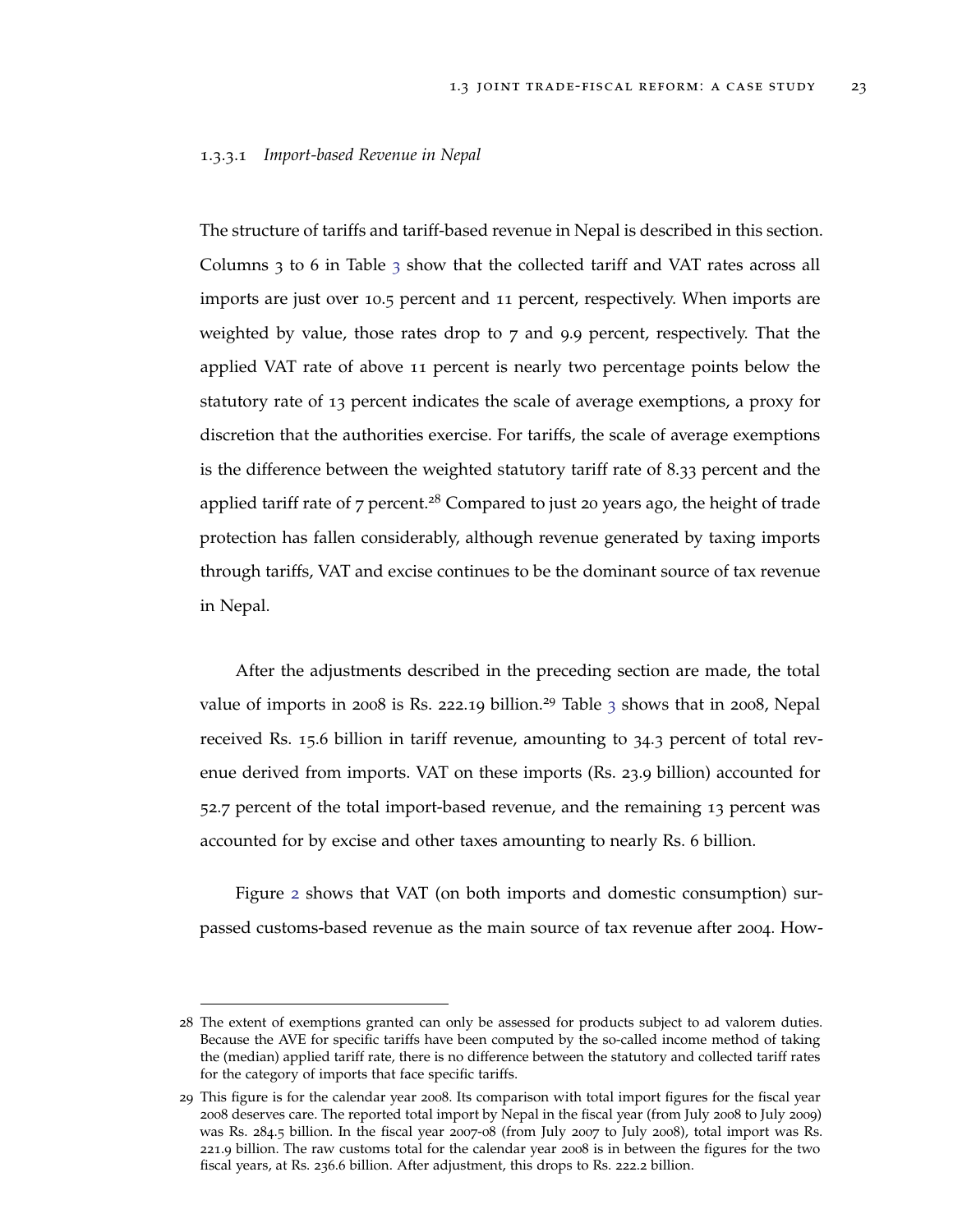#### 1.3.3.1 *Import-based Revenue in Nepal*

The structure of tariffs and tariff-based revenue in Nepal is described in this section. Columns 3 to 6 in Table 3 show that the collected tariff and VAT rates across all imports are just over 10.5 percent and 11 percent, respectively. When imports are weighted by value, those rates drop to 7 and 9.9 percent, respectively. That the applied VAT rate of above 11 percent is nearly two percentage points below the statutory rate of 13 percent indicates the scale of average exemptions, a proxy for discretion that the authorities exercise. For tariffs, the scale of average exemptions is the difference between the weighted statutory tariff rate of 8.33 percent and the applied tariff rate of 7 percent.[28] Compared to just 20 years ago, the height of trade protection has fallen considerably, although revenue generated by taxing imports through tariffs, VAT and excise continues to be the dominant source of tax revenue in Nepal.

After the adjustments described in the preceding section are made, the total value of imports in 2008 is Rs. 222.19 billion.[29] Table 3 shows that in 2008, Nepal received Rs. 15.6 billion in tariff revenue, amounting to 34.3 percent of total revenue derived from imports. VAT on these imports (Rs. 23.9 billion) accounted for 52.7 percent of the total import-based revenue, and the remaining 13 percent was accounted for by excise and other taxes amounting to nearly Rs. 6 billion.

Figure 2 shows that VAT (on both imports and domestic consumption) surpassed customs-based revenue as the main source of tax revenue after 2004. How-

---

28 The extent of exemptions granted can only be assessed for products subject to ad valorem duties. Because the AVE for specific tariffs have been computed by the so-called income method of taking the (median) applied tariff rate, there is no difference between the statutory and collected tariff rates for the category of imports that face specific tariffs.

29 This figure is for the calendar year 2008. Its comparison with total import figures for the fiscal year 2008 deserves care. The reported total import by Nepal in the fiscal year (from July 2008 to July 2009) was Rs. 284.5 billion. In the fiscal year 2007-08 (from July 2007 to July 2008), total import was Rs. 221.9 billion. The raw customs total for the calendar year 2008 is in between the figures for the two fiscal years, at Rs. 236.6 billion. After adjustment, this drops to Rs. 222.2 billion.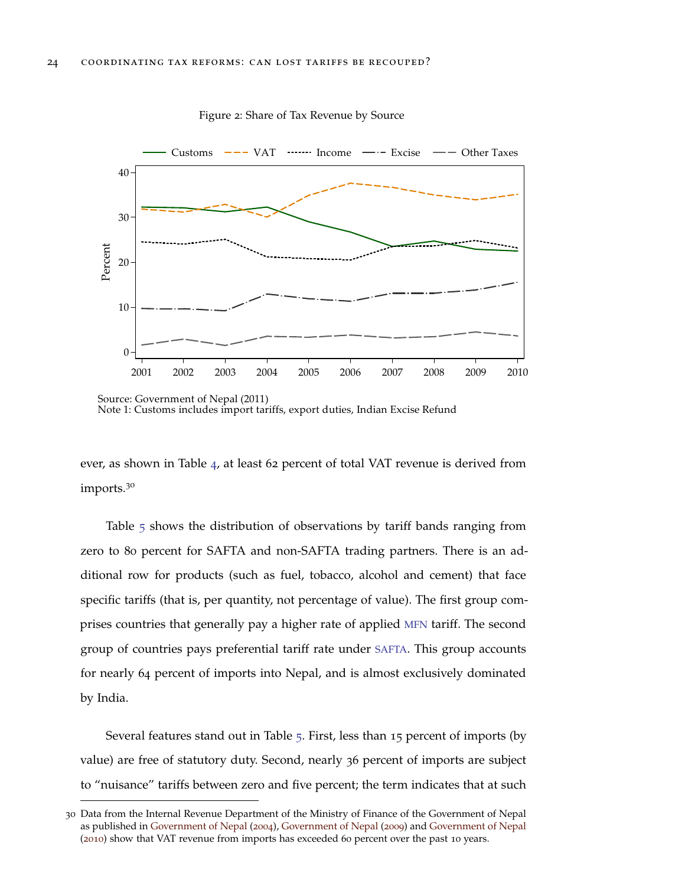Figure 2: Share of Tax Revenue by Source

Source: Government of Nepal (2011)
Note 1: Customs includes import tariffs, export duties, Indian Excise Refund

ever, as shown in Table 4, at least 62 percent of total VAT revenue is derived from imports.[30]

Table 5 shows the distribution of observations by tariff bands ranging from zero to 80 percent for SAFTA and non-SAFTA trading partners. There is an additional row for products (such as fuel, tobacco, alcohol and cement) that face specific tariffs (that is, per quantity, not percentage of value). The first group comprises countries that generally pay a higher rate of applied MFN tariff. The second group of countries pays preferential tariff rate under SAFTA. This group accounts for nearly 64 percent of imports into Nepal, and is almost exclusively dominated by India.

Several features stand out in Table 5. First, less than 15 percent of imports (by value) are free of statutory duty. Second, nearly 36 percent of imports are subject to "nuisance" tariffs between zero and five percent; the term indicates that at such

[30] Data from the Internal Revenue Department of the Ministry of Finance of the Government of Nepal as published in Government of Nepal (2004), Government of Nepal (2009) and Government of Nepal (2010) show that VAT revenue from imports has exceeded 60 percent over the past 10 years.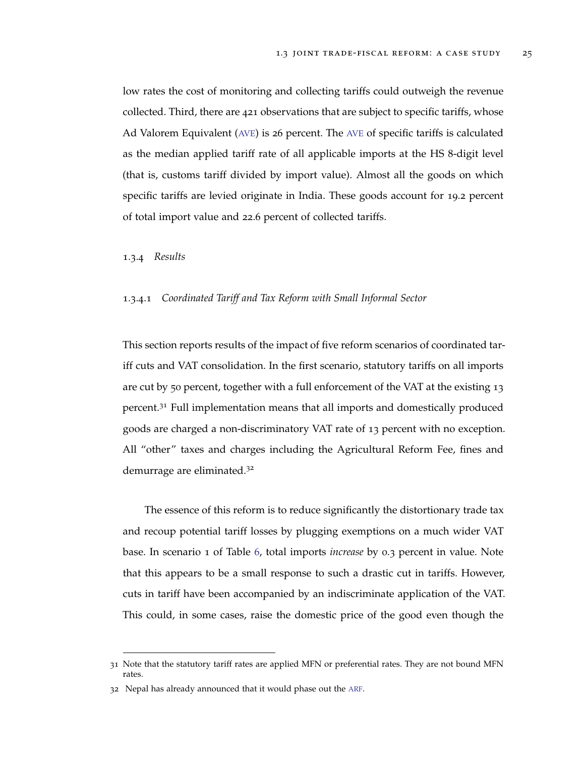low rates the cost of monitoring and collecting tariffs could outweigh the revenue collected. Third, there are 421 observations that are subject to specific tariffs, whose Ad Valorem Equivalent (AVE) is 26 percent. The AVE of specific tariffs is calculated as the median applied tariff rate of all applicable imports at the HS 8-digit level (that is, customs tariff divided by import value). Almost all the goods on which specific tariffs are levied originate in India. These goods account for 19.2 percent of total import value and 22.6 percent of collected tariffs.

### 1.3.4 *Results*

#### 1.3.4.1 *Coordinated Tariff and Tax Reform with Small Informal Sector*

This section reports results of the impact of five reform scenarios of coordinated tariff cuts and VAT consolidation. In the first scenario, statutory tariffs on all imports are cut by 50 percent, together with a full enforcement of the VAT at the existing 13 percent.[31] Full implementation means that all imports and domestically produced goods are charged a non-discriminatory VAT rate of 13 percent with no exception. All "other" taxes and charges including the Agricultural Reform Fee, fines and demurrage are eliminated.[32]

The essence of this reform is to reduce significantly the distortionary trade tax and recoup potential tariff losses by plugging exemptions on a much wider VAT base. In scenario 1 of Table 6, total imports *increase* by 0.3 percent in value. Note that this appears to be a small response to such a drastic cut in tariffs. However, cuts in tariff have been accompanied by an indiscriminate application of the VAT. This could, in some cases, raise the domestic price of the good even though the

---

31 Note that the statutory tariff rates are applied MFN or preferential rates. They are not bound MFN rates.

32 Nepal has already announced that it would phase out the ARF.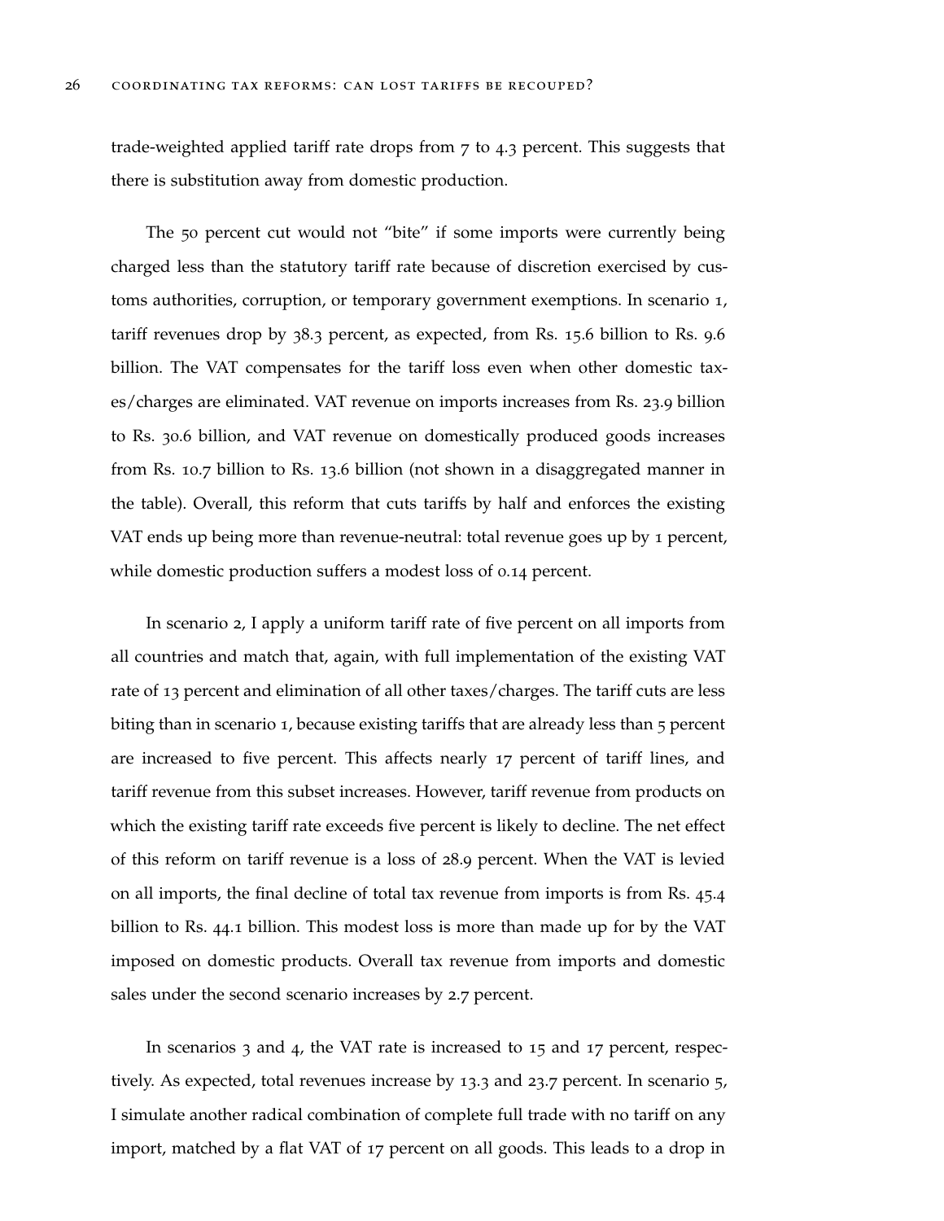trade-weighted applied tariff rate drops from 7 to 4.3 percent. This suggests that there is substitution away from domestic production.

The 50 percent cut would not "bite" if some imports were currently being charged less than the statutory tariff rate because of discretion exercised by customs authorities, corruption, or temporary government exemptions. In scenario 1, tariff revenues drop by 38.3 percent, as expected, from Rs. 15.6 billion to Rs. 9.6 billion. The VAT compensates for the tariff loss even when other domestic taxes/charges are eliminated. VAT revenue on imports increases from Rs. 23.9 billion to Rs. 30.6 billion, and VAT revenue on domestically produced goods increases from Rs. 10.7 billion to Rs. 13.6 billion (not shown in a disaggregated manner in the table). Overall, this reform that cuts tariffs by half and enforces the existing VAT ends up being more than revenue-neutral: total revenue goes up by 1 percent, while domestic production suffers a modest loss of 0.14 percent.

In scenario 2, I apply a uniform tariff rate of five percent on all imports from all countries and match that, again, with full implementation of the existing VAT rate of 13 percent and elimination of all other taxes/charges. The tariff cuts are less biting than in scenario 1, because existing tariffs that are already less than 5 percent are increased to five percent. This affects nearly 17 percent of tariff lines, and tariff revenue from this subset increases. However, tariff revenue from products on which the existing tariff rate exceeds five percent is likely to decline. The net effect of this reform on tariff revenue is a loss of 28.9 percent. When the VAT is levied on all imports, the final decline of total tax revenue from imports is from Rs. 45.4 billion to Rs. 44.1 billion. This modest loss is more than made up for by the VAT imposed on domestic products. Overall tax revenue from imports and domestic sales under the second scenario increases by 2.7 percent.

In scenarios 3 and 4, the VAT rate is increased to 15 and 17 percent, respectively. As expected, total revenues increase by 13.3 and 23.7 percent. In scenario 5, I simulate another radical combination of complete full trade with no tariff on any import, matched by a flat VAT of 17 percent on all goods. This leads to a drop in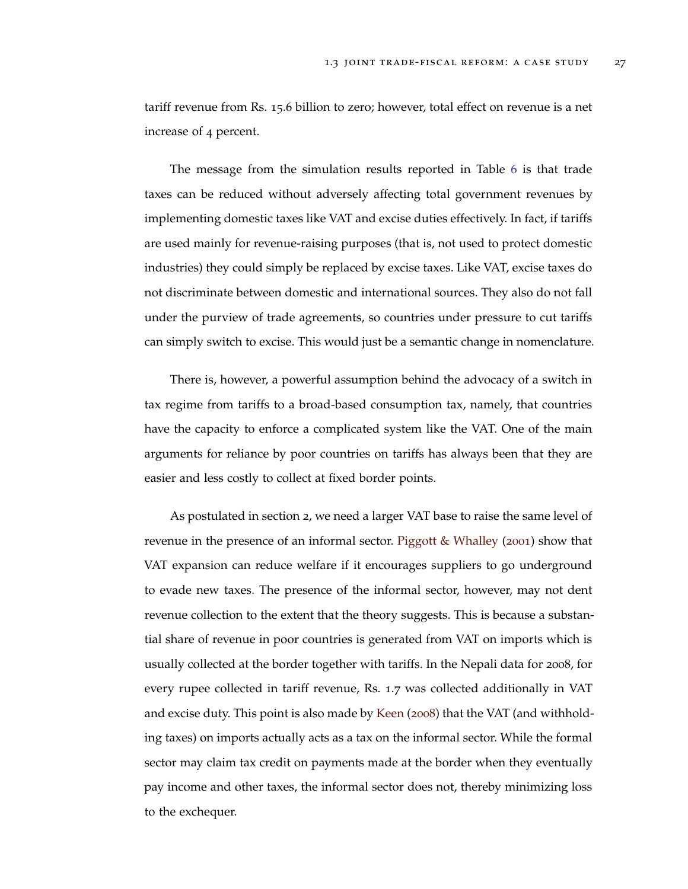tariff revenue from Rs. 15.6 billion to zero; however, total effect on revenue is a net increase of 4 percent.

The message from the simulation results reported in Table 6 is that trade taxes can be reduced without adversely affecting total government revenues by implementing domestic taxes like VAT and excise duties effectively. In fact, if tariffs are used mainly for revenue-raising purposes (that is, not used to protect domestic industries) they could simply be replaced by excise taxes. Like VAT, excise taxes do not discriminate between domestic and international sources. They also do not fall under the purview of trade agreements, so countries under pressure to cut tariffs can simply switch to excise. This would just be a semantic change in nomenclature.

There is, however, a powerful assumption behind the advocacy of a switch in tax regime from tariffs to a broad-based consumption tax, namely, that countries have the capacity to enforce a complicated system like the VAT. One of the main arguments for reliance by poor countries on tariffs has always been that they are easier and less costly to collect at fixed border points.

As postulated in section 2, we need a larger VAT base to raise the same level of revenue in the presence of an informal sector. Piggott & Whalley (2001) show that VAT expansion can reduce welfare if it encourages suppliers to go underground to evade new taxes. The presence of the informal sector, however, may not dent revenue collection to the extent that the theory suggests. This is because a substantial share of revenue in poor countries is generated from VAT on imports which is usually collected at the border together with tariffs. In the Nepali data for 2008, for every rupee collected in tariff revenue, Rs. 1.7 was collected additionally in VAT and excise duty. This point is also made by Keen (2008) that the VAT (and withholding taxes) on imports actually acts as a tax on the informal sector. While the formal sector may claim tax credit on payments made at the border when they eventually pay income and other taxes, the informal sector does not, thereby minimizing loss to the exchequer.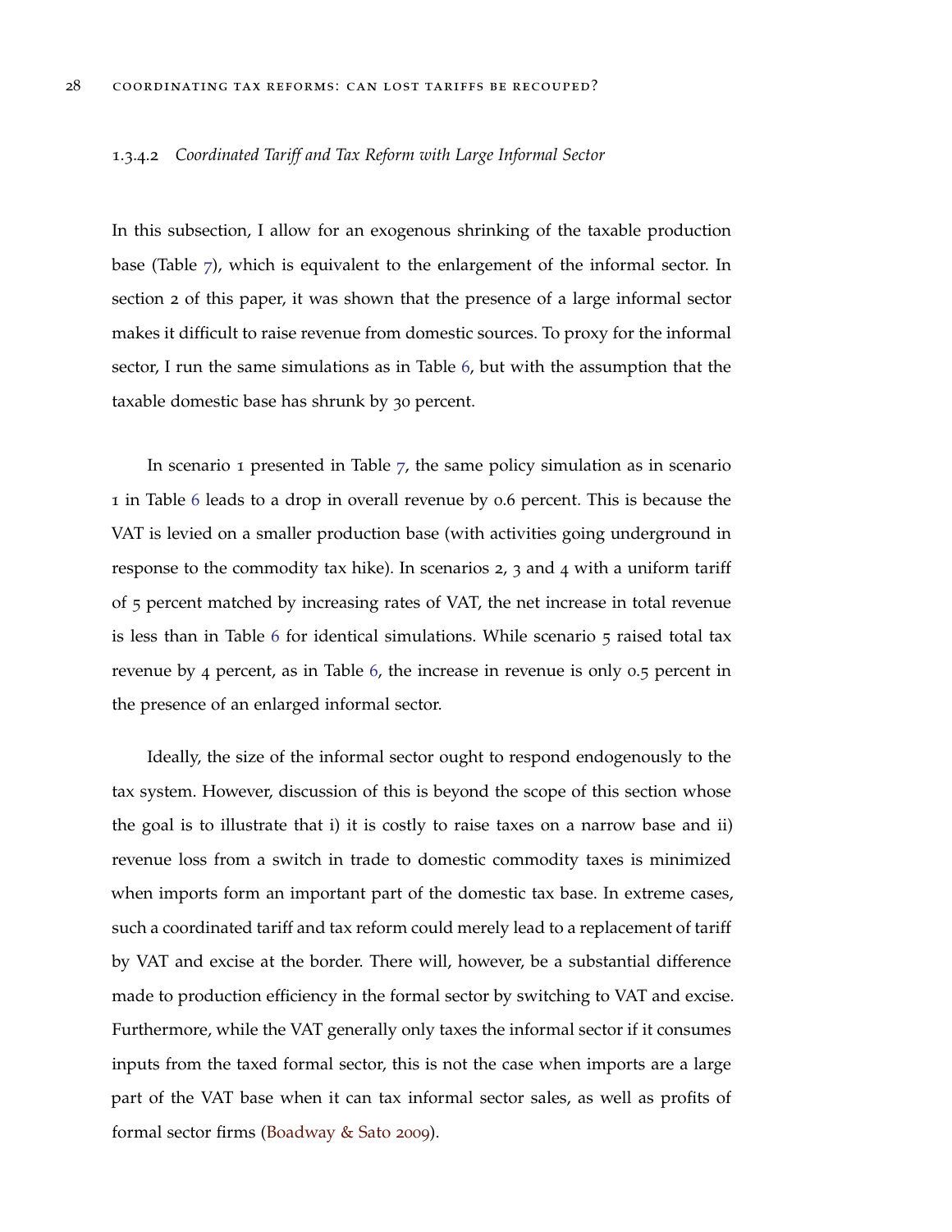### 1.3.4.2 *Coordinated Tariff and Tax Reform with Large Informal Sector*

In this subsection, I allow for an exogenous shrinking of the taxable production base (Table 7), which is equivalent to the enlargement of the informal sector. In section 2 of this paper, it was shown that the presence of a large informal sector makes it difficult to raise revenue from domestic sources. To proxy for the informal sector, I run the same simulations as in Table 6, but with the assumption that the taxable domestic base has shrunk by 30 percent.

In scenario 1 presented in Table 7, the same policy simulation as in scenario 1 in Table 6 leads to a drop in overall revenue by 0.6 percent. This is because the VAT is levied on a smaller production base (with activities going underground in response to the commodity tax hike). In scenarios 2, 3 and 4 with a uniform tariff of 5 percent matched by increasing rates of VAT, the net increase in total revenue is less than in Table 6 for identical simulations. While scenario 5 raised total tax revenue by 4 percent, as in Table 6, the increase in revenue is only 0.5 percent in the presence of an enlarged informal sector.

Ideally, the size of the informal sector ought to respond endogenously to the tax system. However, discussion of this is beyond the scope of this section whose the goal is to illustrate that i) it is costly to raise taxes on a narrow base and ii) revenue loss from a switch in trade to domestic commodity taxes is minimized when imports form an important part of the domestic tax base. In extreme cases, such a coordinated tariff and tax reform could merely lead to a replacement of tariff by VAT and excise at the border. There will, however, be a substantial difference made to production efficiency in the formal sector by switching to VAT and excise. Furthermore, while the VAT generally only taxes the informal sector if it consumes inputs from the taxed formal sector, this is not the case when imports are a large part of the VAT base when it can tax informal sector sales, as well as profits of formal sector firms (Boadway & Sato 2009).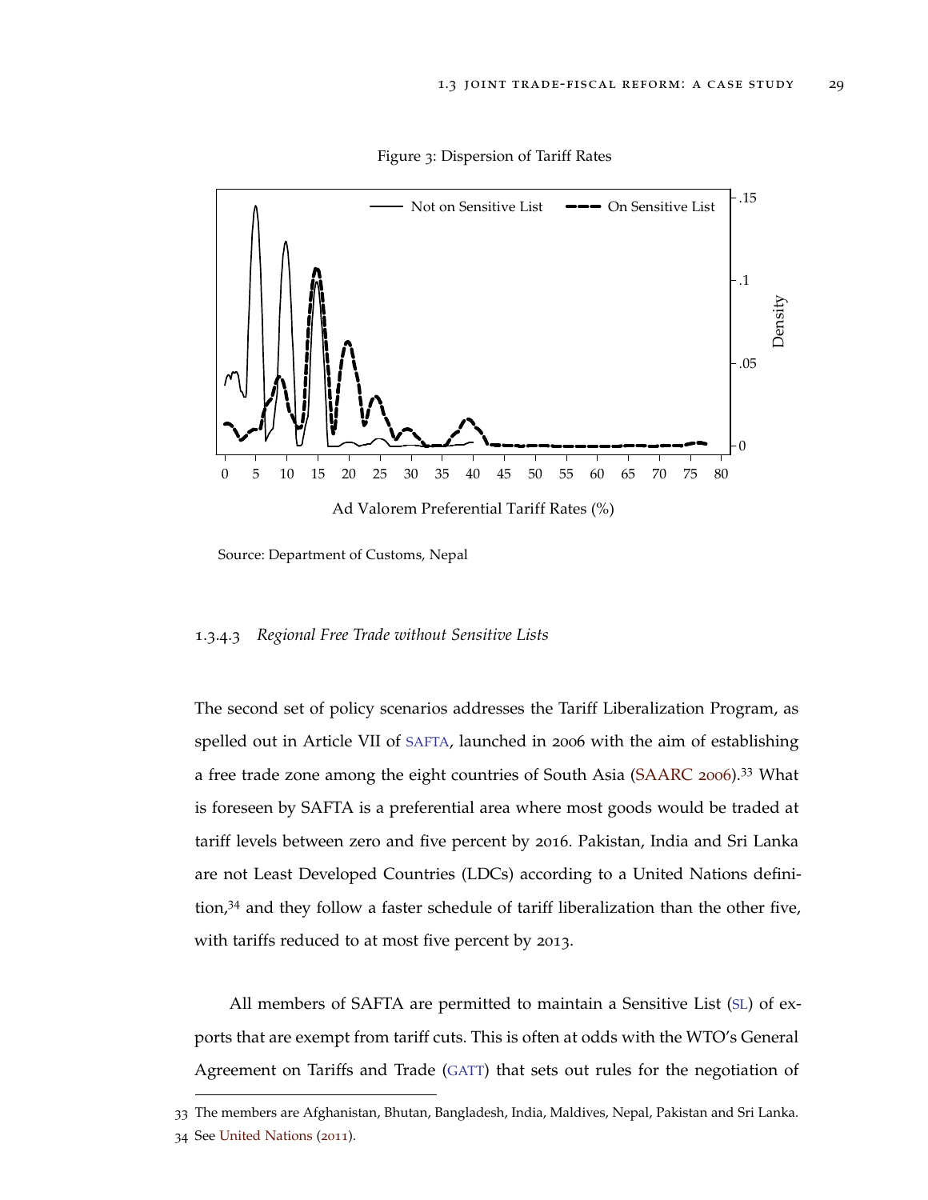Figure 3: Dispersion of Tariff Rates

Source: Department of Customs, Nepal

#### 1.3.4.3 *Regional Free Trade without Sensitive Lists*

The second set of policy scenarios addresses the Tariff Liberalization Program, as spelled out in Article VII of SAFTA, launched in 2006 with the aim of establishing a free trade zone among the eight countries of South Asia (SAARC 2006).[33] What is foreseen by SAFTA is a preferential area where most goods would be traded at tariff levels between zero and five percent by 2016. Pakistan, India and Sri Lanka are not Least Developed Countries (LDCs) according to a United Nations definition,[34] and they follow a faster schedule of tariff liberalization than the other five, with tariffs reduced to at most five percent by 2013.

All members of SAFTA are permitted to maintain a Sensitive List (SL) of exports that are exempt from tariff cuts. This is often at odds with the WTO's General Agreement on Tariffs and Trade (GATT) that sets out rules for the negotiation of

33 The members are Afghanistan, Bhutan, Bangladesh, India, Maldives, Nepal, Pakistan and Sri Lanka.

34 See United Nations (2011).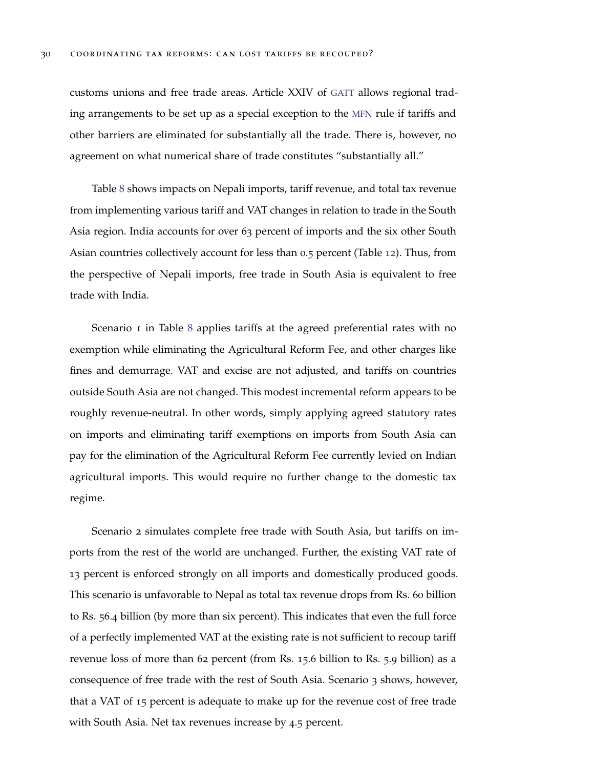customs unions and free trade areas. Article XXIV of GATT allows regional trading arrangements to be set up as a special exception to the MFN rule if tariffs and other barriers are eliminated for substantially all the trade. There is, however, no agreement on what numerical share of trade constitutes "substantially all."

Table 8 shows impacts on Nepali imports, tariff revenue, and total tax revenue from implementing various tariff and VAT changes in relation to trade in the South Asia region. India accounts for over 63 percent of imports and the six other South Asian countries collectively account for less than 0.5 percent (Table 12). Thus, from the perspective of Nepali imports, free trade in South Asia is equivalent to free trade with India.

Scenario 1 in Table 8 applies tariffs at the agreed preferential rates with no exemption while eliminating the Agricultural Reform Fee, and other charges like fines and demurrage. VAT and excise are not adjusted, and tariffs on countries outside South Asia are not changed. This modest incremental reform appears to be roughly revenue-neutral. In other words, simply applying agreed statutory rates on imports and eliminating tariff exemptions on imports from South Asia can pay for the elimination of the Agricultural Reform Fee currently levied on Indian agricultural imports. This would require no further change to the domestic tax regime.

Scenario 2 simulates complete free trade with South Asia, but tariffs on imports from the rest of the world are unchanged. Further, the existing VAT rate of 13 percent is enforced strongly on all imports and domestically produced goods. This scenario is unfavorable to Nepal as total tax revenue drops from Rs. 60 billion to Rs. 56.4 billion (by more than six percent). This indicates that even the full force of a perfectly implemented VAT at the existing rate is not sufficient to recoup tariff revenue loss of more than 62 percent (from Rs. 15.6 billion to Rs. 5.9 billion) as a consequence of free trade with the rest of South Asia. Scenario 3 shows, however, that a VAT of 15 percent is adequate to make up for the revenue cost of free trade with South Asia. Net tax revenues increase by 4.5 percent.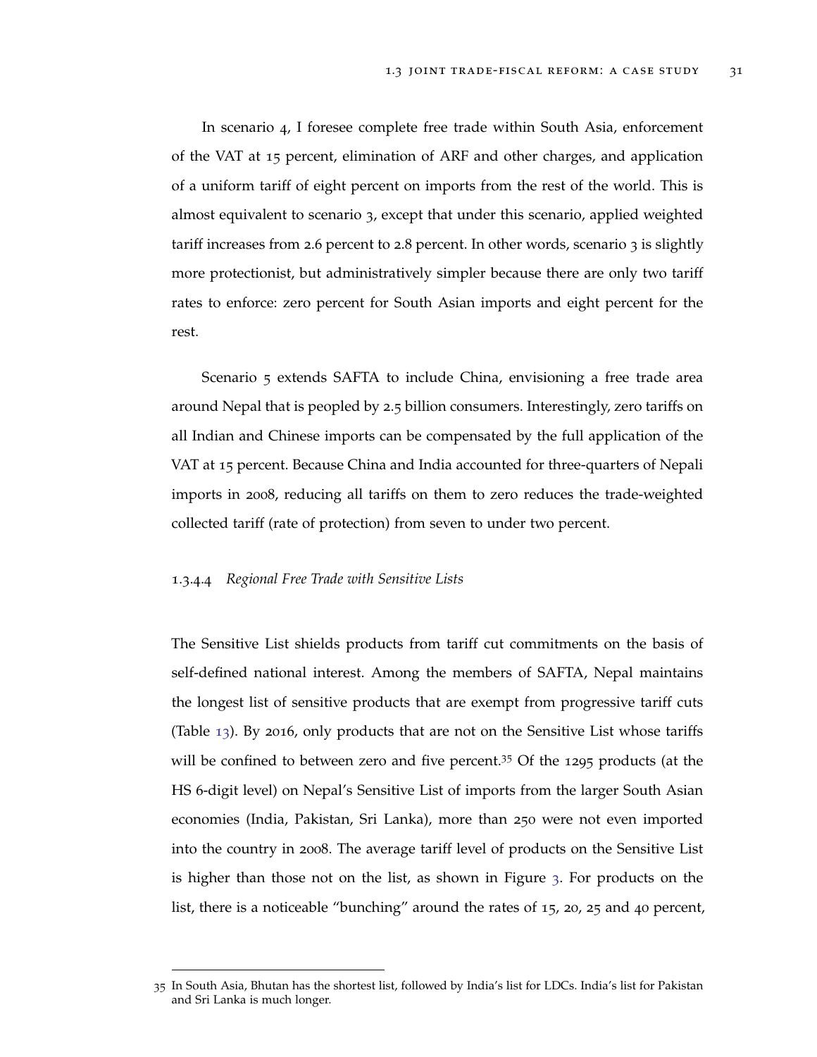In scenario 4, I foresee complete free trade within South Asia, enforcement of the VAT at 15 percent, elimination of ARF and other charges, and application of a uniform tariff of eight percent on imports from the rest of the world. This is almost equivalent to scenario 3, except that under this scenario, applied weighted tariff increases from 2.6 percent to 2.8 percent. In other words, scenario 3 is slightly more protectionist, but administratively simpler because there are only two tariff rates to enforce: zero percent for South Asian imports and eight percent for the rest.

Scenario 5 extends SAFTA to include China, envisioning a free trade area around Nepal that is peopled by 2.5 billion consumers. Interestingly, zero tariffs on all Indian and Chinese imports can be compensated by the full application of the VAT at 15 percent. Because China and India accounted for three-quarters of Nepali imports in 2008, reducing all tariffs on them to zero reduces the trade-weighted collected tariff (rate of protection) from seven to under two percent.

#### 1.3.4.4 *Regional Free Trade with Sensitive Lists*

The Sensitive List shields products from tariff cut commitments on the basis of self-defined national interest. Among the members of SAFTA, Nepal maintains the longest list of sensitive products that are exempt from progressive tariff cuts (Table 13). By 2016, only products that are not on the Sensitive List whose tariffs will be confined to between zero and five percent.[35] Of the 1295 products (at the HS 6-digit level) on Nepal's Sensitive List of imports from the larger South Asian economies (India, Pakistan, Sri Lanka), more than 250 were not even imported into the country in 2008. The average tariff level of products on the Sensitive List is higher than those not on the list, as shown in Figure 3. For products on the list, there is a noticeable "bunching" around the rates of 15, 20, 25 and 40 percent,

---

35 In South Asia, Bhutan has the shortest list, followed by India's list for LDCs. India's list for Pakistan and Sri Lanka is much longer.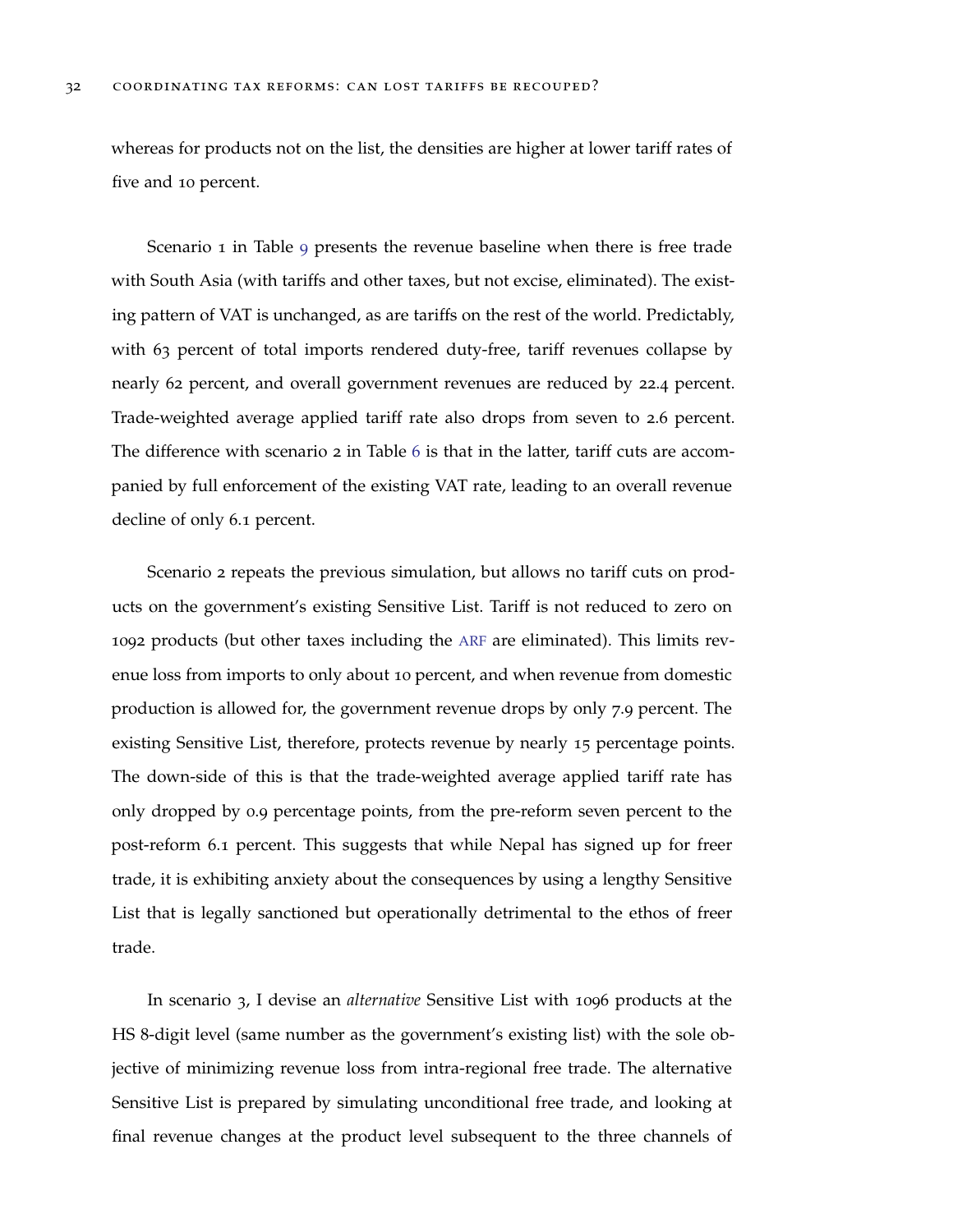whereas for products not on the list, the densities are higher at lower tariff rates of five and 10 percent.

Scenario 1 in Table 9 presents the revenue baseline when there is free trade with South Asia (with tariffs and other taxes, but not excise, eliminated). The existing pattern of VAT is unchanged, as are tariffs on the rest of the world. Predictably, with 63 percent of total imports rendered duty-free, tariff revenues collapse by nearly 62 percent, and overall government revenues are reduced by 22.4 percent. Trade-weighted average applied tariff rate also drops from seven to 2.6 percent. The difference with scenario 2 in Table 6 is that in the latter, tariff cuts are accompanied by full enforcement of the existing VAT rate, leading to an overall revenue decline of only 6.1 percent.

Scenario 2 repeats the previous simulation, but allows no tariff cuts on products on the government's existing Sensitive List. Tariff is not reduced to zero on 1092 products (but other taxes including the ARF are eliminated). This limits revenue loss from imports to only about 10 percent, and when revenue from domestic production is allowed for, the government revenue drops by only 7.9 percent. The existing Sensitive List, therefore, protects revenue by nearly 15 percentage points. The down-side of this is that the trade-weighted average applied tariff rate has only dropped by 0.9 percentage points, from the pre-reform seven percent to the post-reform 6.1 percent. This suggests that while Nepal has signed up for freer trade, it is exhibiting anxiety about the consequences by using a lengthy Sensitive List that is legally sanctioned but operationally detrimental to the ethos of freer trade.

In scenario 3, I devise an *alternative* Sensitive List with 1096 products at the HS 8-digit level (same number as the government's existing list) with the sole objective of minimizing revenue loss from intra-regional free trade. The alternative Sensitive List is prepared by simulating unconditional free trade, and looking at final revenue changes at the product level subsequent to the three channels of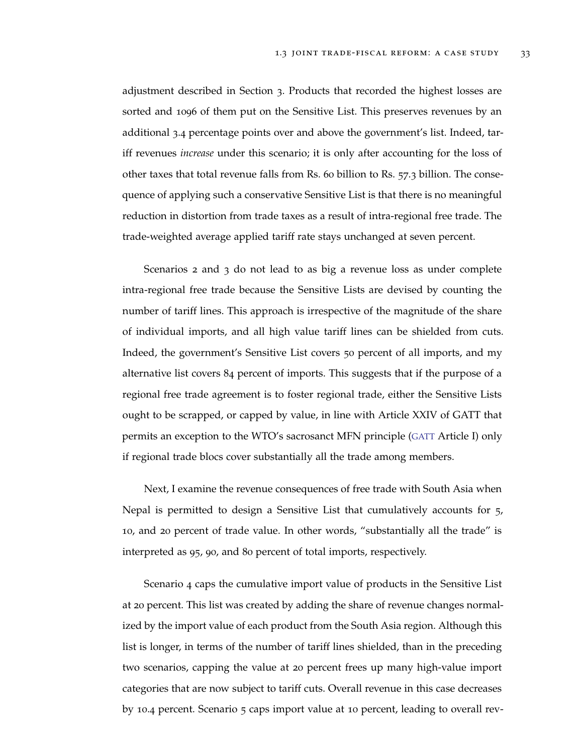adjustment described in Section 3. Products that recorded the highest losses are sorted and 1096 of them put on the Sensitive List. This preserves revenues by an additional 3.4 percentage points over and above the government's list. Indeed, tariff revenues *increase* under this scenario; it is only after accounting for the loss of other taxes that total revenue falls from Rs. 60 billion to Rs. 57.3 billion. The consequence of applying such a conservative Sensitive List is that there is no meaningful reduction in distortion from trade taxes as a result of intra-regional free trade. The trade-weighted average applied tariff rate stays unchanged at seven percent.

Scenarios 2 and 3 do not lead to as big a revenue loss as under complete intra-regional free trade because the Sensitive Lists are devised by counting the number of tariff lines. This approach is irrespective of the magnitude of the share of individual imports, and all high value tariff lines can be shielded from cuts. Indeed, the government's Sensitive List covers 50 percent of all imports, and my alternative list covers 84 percent of imports. This suggests that if the purpose of a regional free trade agreement is to foster regional trade, either the Sensitive Lists ought to be scrapped, or capped by value, in line with Article XXIV of GATT that permits an exception to the WTO's sacrosanct MFN principle (GATT Article I) only if regional trade blocs cover substantially all the trade among members.

Next, I examine the revenue consequences of free trade with South Asia when Nepal is permitted to design a Sensitive List that cumulatively accounts for 5, 10, and 20 percent of trade value. In other words, "substantially all the trade" is interpreted as 95, 90, and 80 percent of total imports, respectively.

Scenario 4 caps the cumulative import value of products in the Sensitive List at 20 percent. This list was created by adding the share of revenue changes normalized by the import value of each product from the South Asia region. Although this list is longer, in terms of the number of tariff lines shielded, than in the preceding two scenarios, capping the value at 20 percent frees up many high-value import categories that are now subject to tariff cuts. Overall revenue in this case decreases by 10.4 percent. Scenario 5 caps import value at 10 percent, leading to overall rev-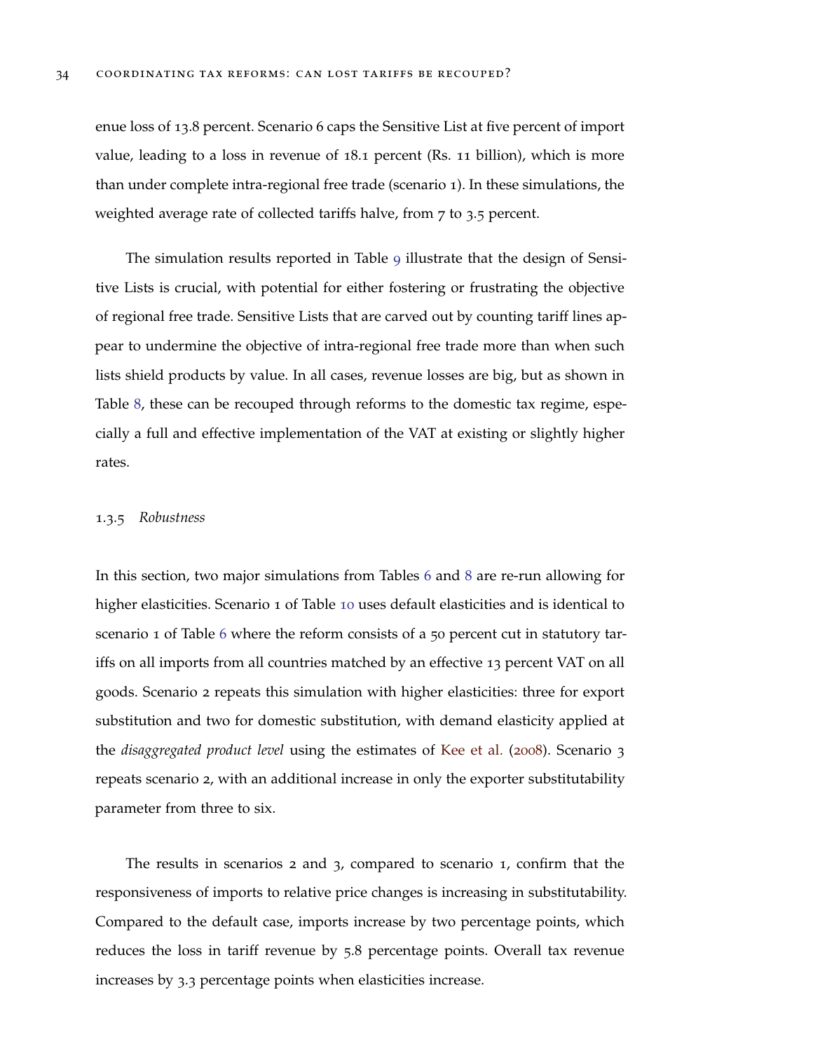enue loss of 13.8 percent. Scenario 6 caps the Sensitive List at five percent of import value, leading to a loss in revenue of 18.1 percent (Rs. 11 billion), which is more than under complete intra-regional free trade (scenario 1). In these simulations, the weighted average rate of collected tariffs halve, from 7 to 3.5 percent.

The simulation results reported in Table 9 illustrate that the design of Sensitive Lists is crucial, with potential for either fostering or frustrating the objective of regional free trade. Sensitive Lists that are carved out by counting tariff lines appear to undermine the objective of intra-regional free trade more than when such lists shield products by value. In all cases, revenue losses are big, but as shown in Table 8, these can be recouped through reforms to the domestic tax regime, especially a full and effective implementation of the VAT at existing or slightly higher rates.

### 1.3.5 *Robustness*

In this section, two major simulations from Tables 6 and 8 are re-run allowing for higher elasticities. Scenario 1 of Table 10 uses default elasticities and is identical to scenario 1 of Table 6 where the reform consists of a 50 percent cut in statutory tariffs on all imports from all countries matched by an effective 13 percent VAT on all goods. Scenario 2 repeats this simulation with higher elasticities: three for export substitution and two for domestic substitution, with demand elasticity applied at the *disaggregated product level* using the estimates of Kee et al. (2008). Scenario 3 repeats scenario 2, with an additional increase in only the exporter substitutability parameter from three to six.

The results in scenarios 2 and 3, compared to scenario 1, confirm that the responsiveness of imports to relative price changes is increasing in substitutability. Compared to the default case, imports increase by two percentage points, which reduces the loss in tariff revenue by 5.8 percentage points. Overall tax revenue increases by 3.3 percentage points when elasticities increase.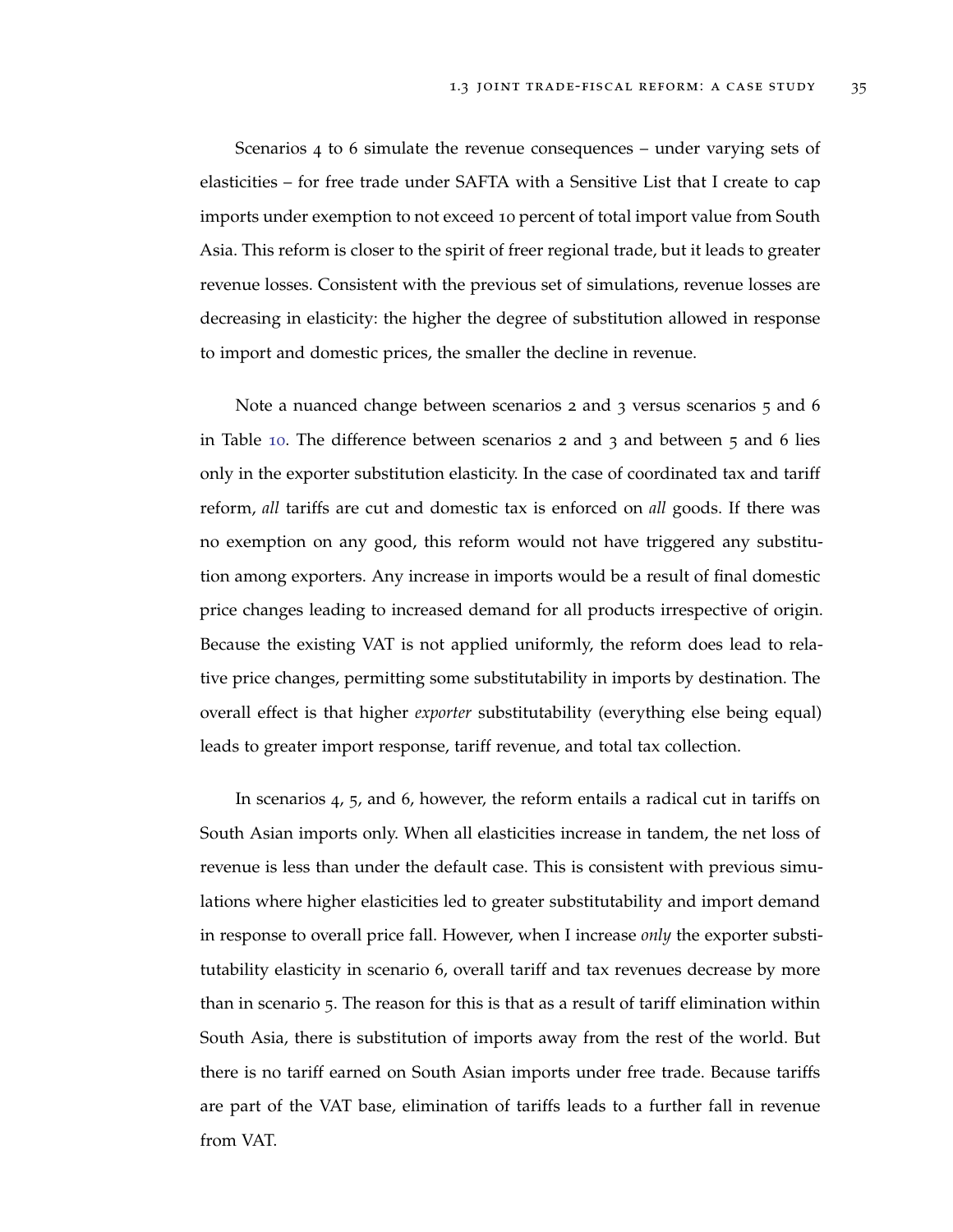Scenarios 4 to 6 simulate the revenue consequences – under varying sets of elasticities – for free trade under SAFTA with a Sensitive List that I create to cap imports under exemption to not exceed 10 percent of total import value from South Asia. This reform is closer to the spirit of freer regional trade, but it leads to greater revenue losses. Consistent with the previous set of simulations, revenue losses are decreasing in elasticity: the higher the degree of substitution allowed in response to import and domestic prices, the smaller the decline in revenue.

Note a nuanced change between scenarios 2 and 3 versus scenarios 5 and 6 in Table 10. The difference between scenarios 2 and 3 and between 5 and 6 lies only in the exporter substitution elasticity. In the case of coordinated tax and tariff reform, *all* tariffs are cut and domestic tax is enforced on *all* goods. If there was no exemption on any good, this reform would not have triggered any substitution among exporters. Any increase in imports would be a result of final domestic price changes leading to increased demand for all products irrespective of origin. Because the existing VAT is not applied uniformly, the reform does lead to relative price changes, permitting some substitutability in imports by destination. The overall effect is that higher *exporter* substitutability (everything else being equal) leads to greater import response, tariff revenue, and total tax collection.

In scenarios 4, 5, and 6, however, the reform entails a radical cut in tariffs on South Asian imports only. When all elasticicities increase in tandem, the net loss of revenue is less than under the default case. This is consistent with previous simulations where higher elasticities led to greater substitutability and import demand in response to overall price fall. However, when I increase *only* the exporter substitutability elasticity in scenario 6, overall tariff and tax revenues decrease by more than in scenario 5. The reason for this is that as a result of tariff elimination within South Asia, there is substitution of imports away from the rest of the world. But there is no tariff earned on South Asian imports under free trade. Because tariffs are part of the VAT base, elimination of tariffs leads to a further fall in revenue from VAT.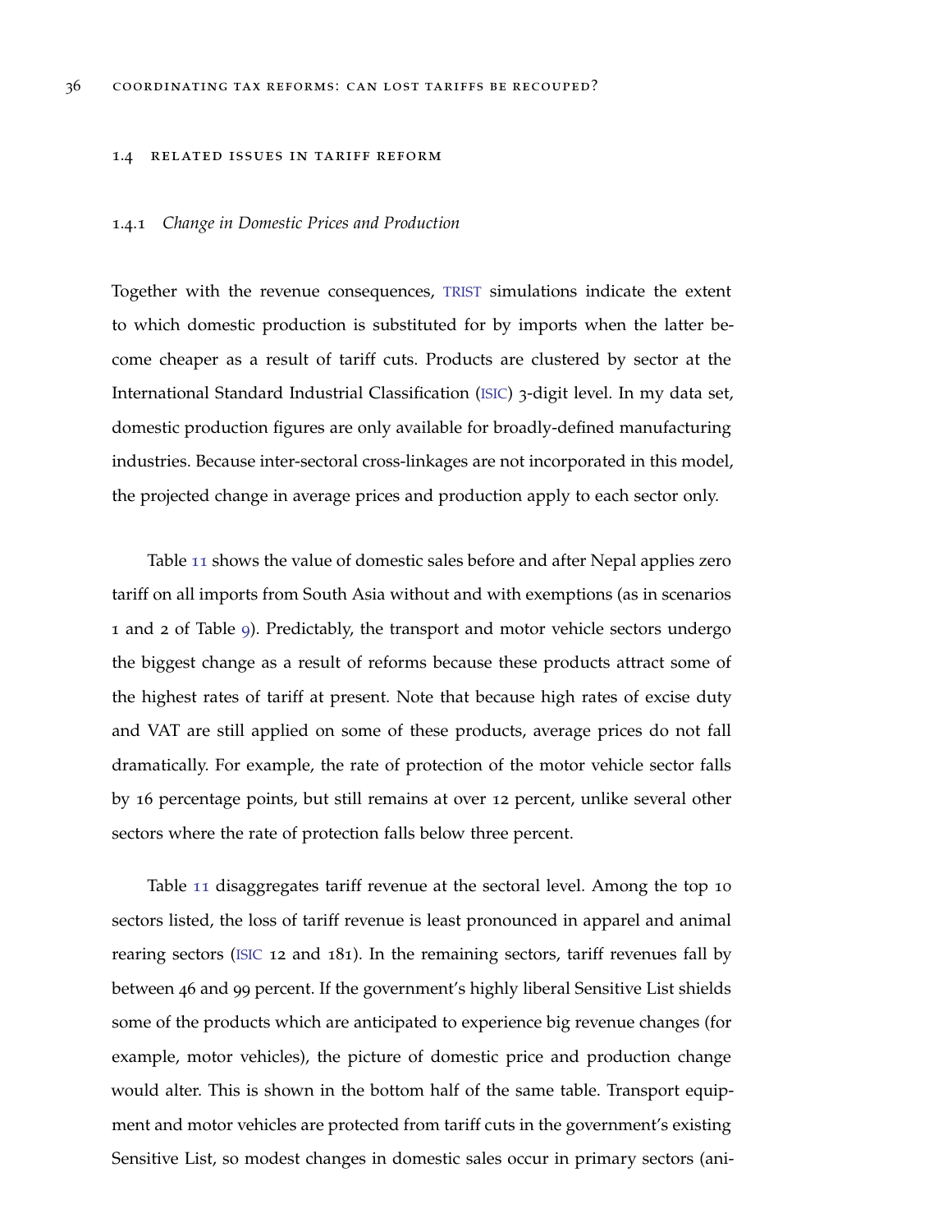## 1.4 Related Issues in Tariff Reform

### 1.4.1 *Change in Domestic Prices and Production*

Together with the revenue consequences, TRIST simulations indicate the extent to which domestic production is substituted for by imports when the latter become cheaper as a result of tariff cuts. Products are clustered by sector at the International Standard Industrial Classification (ISIC) 3-digit level. In my data set, domestic production figures are only available for broadly-defined manufacturing industries. Because inter-sectoral cross-linkages are not incorporated in this model, the projected change in average prices and production apply to each sector only.

Table 11 shows the value of domestic sales before and after Nepal applies zero tariff on all imports from South Asia without and with exemptions (as in scenarios 1 and 2 of Table 9). Predictably, the transport and motor vehicle sectors undergo the biggest change as a result of reforms because these products attract some of the highest rates of tariff at present. Note that because high rates of excise duty and VAT are still applied on some of these products, average prices do not fall dramatically. For example, the rate of protection of the motor vehicle sector falls by 16 percentage points, but still remains at over 12 percent, unlike several other sectors where the rate of protection falls below three percent.

Table 11 disaggregates tariff revenue at the sectoral level. Among the top 10 sectors listed, the loss of tariff revenue is least pronounced in apparel and animal rearing sectors (ISIC 12 and 181). In the remaining sectors, tariff revenues fall by between 46 and 99 percent. If the government's highly liberal Sensitive List shields some of the products which are anticipated to experience big revenue changes (for example, motor vehicles), the picture of domestic price and production change would alter. This is shown in the bottom half of the same table. Transport equipment and motor vehicles are protected from tariff cuts in the government's existing Sensitive List, so modest changes in domestic sales occur in primary sectors (ani-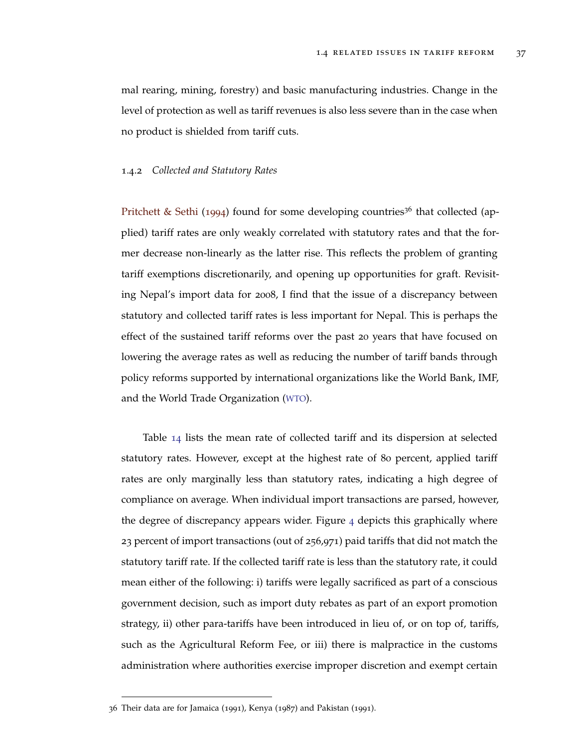mal rearing, mining, forestry) and basic manufacturing industries. Change in the level of protection as well as tariff revenues is also less severe than in the case when no product is shielded from tariff cuts.

### 1.4.2 *Collected and Statutory Rates*

Pritchett & Sethi (1994) found for some developing countries[36] that collected (applied) tariff rates are only weakly correlated with statutory rates and that the former decrease non-linearly as the latter rise. This reflects the problem of granting tariff exemptions discretionarily, and opening up opportunities for graft. Revisiting Nepal's import data for 2008, I find that the issue of a discrepancy between statutory and collected tariff rates is less important for Nepal. This is perhaps the effect of the sustained tariff reforms over the past 20 years that have focused on lowering the average rates as well as reducing the number of tariff bands through policy reforms supported by international organizations like the World Bank, IMF, and the World Trade Organization (WTO).

Table 14 lists the mean rate of collected tariff and its dispersion at selected statutory rates. However, except at the highest rate of 80 percent, applied tariff rates are only marginally less than statutory rates, indicating a high degree of compliance on average. When individual import transactions are parsed, however, the degree of discrepancy appears wider. Figure 4 depicts this graphically where 23 percent of import transactions (out of 256,971) paid tariffs that did not match the statutory tariff rate. If the collected tariff rate is less than the statutory rate, it could mean either of the following: i) tariffs were legally sacrificed as part of a conscious government decision, such as import duty rebates as part of an export promotion strategy, ii) other para-tariffs have been introduced in lieu of, or on top of, tariffs, such as the Agricultural Reform Fee, or iii) there is malpractice in the customs administration where authorities exercise improper discretion and exempt certain

[36] Their data are for Jamaica (1991), Kenya (1987) and Pakistan (1991).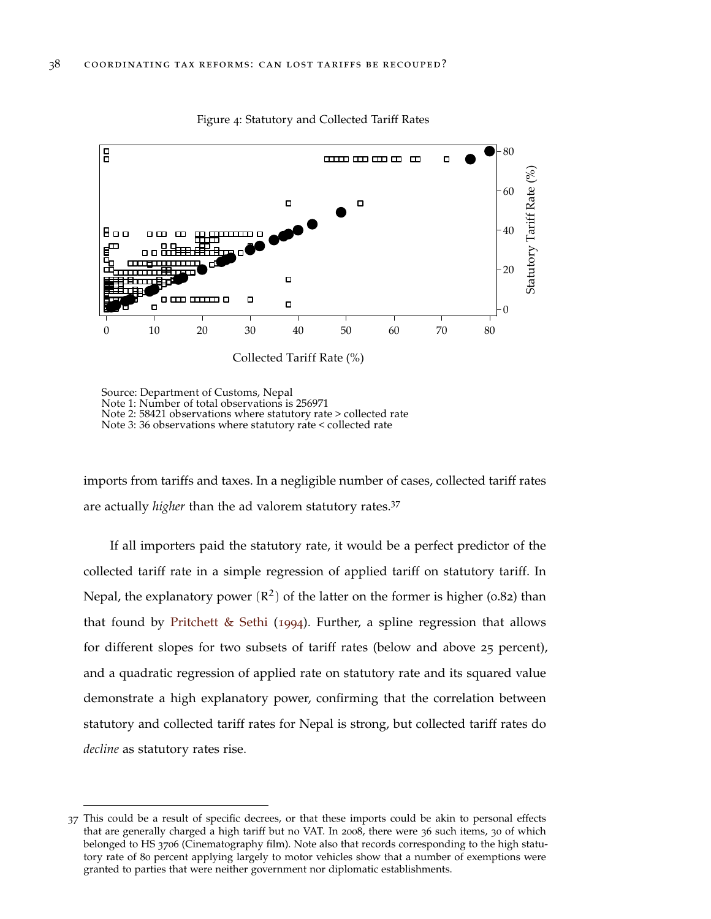Figure 4: Statutory and Collected Tariff Rates

Source: Department of Customs, Nepal
Note 1: Number of total observations is 256971
Note 2: 58421 observations where statutory rate > collected rate
Note 3: 36 observations where statutory rate < collected rate

imports from tariffs and taxes. In a negligible number of cases, collected tariff rates are actually *higher* than the ad valorem statutory rates.[37]

If all importers paid the statutory rate, it would be a perfect predictor of the collected tariff rate in a simple regression of applied tariff on statutory tariff. In Nepal, the explanatory power ($R^2$) of the latter on the former is higher (0.82) than that found by Pritchett & Sethi (1994). Further, a spline regression that allows for different slopes for two subsets of tariff rates (below and above 25 percent), and a quadratic regression of applied rate on statutory rate and its squared value demonstrate a high explanatory power, confirming that the correlation between statutory and collected tariff rates for Nepal is strong, but collected tariff rates do *decline* as statutory rates rise.

---

37 This could be a result of specific decrees, or that these imports could be akin to personal effects that are generally charged a high tariff but no VAT. In 2008, there were 36 such items, 30 of which belonged to HS 3706 (Cinematography film). Note also that records corresponding to the high statutory rate of 80 percent applying largely to motor vehicles show that a number of exemptions were granted to parties that were neither government nor diplomatic establishments.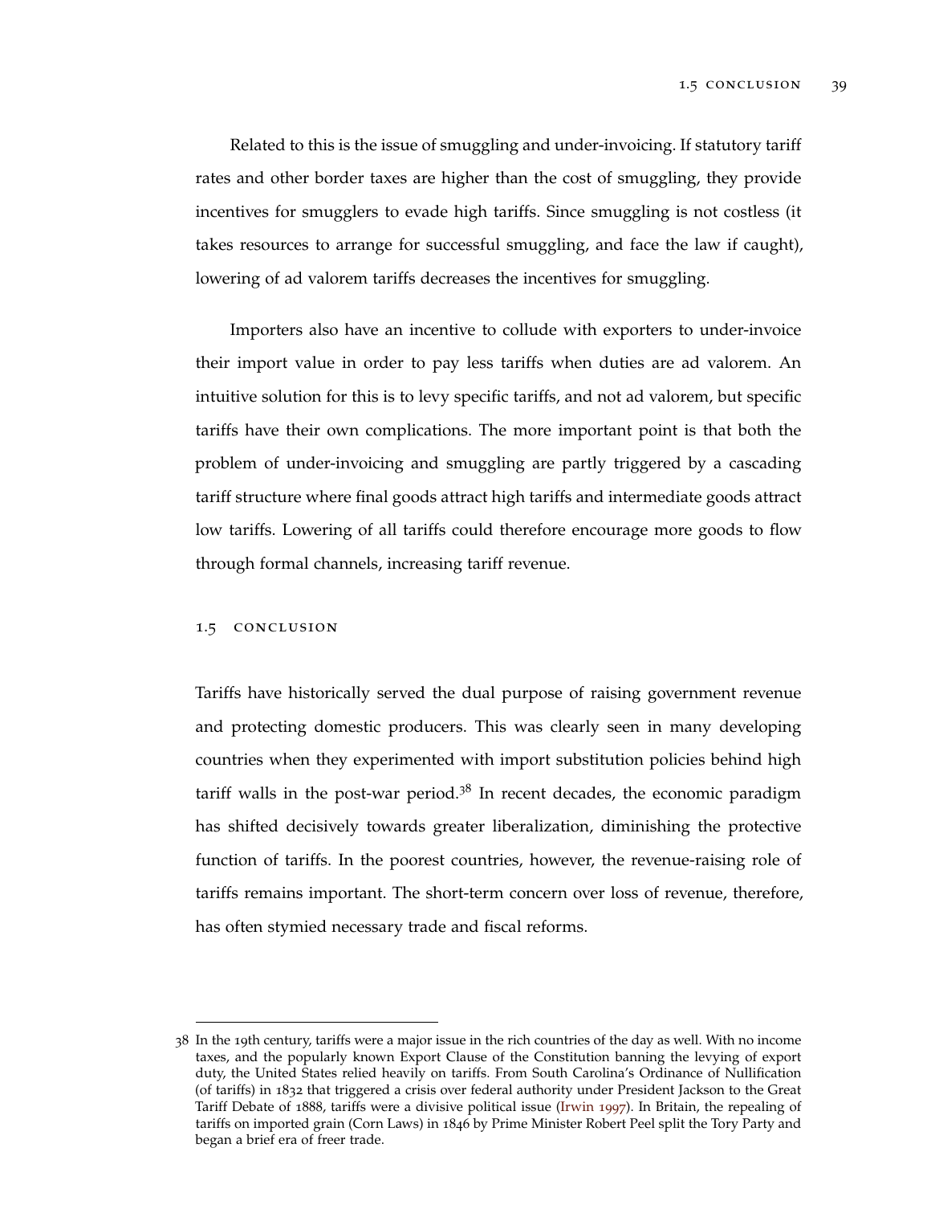Related to this is the issue of smuggling and under-invoicing. If statutory tariff rates and other border taxes are higher than the cost of smuggling, they provide incentives for smugglers to evade high tariffs. Since smuggling is not costless (it takes resources to arrange for successful smuggling, and face the law if caught), lowering of ad valorem tariffs decreases the incentives for smuggling.

Importers also have an incentive to collude with exporters to under-invoice their import value in order to pay less tariffs when duties are ad valorem. An intuitive solution for this is to levy specific tariffs, and not ad valorem, but specific tariffs have their own complications. The more important point is that both the problem of under-invoicing and smuggling are partly triggered by a cascading tariff structure where final goods attract high tariffs and intermediate goods attract low tariffs. Lowering of all tariffs could therefore encourage more goods to flow through formal channels, increasing tariff revenue.

## 1.5 Conclusion

Tariffs have historically served the dual purpose of raising government revenue and protecting domestic producers. This was clearly seen in many developing countries when they experimented with import substitution policies behind high tariff walls in the post-war period.[38] In recent decades, the economic paradigm has shifted decisively towards greater liberalization, diminishing the protective function of tariffs. In the poorest countries, however, the revenue-raising role of tariffs remains important. The short-term concern over loss of revenue, therefore, has often stymied necessary trade and fiscal reforms.

---

38 In the 19th century, tariffs were a major issue in the rich countries of the day as well. With no income taxes, and the popularly known Export Clause of the Constitution banning the levying of export duty, the United States relied heavily on tariffs. From South Carolina's Ordinance of Nullification (of tariffs) in 1832 that triggered a crisis over federal authority under President Jackson to the Great Tariff Debate of 1888, tariffs were a divisive political issue (Irwin 1997). In Britain, the repealing of tariffs on imported grain (Corn Laws) in 1846 by Prime Minister Robert Peel split the Tory Party and began a brief era of freer trade.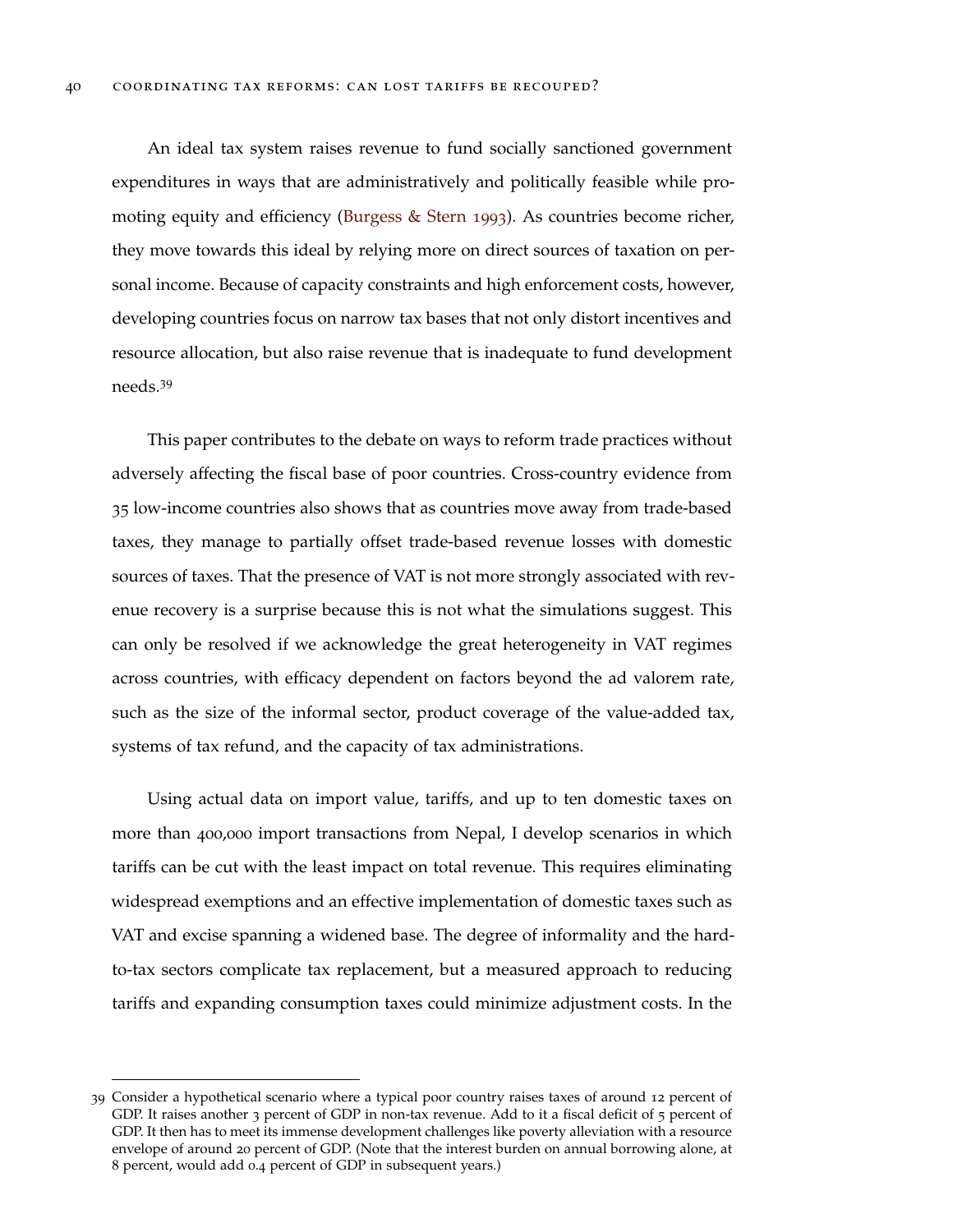An ideal tax system raises revenue to fund socially sanctioned government expenditures in ways that are administratively and politically feasible while promoting equity and efficiency (Burgess & Stern 1993). As countries become richer, they move towards this ideal by relying more on direct sources of taxation on personal income. Because of capacity constraints and high enforcement costs, however, developing countries focus on narrow tax bases that not only distort incentives and resource allocation, but also raise revenue that is inadequate to fund development needs.[39]

This paper contributes to the debate on ways to reform trade practices without adversely affecting the fiscal base of poor countries. Cross-country evidence from 35 low-income countries also shows that as countries move away from trade-based taxes, they manage to partially offset trade-based revenue losses with domestic sources of taxes. That the presence of VAT is not more strongly associated with revenue recovery is a surprise because this is not what the simulations suggest. This can only be resolved if we acknowledge the great heterogeneity in VAT regimes across countries, with efficacy dependent on factors beyond the ad valorem rate, such as the size of the informal sector, product coverage of the value-added tax, systems of tax refund, and the capacity of tax administrations.

Using actual data on import value, tariffs, and up to ten domestic taxes on more than 400,000 import transactions from Nepal, I develop scenarios in which tariffs can be cut with the least impact on total revenue. This requires eliminating widespread exemptions and an effective implementation of domestic taxes such as VAT and excise spanning a widened base. The degree of informality and the hard-to-tax sectors complicate tax replacement, but a measured approach to reducing tariffs and expanding consumption taxes could minimize adjustment costs. In the

---

39 Consider a hypothetical scenario where a typical poor country raises taxes of around 12 percent of GDP. It raises another 3 percent of GDP in non-tax revenue. Add to it a fiscal deficit of 5 percent of GDP. It then has to meet its immense development challenges like poverty alleviation with a resource envelope of around 20 percent of GDP. (Note that the interest burden on annual borrowing alone, at 8 percent, would add 0.4 percent of GDP in subsequent years.)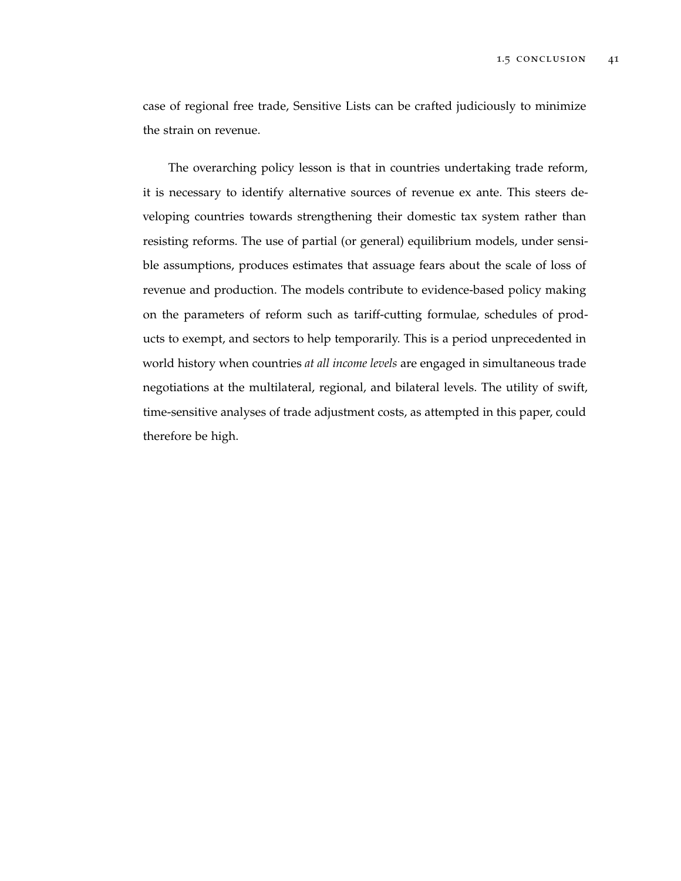case of regional free trade, Sensitive Lists can be crafted judiciously to minimize the strain on revenue.

The overarching policy lesson is that in countries undertaking trade reform, it is necessary to identify alternative sources of revenue ex ante. This steers developing countries towards strengthening their domestic tax system rather than resisting reforms. The use of partial (or general) equilibrium models, under sensible assumptions, produces estimates that assuage fears about the scale of loss of revenue and production. The models contribute to evidence-based policy making on the parameters of reform such as tariff-cutting formulae, schedules of products to exempt, and sectors to help temporarily. This is a period unprecedented in world history when countries *at all income levels* are engaged in simultaneous trade negotiations at the multilateral, regional, and bilateral levels. The utility of swift, time-sensitive analyses of trade adjustment costs, as attempted in this paper, could therefore be high.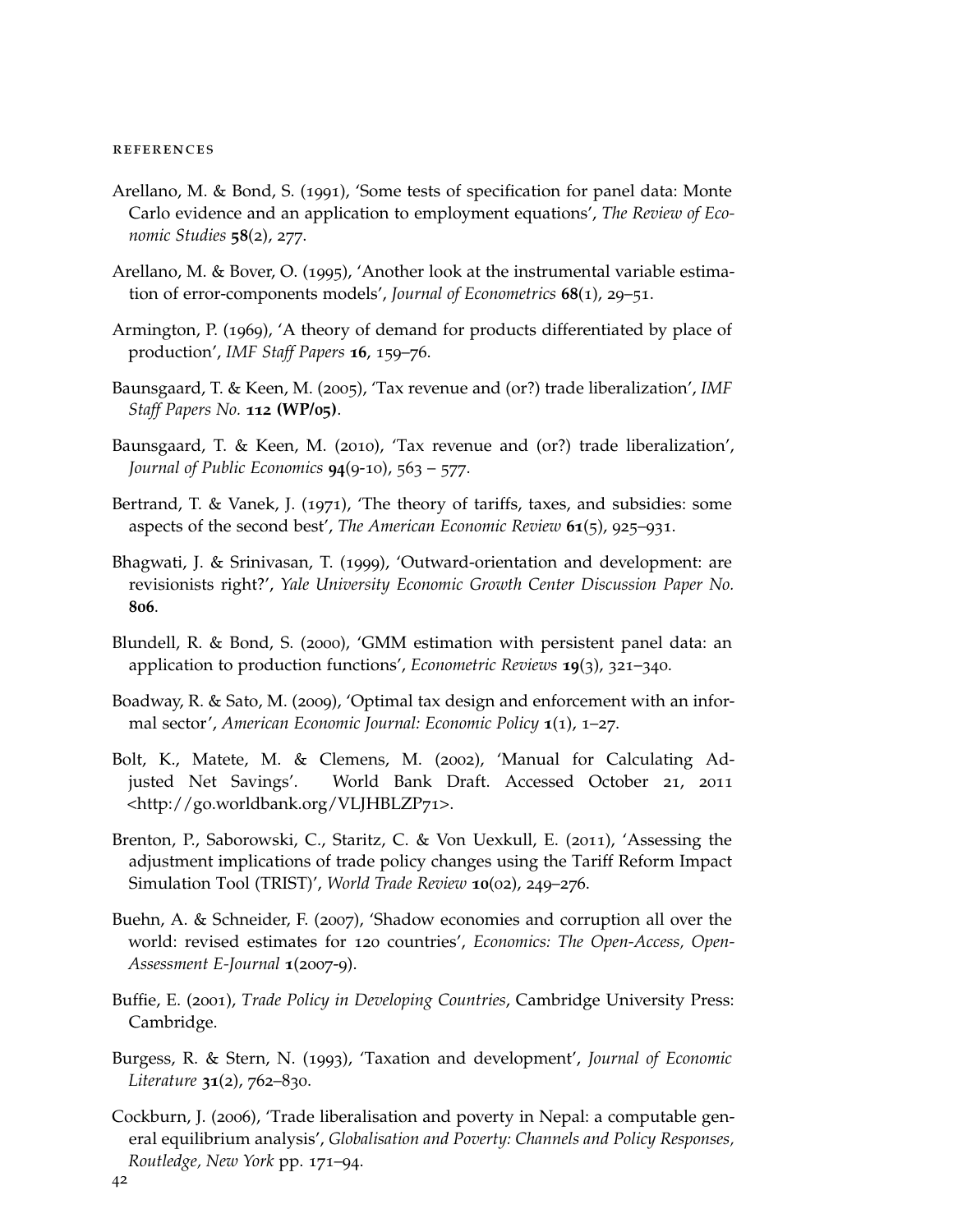## REFERENCES

Arellano, M. & Bond, S. (1991), 'Some tests of specification for panel data: Monte Carlo evidence and an application to employment equations', *The Review of Economic Studies* **58**(2), 277.

Arellano, M. & Bover, O. (1995), 'Another look at the instrumental variable estimation of error-components models', *Journal of Econometrics* **68**(1), 29–51.

Armington, P. (1969), 'A theory of demand for products differentiated by place of production', *IMF Staff Papers* **16**, 159–76.

Baunsgaard, T. & Keen, M. (2005), 'Tax revenue and (or?) trade liberalization', *IMF Staff Papers No.* **112 (WP/05)**.

Baunsgaard, T. & Keen, M. (2010), 'Tax revenue and (or?) trade liberalization', *Journal of Public Economics* **94**(9-10), 563 – 577.

Bertrand, T. & Vanek, J. (1971), 'The theory of tariffs, taxes, and subsidies: some aspects of the second best', *The American Economic Review* **61**(5), 925–931.

Bhagwati, J. & Srinivasan, T. (1999), 'Outward-orientation and development: are revisionists right?', *Yale University Economic Growth Center Discussion Paper No.* **806**.

Blundell, R. & Bond, S. (2000), 'GMM estimation with persistent panel data: an application to production functions', *Econometric Reviews* **19**(3), 321–340.

Boadway, R. & Sato, M. (2009), 'Optimal tax design and enforcement with an informal sector', *American Economic Journal: Economic Policy* **1**(1), 1–27.

Bolt, K., Matete, M. & Clemens, M. (2002), 'Manual for Calculating Adjusted Net Savings'. World Bank Draft. Accessed October 21, 2011 <http://go.worldbank.org/VLJHBLZP71>.

Brenton, P., Saborowski, C., Staritz, C. & Von Uexkull, E. (2011), 'Assessing the adjustment implications of trade policy changes using the Tariff Reform Impact Simulation Tool (TRIST)', *World Trade Review* **10**(02), 249–276.

Buehn, A. & Schneider, F. (2007), 'Shadow economies and corruption all over the world: revised estimates for 120 countries', *Economics: The Open-Access, Open-Assessment E-Journal* **1**(2007-9).

Buffie, E. (2001), *Trade Policy in Developing Countries*, Cambridge University Press: Cambridge.

Burgess, R. & Stern, N. (1993), 'Taxation and development', *Journal of Economic Literature* **31**(2), 762–830.

Cockburn, J. (2006), 'Trade liberalisation and poverty in Nepal: a computable general equilibrium analysis', *Globalisation and Poverty: Channels and Policy Responses, Routledge, New York* pp. 171–94.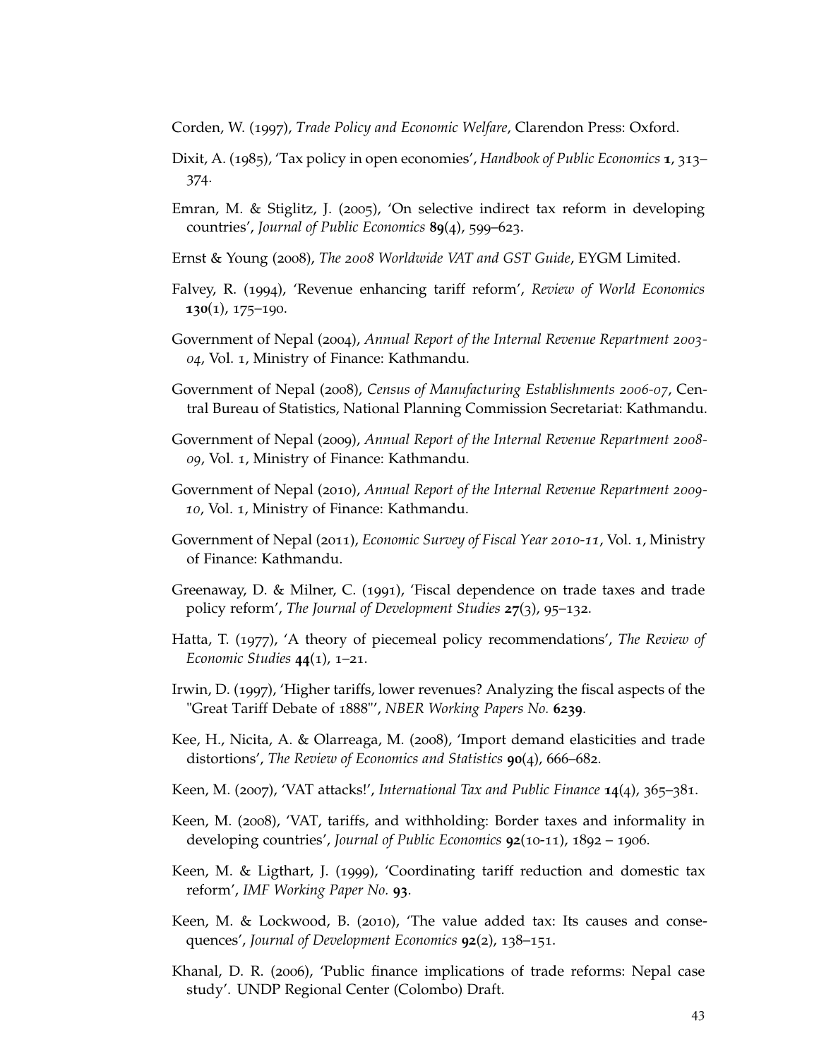Corden, W. (1997), *Trade Policy and Economic Welfare*, Clarendon Press: Oxford.

Dixit, A. (1985), 'Tax policy in open economies', *Handbook of Public Economics* **1**, 313–374.

Emran, M. & Stiglitz, J. (2005), 'On selective indirect tax reform in developing countries', *Journal of Public Economics* **89**(4), 599–623.

Ernst & Young (2008), *The 2008 Worldwide VAT and GST Guide*, EYGM Limited.

Falvey, R. (1994), 'Revenue enhancing tariff reform', *Review of World Economics* **130**(1), 175–190.

Government of Nepal (2004), *Annual Report of the Internal Revenue Repartment 2003-04*, Vol. 1, Ministry of Finance: Kathmandu.

Government of Nepal (2008), *Census of Manufacturing Establishments 2006-07*, Central Bureau of Statistics, National Planning Commission Secretariat: Kathmandu.

Government of Nepal (2009), *Annual Report of the Internal Revenue Repartment 2008-09*, Vol. 1, Ministry of Finance: Kathmandu.

Government of Nepal (2010), *Annual Report of the Internal Revenue Repartment 2009-10*, Vol. 1, Ministry of Finance: Kathmandu.

Government of Nepal (2011), *Economic Survey of Fiscal Year 2010-11*, Vol. 1, Ministry of Finance: Kathmandu.

Greenaway, D. & Milner, C. (1991), 'Fiscal dependence on trade taxes and trade policy reform', *The Journal of Development Studies* **27**(3), 95–132.

Hatta, T. (1977), 'A theory of piecemeal policy recommendations', *The Review of Economic Studies* **44**(1), 1–21.

Irwin, D. (1997), 'Higher tariffs, lower revenues? Analyzing the fiscal aspects of the "Great Tariff Debate of 1888"', *NBER Working Papers No.* **6239**.

Kee, H., Nicita, A. & Olarreaga, M. (2008), 'Import demand elasticities and trade distortions', *The Review of Economics and Statistics* **90**(4), 666–682.

Keen, M. (2007), 'VAT attacks!', *International Tax and Public Finance* **14**(4), 365–381.

Keen, M. (2008), 'VAT, tariffs, and withholding: Border taxes and informality in developing countries', *Journal of Public Economics* **92**(10-11), 1892 – 1906.

Keen, M. & Ligthart, J. (1999), 'Coordinating tariff reduction and domestic tax reform', *IMF Working Paper No.* **93**.

Keen, M. & Lockwood, B. (2010), 'The value added tax: Its causes and consequences', *Journal of Development Economics* **92**(2), 138–151.

Khanal, D. R. (2006), 'Public finance implications of trade reforms: Nepal case study'. UNDP Regional Center (Colombo) Draft.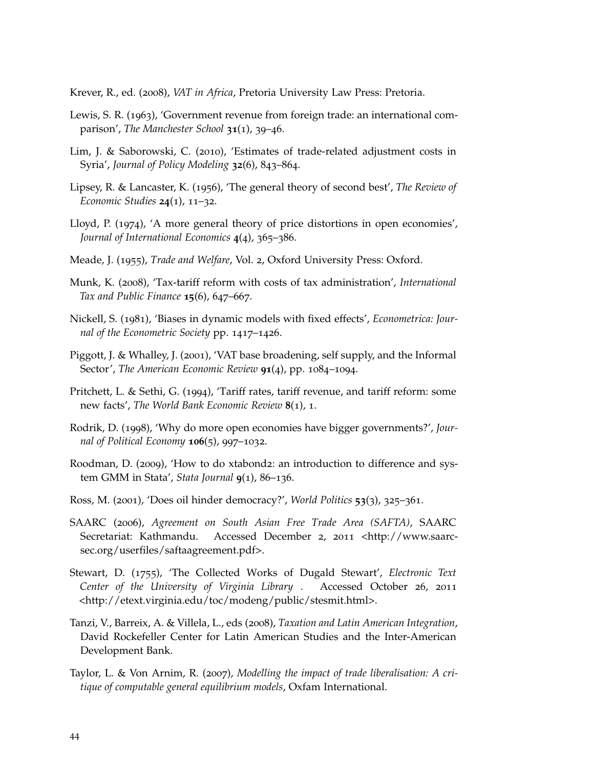Krever, R., ed. (2008), *VAT in Africa*, Pretoria University Law Press: Pretoria.

Lewis, S. R. (1963), 'Government revenue from foreign trade: an international comparison', *The Manchester School* **31**(1), 39–46.

Lim, J. & Saborowski, C. (2010), 'Estimates of trade-related adjustment costs in Syria', *Journal of Policy Modeling* **32**(6), 843–864.

Lipsey, R. & Lancaster, K. (1956), 'The general theory of second best', *The Review of Economic Studies* **24**(1), 11–32.

Lloyd, P. (1974), 'A more general theory of price distortions in open economies', *Journal of International Economics* **4**(4), 365–386.

Meade, J. (1955), *Trade and Welfare*, Vol. 2, Oxford University Press: Oxford.

Munk, K. (2008), 'Tax-tariff reform with costs of tax administration', *International Tax and Public Finance* **15**(6), 647–667.

Nickell, S. (1981), 'Biases in dynamic models with fixed effects', *Econometrica: Journal of the Econometric Society* pp. 1417–1426.

Piggott, J. & Whalley, J. (2001), 'VAT base broadening, self supply, and the Informal Sector', *The American Economic Review* **91**(4), pp. 1084–1094.

Pritchett, L. & Sethi, G. (1994), 'Tariff rates, tariff revenue, and tariff reform: some new facts', *The World Bank Economic Review* **8**(1), 1.

Rodrik, D. (1998), 'Why do more open economies have bigger governments?', *Journal of Political Economy* **106**(5), 997–1032.

Roodman, D. (2009), 'How to do xtabond2: an introduction to difference and system GMM in Stata', *Stata Journal* **9**(1), 86–136.

Ross, M. (2001), 'Does oil hinder democracy?', *World Politics* **53**(3), 325–361.

SAARC (2006), *Agreement on South Asian Free Trade Area (SAFTA)*, SAARC Secretariat: Kathmandu. Accessed December 2, 2011 <http://www.saarc-sec.org/userfiles/saftaagreement.pdf>.

Stewart, D. (1755), 'The Collected Works of Dugald Stewart', *Electronic Text Center of the University of Virginia Library* . Accessed October 26, 2011 <http://etext.virginia.edu/toc/modeng/public/stesmit.html>.

Tanzi, V., Barreix, A. & Villela, L., eds (2008), *Taxation and Latin American Integration*, David Rockefeller Center for Latin American Studies and the Inter-American Development Bank.

Taylor, L. & Von Arnim, R. (2007), *Modelling the impact of trade liberalisation: A critique of computable general equilibrium models*, Oxfam International.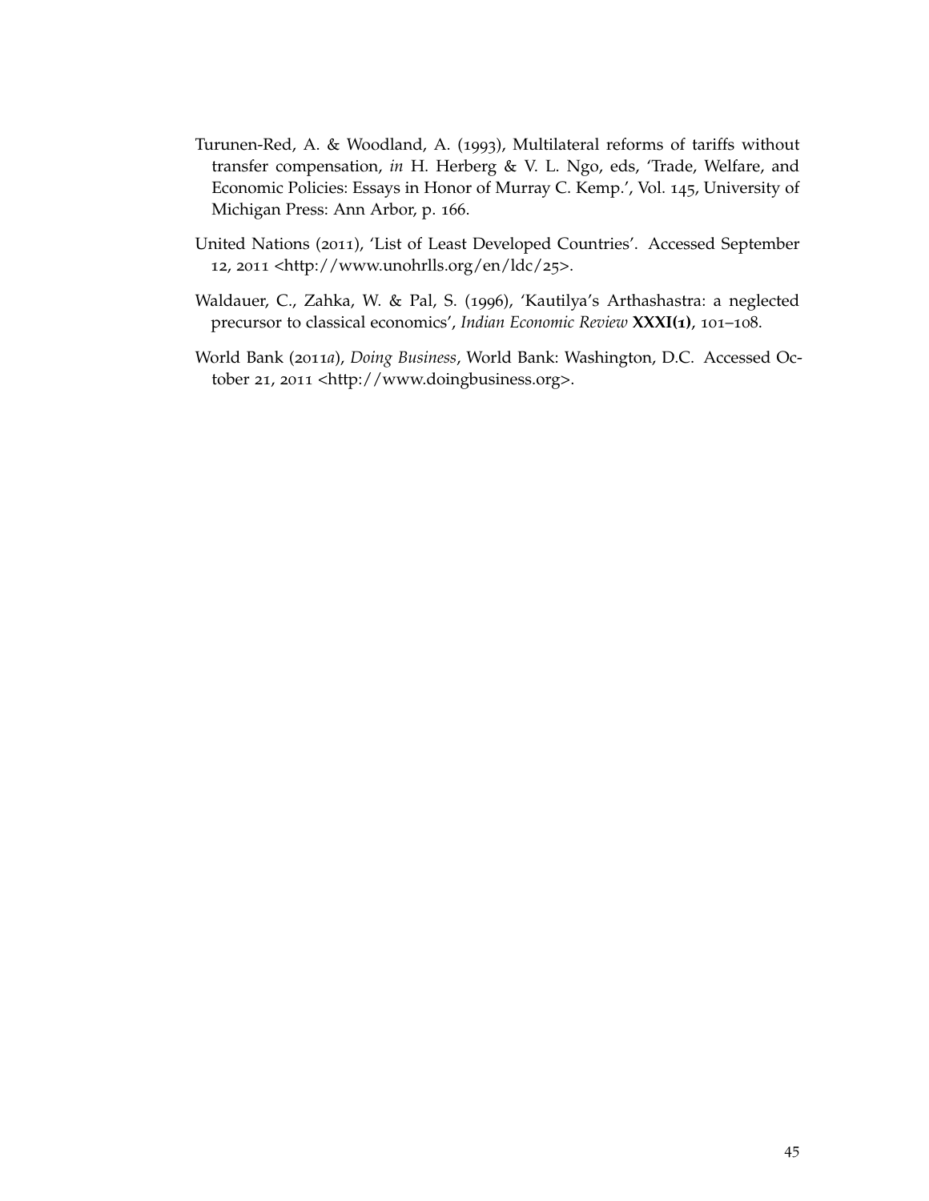Turunen-Red, A. & Woodland, A. (1993), Multilateral reforms of tariffs without transfer compensation, *in* H. Herberg & V. L. Ngo, eds, 'Trade, Welfare, and Economic Policies: Essays in Honor of Murray C. Kemp.', Vol. 145, University of Michigan Press: Ann Arbor, p. 166.

United Nations (2011), 'List of Least Developed Countries'. Accessed September 12, 2011 <http://www.unohrlls.org/en/ldc/25>.

Waldauer, C., Zahka, W. & Pal, S. (1996), 'Kautilya's Arthashastra: a neglected precursor to classical economics', *Indian Economic Review* **XXXI(1)**, 101–108.

World Bank (2011*a*), *Doing Business*, World Bank: Washington, D.C. Accessed October 21, 2011 <http://www.doingbusiness.org>.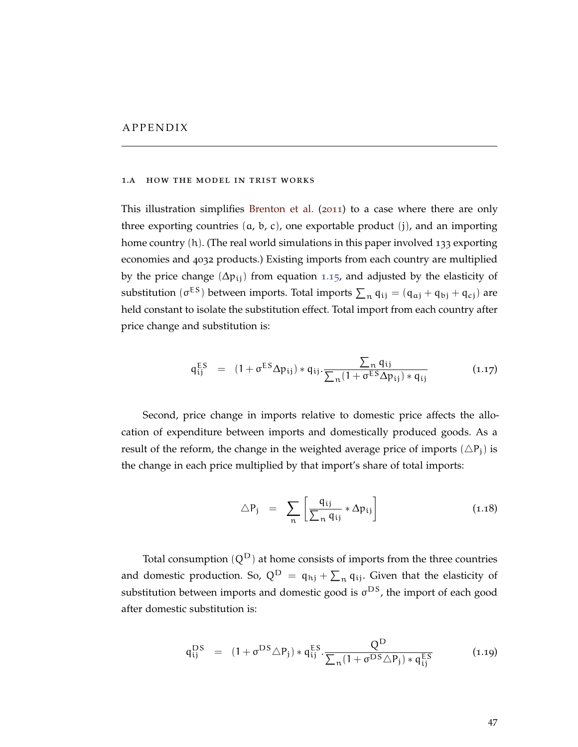# APPENDIX

## 1.A HOW THE MODEL IN TRIST WORKS

This illustration simplifies Brenton et al. (2011) to a case where there are only three exporting countries ($a$, $b$, $c$), one exportable product ($j$), and an importing home country ($h$). (The real world simulations in this paper involved 133 exporting economies and 4032 products.) Existing imports from each country are multiplied by the price change ($\Delta p_{ij}$) from equation 1.15, and adjusted by the elasticity of substitution ($\sigma^{ES}$) between imports. Total imports $\sum_n q_{ij} = (q_{aj} + q_{bj} + q_{cj})$ are held constant to isolate the substitution effect. Total import from each country after price change and substitution is:

$$q_{ij}^{ES} = (1 + \sigma^{ES}\Delta p_{ij}) * q_{ij} \cdot \frac{\sum_n q_{ij}}{\sum_n (1 + \sigma^{ES}\Delta p_{ij}) * q_{ij}} \tag{1.17}$$

Second, price change in imports relative to domestic price affects the allocation of expenditure between imports and domestically produced goods. As a result of the reform, the change in the weighted average price of imports ($\triangle P_j$) is the change in each price multiplied by that import's share of total imports:

$$\triangle P_j = \sum_n \left[ \frac{q_{ij}}{\sum_n q_{ij}} * \Delta p_{ij} \right] \tag{1.18}$$

Total consumption ($Q^D$) at home consists of imports from the three countries and domestic production. So, $Q^D = q_{hj} + \sum_n q_{ij}$. Given that the elasticity of substitution between imports and domestic good is $\sigma^{DS}$, the import of each good after domestic substitution is:

$$q_{ij}^{DS} = (1 + \sigma^{DS}\triangle P_j) * q_{ij}^{ES} \cdot \frac{Q^D}{\sum_n (1 + \sigma^{DS}\triangle P_j) * q_{ij}^{ES}} \tag{1.19}$$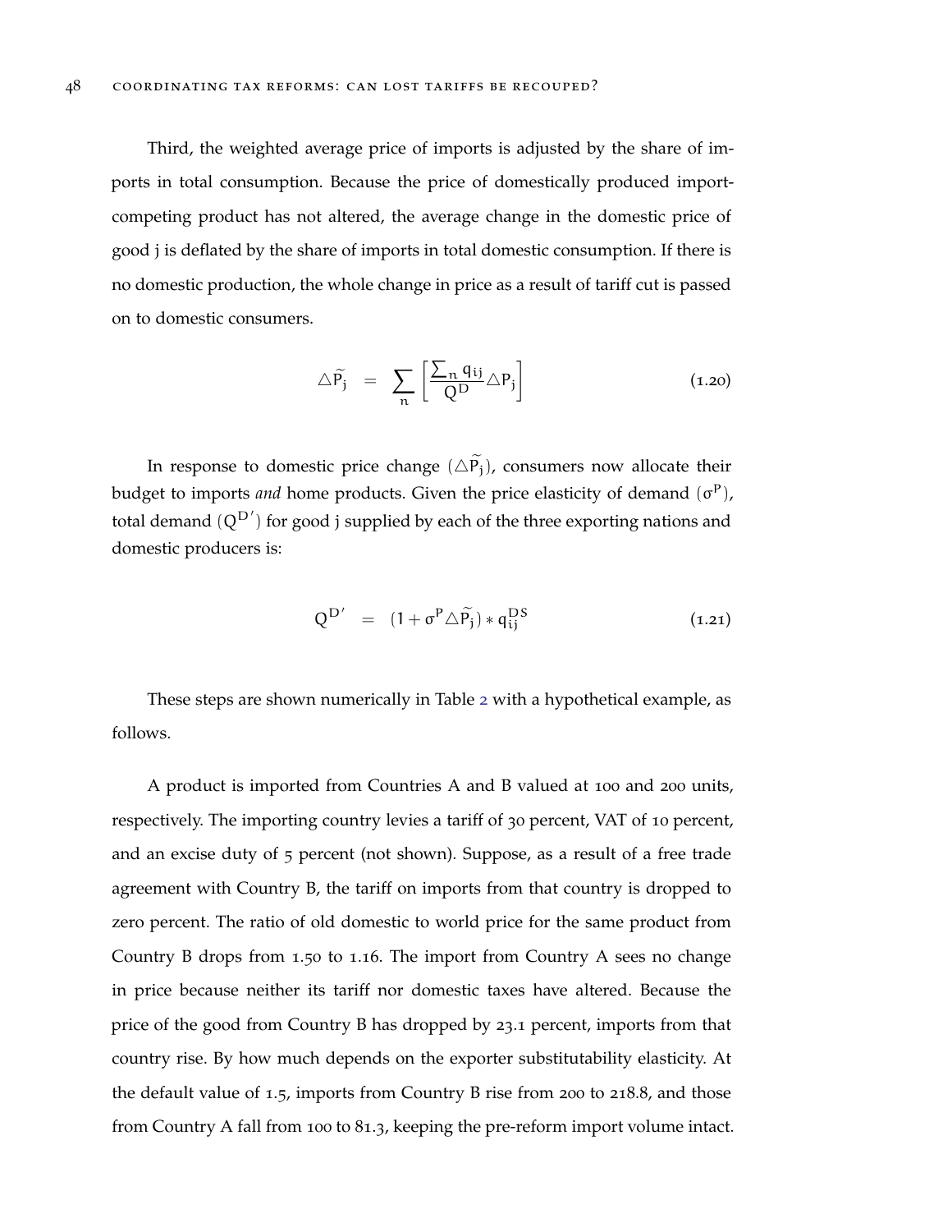Third, the weighted average price of imports is adjusted by the share of imports in total consumption. Because the price of domestically produced import-competing product has not altered, the average change in the domestic price of good j is deflated by the share of imports in total domestic consumption. If there is no domestic production, the whole change in price as a result of tariff cut is passed on to domestic consumers.

$$\triangle \widetilde{P_j} = \sum_n \left[ \frac{\sum_n q_{ij}}{Q^D} \triangle P_j \right] \tag{1.20}$$

In response to domestic price change ($\triangle \widetilde{P_j}$), consumers now allocate their budget to imports *and* home products. Given the price elasticity of demand ($\sigma^P$), total demand ($Q^{D'}$) for good j supplied by each of the three exporting nations and domestic producers is:

$$Q^{D'} = (1 + \sigma^P \triangle \widetilde{P_j}) * q_{ij}^{DS} \tag{1.21}$$

These steps are shown numerically in Table 2 with a hypothetical example, as follows.

A product is imported from Countries A and B valued at 100 and 200 units, respectively. The importing country levies a tariff of 30 percent, VAT of 10 percent, and an excise duty of 5 percent (not shown). Suppose, as a result of a free trade agreement with Country B, the tariff on imports from that country is dropped to zero percent. The ratio of old domestic to world price for the same product from Country B drops from 1.50 to 1.16. The import from Country A sees no change in price because neither its tariff nor domestic taxes have altered. Because the price of the good from Country B has dropped by 23.1 percent, imports from that country rise. By how much depends on the exporter substitutability elasticity. At the default value of 1.5, imports from Country B rise from 200 to 218.8, and those from Country A fall from 100 to 81.3, keeping the pre-reform import volume intact.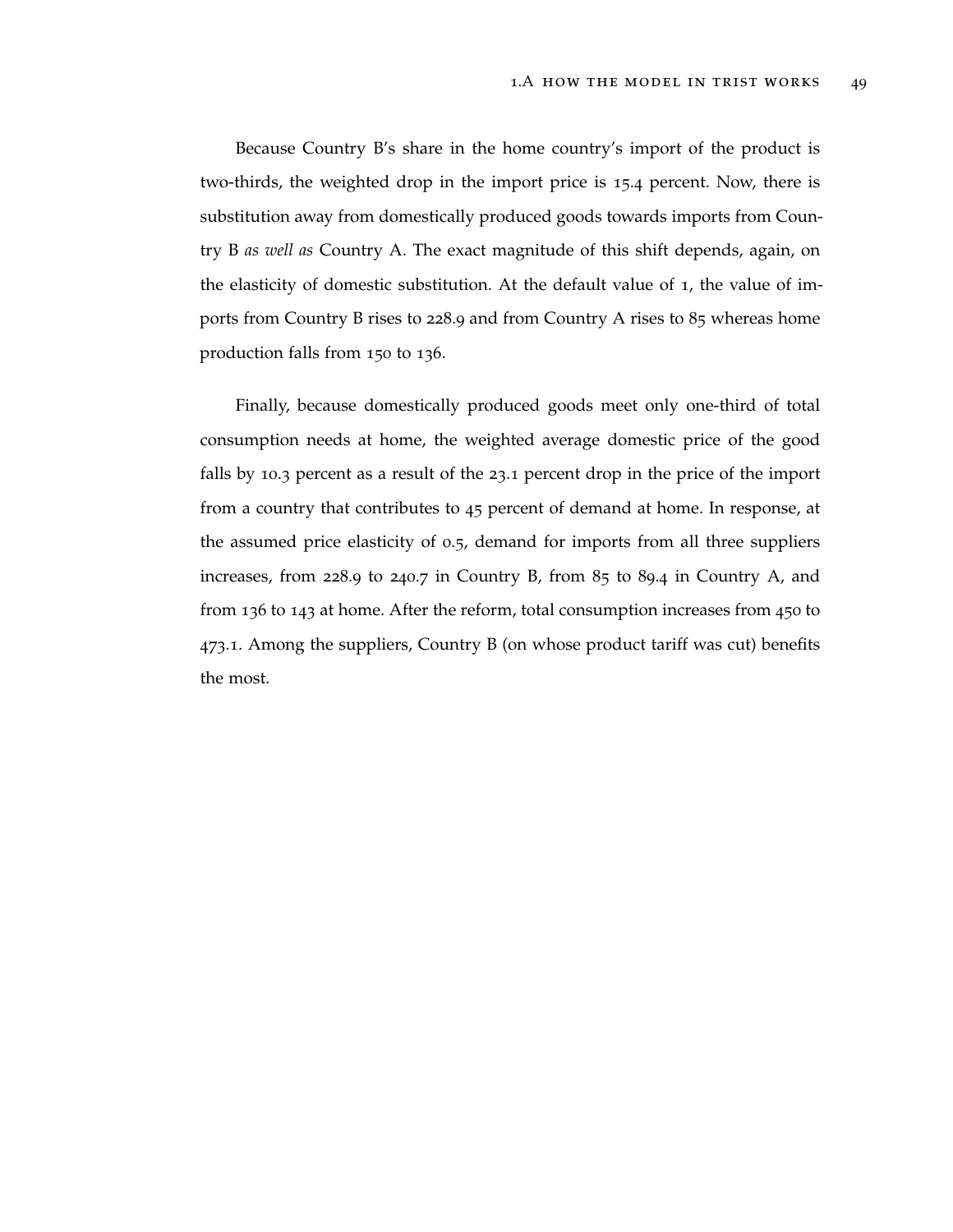Because Country B's share in the home country's import of the product is two-thirds, the weighted drop in the import price is 15.4 percent. Now, there is substitution away from domestically produced goods towards imports from Country B *as well as* Country A. The exact magnitude of this shift depends, again, on the elasticity of domestic substitution. At the default value of 1, the value of imports from Country B rises to 228.9 and from Country A rises to 85 whereas home production falls from 150 to 136.

Finally, because domestically produced goods meet only one-third of total consumption needs at home, the weighted average domestic price of the good falls by 10.3 percent as a result of the 23.1 percent drop in the price of the import from a country that contributes to 45 percent of demand at home. In response, at the assumed price elasticity of 0.5, demand for imports from all three suppliers increases, from 228.9 to 240.7 in Country B, from 85 to 89.4 in Country A, and from 136 to 143 at home. After the reform, total consumption increases from 450 to 473.1. Among the suppliers, Country B (on whose product tariff was cut) benefits the most.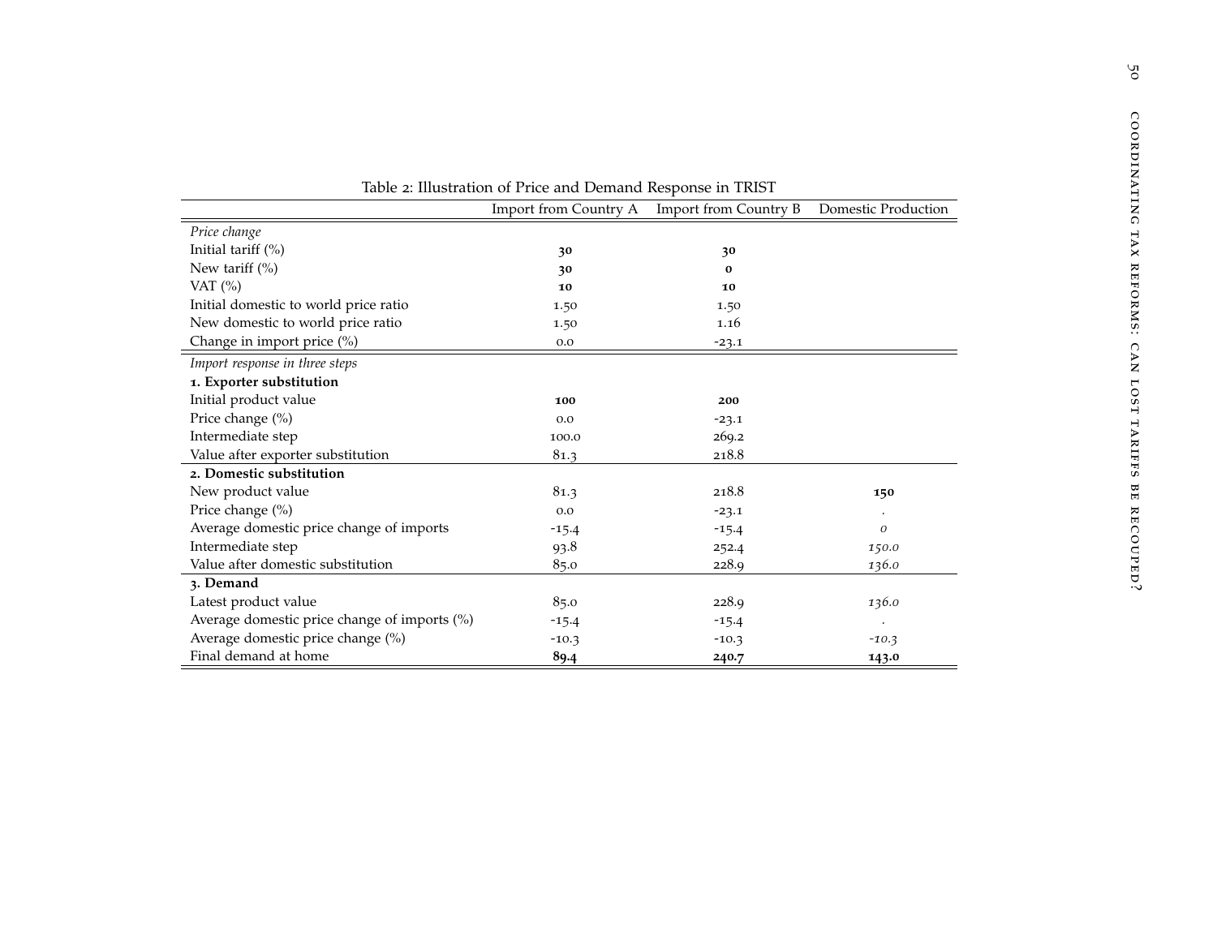Table 2: Illustration of Price and Demand Response in TRIST

| | Import from Country A | Import from Country B | Domestic Production |
|---|---|---|---|
| *Price change* | | | |
| Initial tariff (%) | **30** | **30** | |
| New tariff (%) | **30** | **0** | |
| VAT (%) | **10** | **10** | |
| Initial domestic to world price ratio | 1.50 | 1.50 | |
| New domestic to world price ratio | 1.50 | 1.16 | |
| Change in import price (%) | 0.0 | -23.1 | |
| *Import response in three steps* | | | |
| **1. Exporter substitution** | | | |
| Initial product value | **100** | **200** | |
| Price change (%) | 0.0 | -23.1 | |
| Intermediate step | 100.0 | 269.2 | |
| Value after exporter substitution | 81.3 | 218.8 | |
| **2. Domestic substitution** | | | |
| New product value | 81.3 | 218.8 | **150** |
| Price change (%) | 0.0 | -23.1 | . |
| Average domestic price change of imports | -15.4 | -15.4 | *0* |
| Intermediate step | 93.8 | 252.4 | *150.0* |
| Value after domestic substitution | 85.0 | 228.9 | *136.0* |
| **3. Demand** | | | |
| Latest product value | 85.0 | 228.9 | *136.0* |
| Average domestic price change of imports (%) | -15.4 | -15.4 | . |
| Average domestic price change (%) | -10.3 | -10.3 | *-10.3* |
| Final demand at home | **89.4** | **240.7** | **143.0** |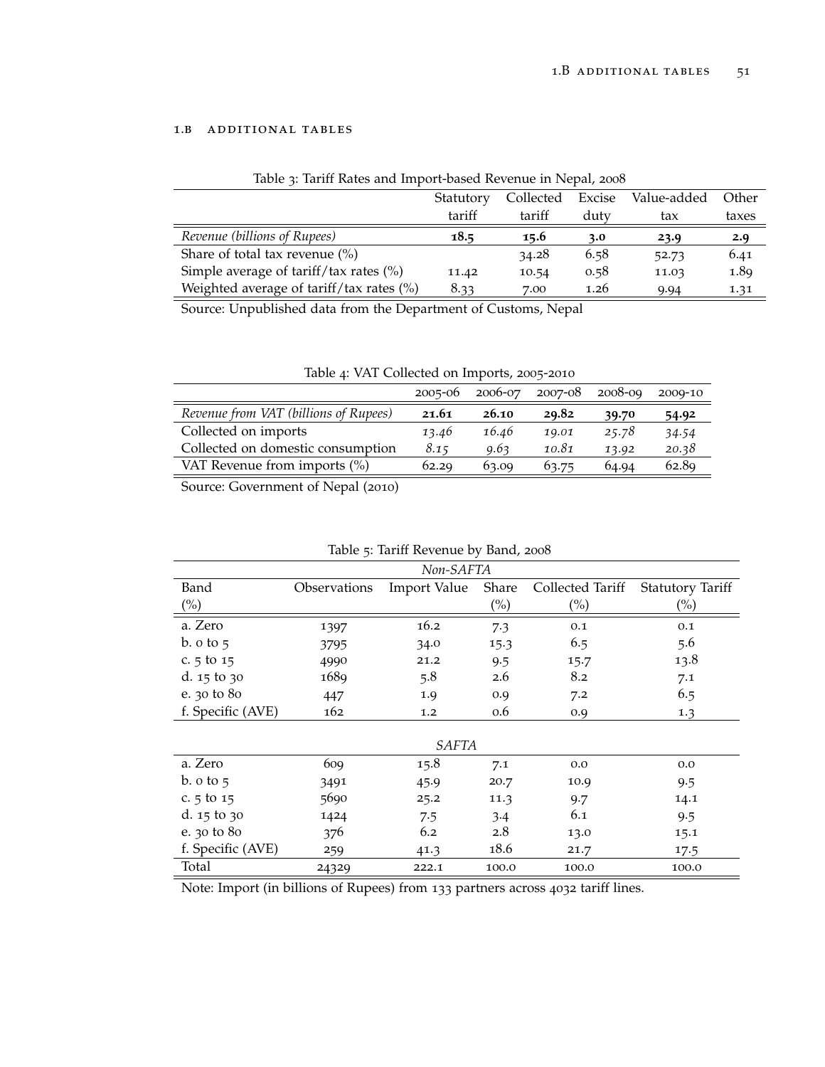## 1.B ADDITIONAL TABLES

Table 3: Tariff Rates and Import-based Revenue in Nepal, 2008

| | Statutory tariff | Collected tariff | Excise duty | Value-added tax | Other taxes |
|---|---|---|---|---|---|
| *Revenue (billions of Rupees)* | **18.5** | **15.6** | **3.0** | **23.9** | **2.9** |
| Share of total tax revenue (%) | | 34.28 | 6.58 | 52.73 | 6.41 |
| Simple average of tariff/tax rates (%) | 11.42 | 10.54 | 0.58 | 11.03 | 1.89 |
| Weighted average of tariff/tax rates (%) | 8.33 | 7.00 | 1.26 | 9.94 | 1.31 |

Source: Unpublished data from the Department of Customs, Nepal

Table 4: VAT Collected on Imports, 2005-2010

| | 2005-06 | 2006-07 | 2007-08 | 2008-09 | 2009-10 |
|---|---|---|---|---|---|
| *Revenue from VAT (billions of Rupees)* | **21.61** | **26.10** | **29.82** | **39.70** | **54.92** |
| Collected on imports | *13.46* | *16.46* | *19.01* | *25.78* | *34.54* |
| Collected on domestic consumption | *8.15* | *9.63* | *10.81* | *13.92* | *20.38* |
| VAT Revenue from imports (%) | 62.29 | 63.09 | 63.75 | 64.94 | 62.89 |

Source: Government of Nepal (2010)

Table 5: Tariff Revenue by Band, 2008

| Band (%) | Observations | Import Value | Share (%) | Collected Tariff (%) | Statutory Tariff (%) |
|---|---|---|---|---|---|
| *Non-SAFTA* | | | | | |
| a. Zero | 1397 | 16.2 | 7.3 | 0.1 | 0.1 |
| b. 0 to 5 | 3795 | 34.0 | 15.3 | 6.5 | 5.6 |
| c. 5 to 15 | 4990 | 21.2 | 9.5 | 15.7 | 13.8 |
| d. 15 to 30 | 1689 | 5.8 | 2.6 | 8.2 | 7.1 |
| e. 30 to 80 | 447 | 1.9 | 0.9 | 7.2 | 6.5 |
| f. Specific (AVE) | 162 | 1.2 | 0.6 | 0.9 | 1.3 |
| *SAFTA* | | | | | |
| a. Zero | 609 | 15.8 | 7.1 | 0.0 | 0.0 |
| b. 0 to 5 | 3491 | 45.9 | 20.7 | 10.9 | 9.5 |
| c. 5 to 15 | 5690 | 25.2 | 11.3 | 9.7 | 14.1 |
| d. 15 to 30 | 1424 | 7.5 | 3.4 | 6.1 | 9.5 |
| e. 30 to 80 | 376 | 6.2 | 2.8 | 13.0 | 15.1 |
| f. Specific (AVE) | 259 | 41.3 | 18.6 | 21.7 | 17.5 |
| Total | 24329 | 222.1 | 100.0 | 100.0 | 100.0 |

Note: Import (in billions of Rupees) from 133 partners across 4032 tariff lines.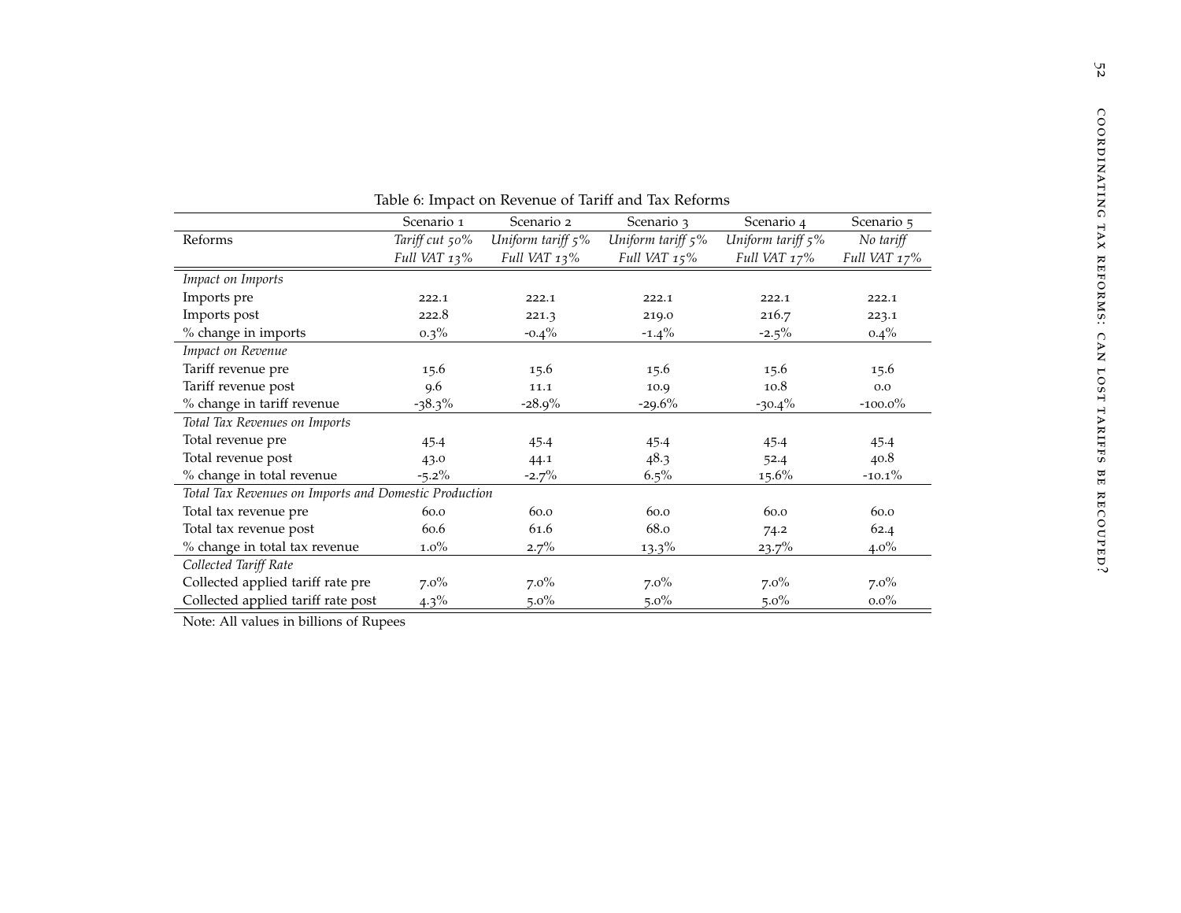Table 6: Impact on Revenue of Tariff and Tax Reforms

| | Scenario 1 | Scenario 2 | Scenario 3 | Scenario 4 | Scenario 5 |
|---|---|---|---|---|---|
| Reforms | *Tariff cut 50%* | *Uniform tariff 5%* | *Uniform tariff 5%* | *Uniform tariff 5%* | *No tariff* |
| | *Full VAT 13%* | *Full VAT 13%* | *Full VAT 15%* | *Full VAT 17%* | *Full VAT 17%* |
| *Impact on Imports* | | | | | |
| Imports pre | 222.1 | 222.1 | 222.1 | 222.1 | 222.1 |
| Imports post | 222.8 | 221.3 | 219.0 | 216.7 | 223.1 |
| % change in imports | 0.3% | -0.4% | -1.4% | -2.5% | 0.4% |
| *Impact on Revenue* | | | | | |
| Tariff revenue pre | 15.6 | 15.6 | 15.6 | 15.6 | 15.6 |
| Tariff revenue post | 9.6 | 11.1 | 10.9 | 10.8 | 0.0 |
| % change in tariff revenue | -38.3% | -28.9% | -29.6% | -30.4% | -100.0% |
| *Total Tax Revenues on Imports* | | | | | |
| Total revenue pre | 45.4 | 45.4 | 45.4 | 45.4 | 45.4 |
| Total revenue post | 43.0 | 44.1 | 48.3 | 52.4 | 40.8 |
| % change in total revenue | -5.2% | -2.7% | 6.5% | 15.6% | -10.1% |
| *Total Tax Revenues on Imports and Domestic Production* | | | | | |
| Total tax revenue pre | 60.0 | 60.0 | 60.0 | 60.0 | 60.0 |
| Total tax revenue post | 60.6 | 61.6 | 68.0 | 74.2 | 62.4 |
| % change in total tax revenue | 1.0% | 2.7% | 13.3% | 23.7% | 4.0% |
| *Collected Tariff Rate* | | | | | |
| Collected applied tariff rate pre | 7.0% | 7.0% | 7.0% | 7.0% | 7.0% |
| Collected applied tariff rate post | 4.3% | 5.0% | 5.0% | 5.0% | 0.0% |

Note: All values in billions of Rupees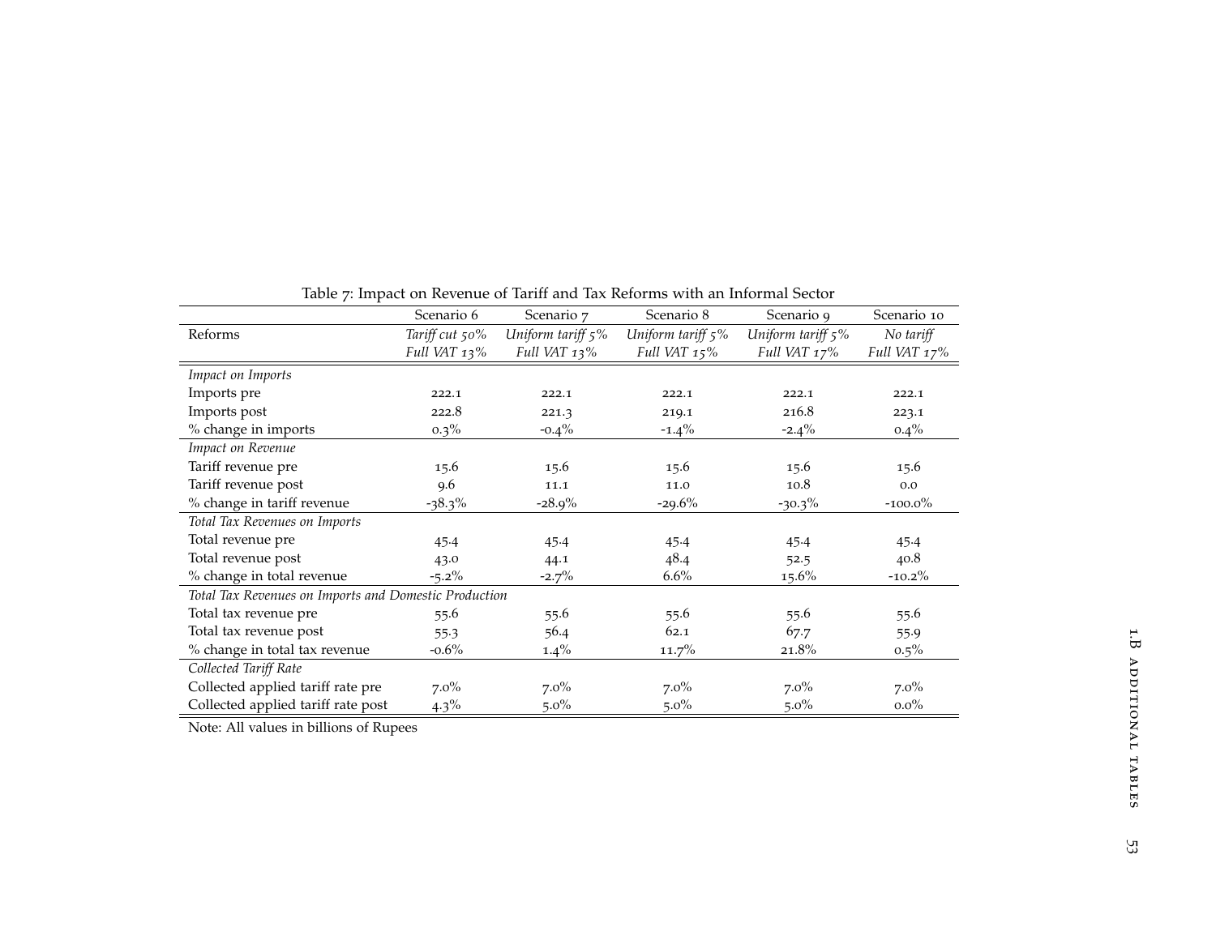Table 7: Impact on Revenue of Tariff and Tax Reforms with an Informal Sector

| | Scenario 6 | Scenario 7 | Scenario 8 | Scenario 9 | Scenario 10 |
|---|---|---|---|---|---|
| Reforms | *Tariff cut 50%* *Full VAT 13%* | *Uniform tariff 5%* *Full VAT 13%* | *Uniform tariff 5%* *Full VAT 15%* | *Uniform tariff 5%* *Full VAT 17%* | *No tariff* *Full VAT 17%* |
| *Impact on Imports* | | | | | |
| Imports pre | 222.1 | 222.1 | 222.1 | 222.1 | 222.1 |
| Imports post | 222.8 | 221.3 | 219.1 | 216.8 | 223.1 |
| % change in imports | 0.3% | -0.4% | -1.4% | -2.4% | 0.4% |
| *Impact on Revenue* | | | | | |
| Tariff revenue pre | 15.6 | 15.6 | 15.6 | 15.6 | 15.6 |
| Tariff revenue post | 9.6 | 11.1 | 11.0 | 10.8 | 0.0 |
| % change in tariff revenue | -38.3% | -28.9% | -29.6% | -30.3% | -100.0% |
| *Total Tax Revenues on Imports* | | | | | |
| Total revenue pre | 45.4 | 45.4 | 45.4 | 45.4 | 45.4 |
| Total revenue post | 43.0 | 44.1 | 48.4 | 52.5 | 40.8 |
| % change in total revenue | -5.2% | -2.7% | 6.6% | 15.6% | -10.2% |
| *Total Tax Revenues on Imports and Domestic Production* | | | | | |
| Total tax revenue pre | 55.6 | 55.6 | 55.6 | 55.6 | 55.6 |
| Total tax revenue post | 55.3 | 56.4 | 62.1 | 67.7 | 55.9 |
| % change in total tax revenue | -0.6% | 1.4% | 11.7% | 21.8% | 0.5% |
| *Collected Tariff Rate* | | | | | |
| Collected applied tariff rate pre | 7.0% | 7.0% | 7.0% | 7.0% | 7.0% |
| Collected applied tariff rate post | 4.3% | 5.0% | 5.0% | 5.0% | 0.0% |

Note: All values in billions of Rupees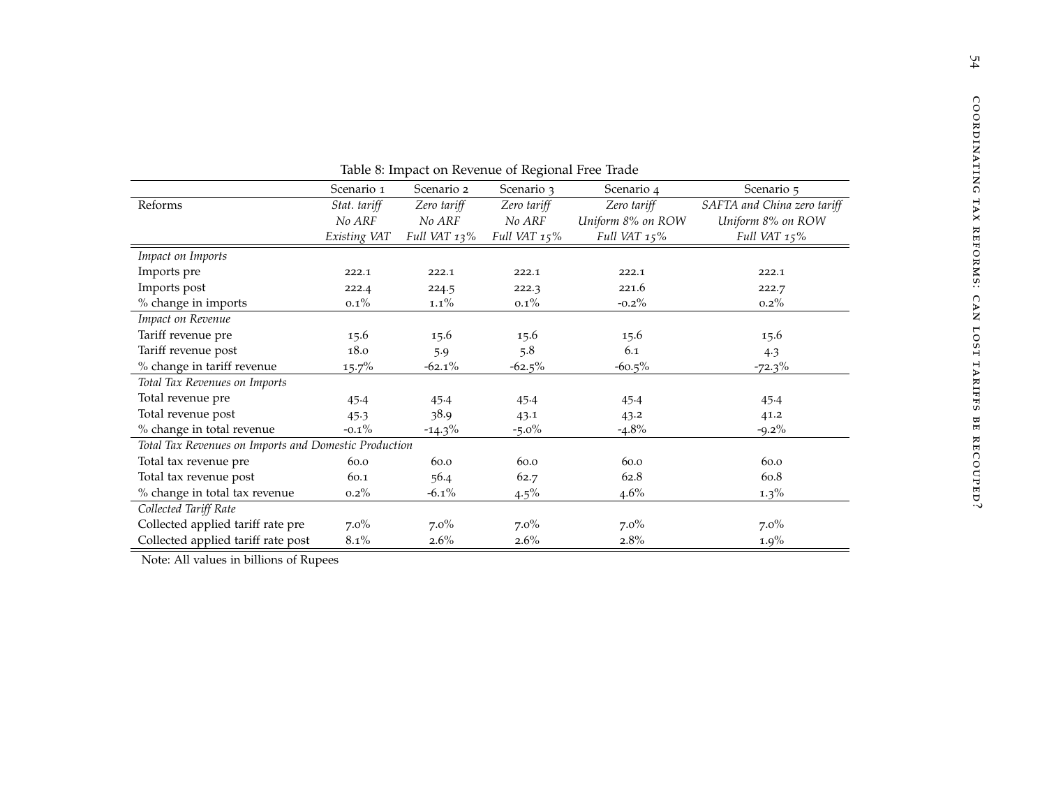Table 8: Impact on Revenue of Regional Free Trade

| | Scenario 1 | Scenario 2 | Scenario 3 | Scenario 4 | Scenario 5 |
|---|---|---|---|---|---|
| Reforms | *Stat. tariff* | *Zero tariff* | *Zero tariff* | *Zero tariff* | *SAFTA and China zero tariff* |
| | *No ARF* | *No ARF* | *No ARF* | *Uniform 8% on ROW* | *Uniform 8% on ROW* |
| | *Existing VAT* | *Full VAT 13%* | *Full VAT 15%* | *Full VAT 15%* | *Full VAT 15%* |
| *Impact on Imports* | | | | | |
| Imports pre | 222.1 | 222.1 | 222.1 | 222.1 | 222.1 |
| Imports post | 222.4 | 224.5 | 222.3 | 221.6 | 222.7 |
| % change in imports | 0.1% | 1.1% | 0.1% | -0.2% | 0.2% |
| *Impact on Revenue* | | | | | |
| Tariff revenue pre | 15.6 | 15.6 | 15.6 | 15.6 | 15.6 |
| Tariff revenue post | 18.0 | 5.9 | 5.8 | 6.1 | 4.3 |
| % change in tariff revenue | 15.7% | -62.1% | -62.5% | -60.5% | -72.3% |
| *Total Tax Revenues on Imports* | | | | | |
| Total revenue pre | 45.4 | 45.4 | 45.4 | 45.4 | 45.4 |
| Total revenue post | 45.3 | 38.9 | 43.1 | 43.2 | 41.2 |
| % change in total revenue | -0.1% | -14.3% | -5.0% | -4.8% | -9.2% |
| *Total Tax Revenues on Imports and Domestic Production* | | | | | |
| Total tax revenue pre | 60.0 | 60.0 | 60.0 | 60.0 | 60.0 |
| Total tax revenue post | 60.1 | 56.4 | 62.7 | 62.8 | 60.8 |
| % change in total tax revenue | 0.2% | -6.1% | 4.5% | 4.6% | 1.3% |
| *Collected Tariff Rate* | | | | | |
| Collected applied tariff rate pre | 7.0% | 7.0% | 7.0% | 7.0% | 7.0% |
| Collected applied tariff rate post | 8.1% | 2.6% | 2.6% | 2.8% | 1.9% |

Note: All values in billions of Rupees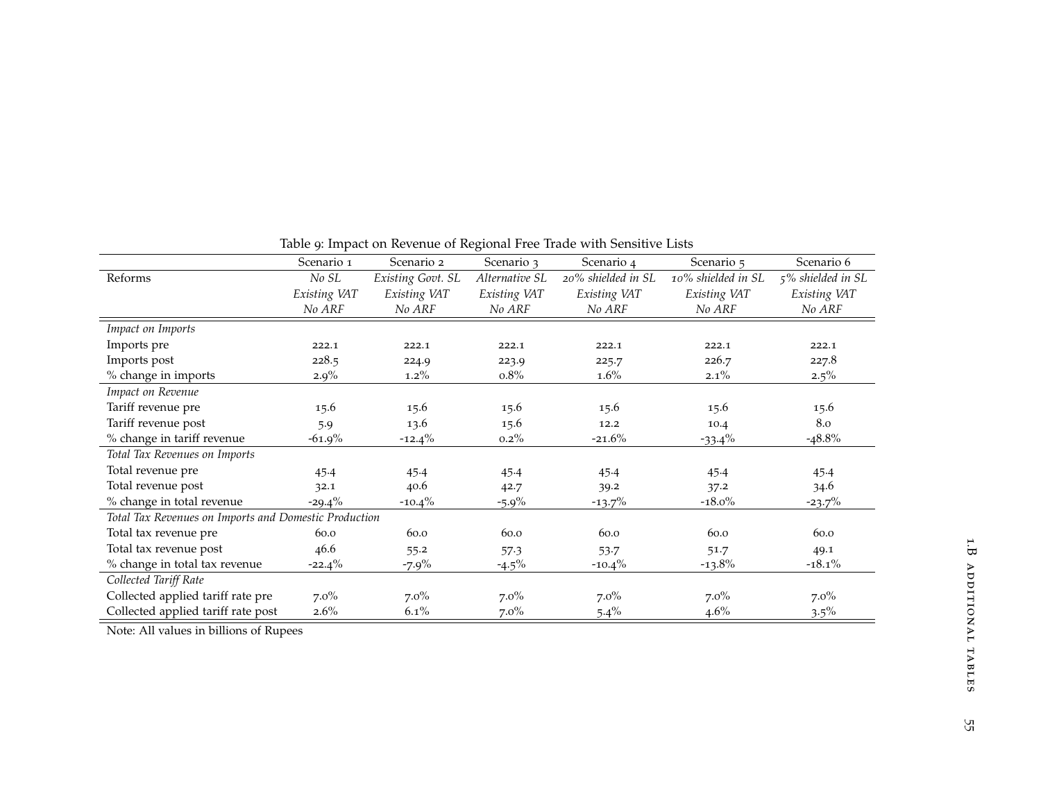Table 9: Impact on Revenue of Regional Free Trade with Sensitive Lists

| | Scenario 1 | Scenario 2 | Scenario 3 | Scenario 4 | Scenario 5 | Scenario 6 |
|---|---|---|---|---|---|---|
| Reforms | *No SL* | *Existing Govt. SL* | *Alternative SL* | *20% shielded in SL* | *10% shielded in SL* | *5% shielded in SL* |
| | *Existing VAT* | *Existing VAT* | *Existing VAT* | *Existing VAT* | *Existing VAT* | *Existing VAT* |
| | *No ARF* | *No ARF* | *No ARF* | *No ARF* | *No ARF* | *No ARF* |
| *Impact on Imports* | | | | | | |
| Imports pre | 222.1 | 222.1 | 222.1 | 222.1 | 222.1 | 222.1 |
| Imports post | 228.5 | 224.9 | 223.9 | 225.7 | 226.7 | 227.8 |
| % change in imports | 2.9% | 1.2% | 0.8% | 1.6% | 2.1% | 2.5% |
| *Impact on Revenue* | | | | | | |
| Tariff revenue pre | 15.6 | 15.6 | 15.6 | 15.6 | 15.6 | 15.6 |
| Tariff revenue post | 5.9 | 13.6 | 15.6 | 12.2 | 10.4 | 8.0 |
| % change in tariff revenue | -61.9% | -12.4% | 0.2% | -21.6% | -33.4% | -48.8% |
| *Total Tax Revenues on Imports* | | | | | | |
| Total revenue pre | 45.4 | 45.4 | 45.4 | 45.4 | 45.4 | 45.4 |
| Total revenue post | 32.1 | 40.6 | 42.7 | 39.2 | 37.2 | 34.6 |
| % change in total revenue | -29.4% | -10.4% | -5.9% | -13.7% | -18.0% | -23.7% |
| *Total Tax Revenues on Imports and Domestic Production* | | | | | | |
| Total tax revenue pre | 60.0 | 60.0 | 60.0 | 60.0 | 60.0 | 60.0 |
| Total tax revenue post | 46.6 | 55.2 | 57.3 | 53.7 | 51.7 | 49.1 |
| % change in total tax revenue | -22.4% | -7.9% | -4.5% | -10.4% | -13.8% | -18.1% |
| *Collected Tariff Rate* | | | | | | |
| Collected applied tariff rate pre | 7.0% | 7.0% | 7.0% | 7.0% | 7.0% | 7.0% |
| Collected applied tariff rate post | 2.6% | 6.1% | 7.0% | 5.4% | 4.6% | 3.5% |

Note: All values in billions of Rupees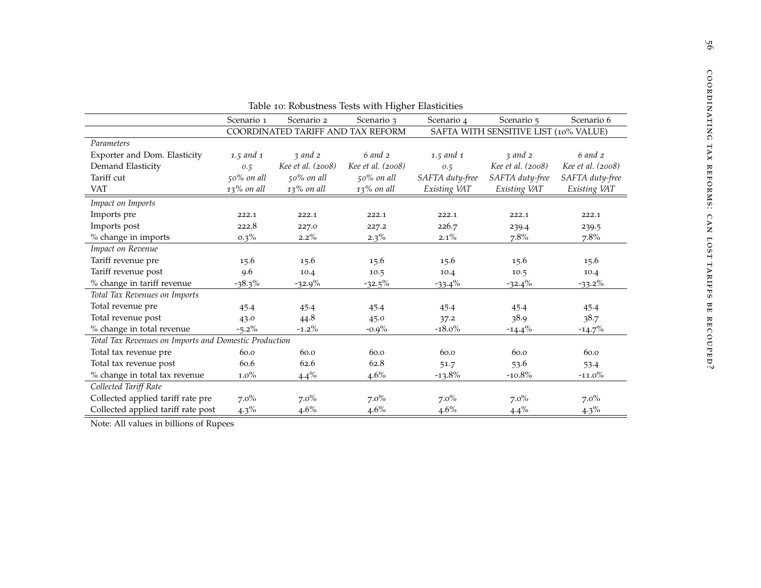Table 10: Robustness Tests with Higher Elasticities

| | Scenario 1 | Scenario 2 | Scenario 3 | Scenario 4 | Scenario 5 | Scenario 6 |
|---|---|---|---|---|---|---|
| | COORDINATED TARIFF AND TAX REFORM | | | SAFTA WITH SENSITIVE LIST (10% VALUE) | | |
| *Parameters* | | | | | | |
| Exporter and Dom. Elasticity | *1.5 and 1* | *3 and 2* | *6 and 2* | *1.5 and 1* | *3 and 2* | *6 and 2* |
| Demand Elasticity | *0.5* | *Kee et al. (2008)* | *Kee et al. (2008)* | *0.5* | *Kee et al. (2008)* | *Kee et al. (2008)* |
| Tariff cut | *50% on all* | *50% on all* | *50% on all* | *SAFTA duty-free* | *SAFTA duty-free* | *SAFTA duty-free* |
| VAT | *13% on all* | *13% on all* | *13% on all* | *Existing VAT* | *Existing VAT* | *Existing VAT* |
| *Impact on Imports* | | | | | | |
| Imports pre | 222.1 | 222.1 | 222.1 | 222.1 | 222.1 | 222.1 |
| Imports post | 222.8 | 227.0 | 227.2 | 226.7 | 239.4 | 239.5 |
| % change in imports | 0.3% | 2.2% | 2.3% | 2.1% | 7.8% | 7.8% |
| *Impact on Revenue* | | | | | | |
| Tariff revenue pre | 15.6 | 15.6 | 15.6 | 15.6 | 15.6 | 15.6 |
| Tariff revenue post | 9.6 | 10.4 | 10.5 | 10.4 | 10.5 | 10.4 |
| % change in tariff revenue | -38.3% | -32.9% | -32.5% | -33.4% | -32.4% | -33.2% |
| *Total Tax Revenues on Imports* | | | | | | |
| Total revenue pre | 45.4 | 45.4 | 45.4 | 45.4 | 45.4 | 45.4 |
| Total revenue post | 43.0 | 44.8 | 45.0 | 37.2 | 38.9 | 38.7 |
| % change in total revenue | -5.2% | -1.2% | -0.9% | -18.0% | -14.4% | -14.7% |
| *Total Tax Revenues on Imports and Domestic Production* | | | | | | |
| Total tax revenue pre | 60.0 | 60.0 | 60.0 | 60.0 | 60.0 | 60.0 |
| Total tax revenue post | 60.6 | 62.6 | 62.8 | 51.7 | 53.6 | 53.4 |
| % change in total tax revenue | 1.0% | 4.4% | 4.6% | -13.8% | -10.8% | -11.0% |
| *Collected Tariff Rate* | | | | | | |
| Collected applied tariff rate pre | 7.0% | 7.0% | 7.0% | 7.0% | 7.0% | 7.0% |
| Collected applied tariff rate post | 4.3% | 4.6% | 4.6% | 4.6% | 4.4% | 4.3% |

Note: All values in billions of Rupees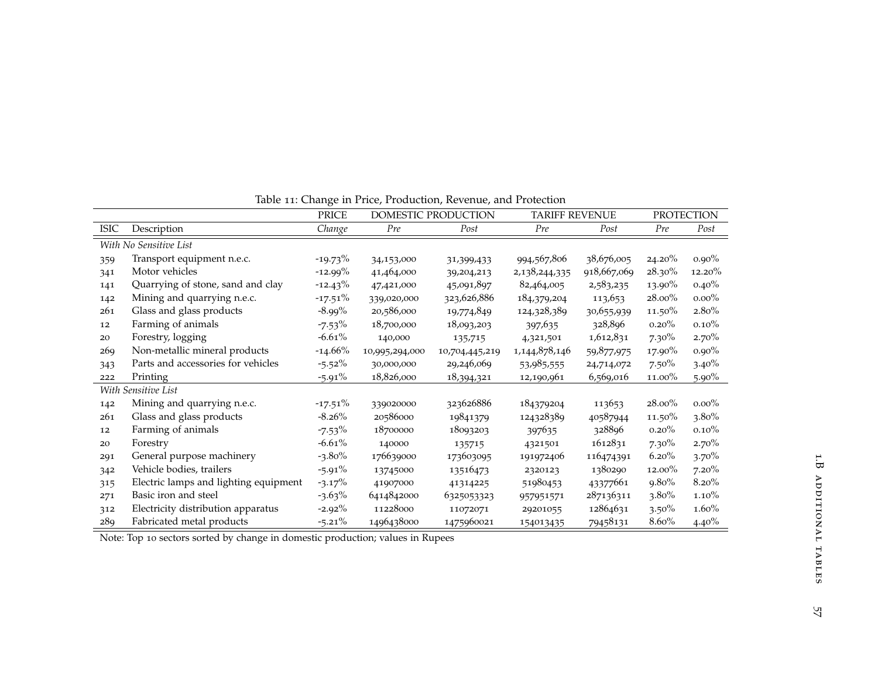Table 11: Change in Price, Production, Revenue, and Protection

| | | PRICE | DOMESTIC PRODUCTION | | TARIFF REVENUE | | PROTECTION | |
|---|---|---|---|---|---|---|---|---|
| ISIC | Description | *Change* | *Pre* | *Post* | *Pre* | *Post* | *Pre* | *Post* |
| *With No Sensitive List* | | | | | | | | |
| 359 | Transport equipment n.e.c. | -19.73% | 34,153,000 | 31,399,433 | 994,567,806 | 38,676,005 | 24.20% | 0.90% |
| 341 | Motor vehicles | -12.99% | 41,464,000 | 39,204,213 | 2,138,244,335 | 918,667,069 | 28.30% | 12.20% |
| 141 | Quarrying of stone, sand and clay | -12.43% | 47,421,000 | 45,091,897 | 82,464,005 | 2,583,235 | 13.90% | 0.40% |
| 142 | Mining and quarrying n.e.c. | -17.51% | 339,020,000 | 323,626,886 | 184,379,204 | 113,653 | 28.00% | 0.00% |
| 261 | Glass and glass products | -8.99% | 20,586,000 | 19,774,849 | 124,328,389 | 30,655,939 | 11.50% | 2.80% |
| 12 | Farming of animals | -7.53% | 18,700,000 | 18,093,203 | 397,635 | 328,896 | 0.20% | 0.10% |
| 20 | Forestry, logging | -6.61% | 140,000 | 135,715 | 4,321,501 | 1,612,831 | 7.30% | 2.70% |
| 269 | Non-metallic mineral products | -14.66% | 10,995,294,000 | 10,704,445,219 | 1,144,878,146 | 59,877,975 | 17.90% | 0.90% |
| 343 | Parts and accessories for vehicles | -5.52% | 30,000,000 | 29,246,069 | 53,985,555 | 24,714,072 | 7.50% | 3.40% |
| 222 | Printing | -5.91% | 18,826,000 | 18,394,321 | 12,190,961 | 6,569,016 | 11.00% | 5.90% |
| *With Sensitive List* | | | | | | | | |
| 142 | Mining and quarrying n.e.c. | -17.51% | 339020000 | 323626886 | 184379204 | 113653 | 28.00% | 0.00% |
| 261 | Glass and glass products | -8.26% | 20586000 | 19841379 | 124328389 | 40587944 | 11.50% | 3.80% |
| 12 | Farming of animals | -7.53% | 18700000 | 18093203 | 397635 | 328896 | 0.20% | 0.10% |
| 20 | Forestry | -6.61% | 140000 | 135715 | 4321501 | 1612831 | 7.30% | 2.70% |
| 291 | General purpose machinery | -3.80% | 176639000 | 173603095 | 191972406 | 116474391 | 6.20% | 3.70% |
| 342 | Vehicle bodies, trailers | -5.91% | 13745000 | 13516473 | 2320123 | 1380290 | 12.00% | 7.20% |
| 315 | Electric lamps and lighting equipment | -3.17% | 41907000 | 41314225 | 51980453 | 43377661 | 9.80% | 8.20% |
| 271 | Basic iron and steel | -3.63% | 6414842000 | 6325053323 | 957951571 | 287136311 | 3.80% | 1.10% |
| 312 | Electricity distribution apparatus | -2.92% | 11228000 | 11072071 | 29201055 | 12864631 | 3.50% | 1.60% |
| 289 | Fabricated metal products | -5.21% | 1496438000 | 1475960021 | 154013435 | 79458131 | 8.60% | 4.40% |

Note: Top 10 sectors sorted by change in domestic production; values in Rupees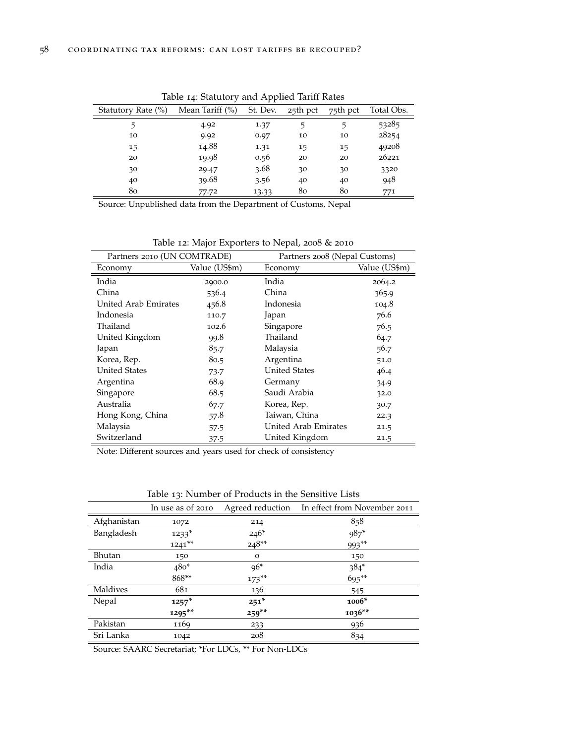Table 14: Statutory and Applied Tariff Rates

| Statutory Rate (%) | Mean Tariff (%) | St. Dev. | 25th pct | 75th pct | Total Obs. |
|---|---|---|---|---|---|
| 5 | 4.92 | 1.37 | 5 | 5 | 53285 |
| 10 | 9.92 | 0.97 | 10 | 10 | 28254 |
| 15 | 14.88 | 1.31 | 15 | 15 | 49208 |
| 20 | 19.98 | 0.56 | 20 | 20 | 26221 |
| 30 | 29.47 | 3.68 | 30 | 30 | 3320 |
| 40 | 39.68 | 3.56 | 40 | 40 | 948 |
| 80 | 77.72 | 13.33 | 80 | 80 | 771 |

Source: Unpublished data from the Department of Customs, Nepal

Table 12: Major Exporters to Nepal, 2008 & 2010

| Partners 2010 (UN COMTRADE) | | Partners 2008 (Nepal Customs) | |
|---|---|---|---|
| Economy | Value (US$m) | Economy | Value (US$m) |
| India | 2900.0 | India | 2064.2 |
| China | 536.4 | China | 365.9 |
| United Arab Emirates | 456.8 | Indonesia | 104.8 |
| Indonesia | 110.7 | Japan | 76.6 |
| Thailand | 102.6 | Singapore | 76.5 |
| United Kingdom | 99.8 | Thailand | 64.7 |
| Japan | 85.7 | Malaysia | 56.7 |
| Korea, Rep. | 80.5 | Argentina | 51.0 |
| United States | 73.7 | United States | 46.4 |
| Argentina | 68.9 | Germany | 34.9 |
| Singapore | 68.5 | Saudi Arabia | 32.0 |
| Australia | 67.7 | Korea, Rep. | 30.7 |
| Hong Kong, China | 57.8 | Taiwan, China | 22.3 |
| Malaysia | 57.5 | United Arab Emirates | 21.5 |
| Switzerland | 37.5 | United Kingdom | 21.5 |

Note: Different sources and years used for check of consistency

Table 13: Number of Products in the Sensitive Lists

| | In use as of 2010 | Agreed reduction | In effect from November 2011 |
|---|---|---|---|
| Afghanistan | 1072 | 214 | 858 |
| Bangladesh | 1233* | 246* | 987* |
| | 1241** | 248** | 993** |
| Bhutan | 150 | 0 | 150 |
| India | 480* | 96* | 384* |
| | 868** | 173** | 695** |
| Maldives | 681 | 136 | 545 |
| Nepal | **1257*** | **251*** | **1006*** |
| | **1295**** | **259**** | **1036**** |
| Pakistan | 1169 | 233 | 936 |
| Sri Lanka | 1042 | 208 | 834 |

Source: SAARC Secretariat; *For LDCs, ** For Non-LDCs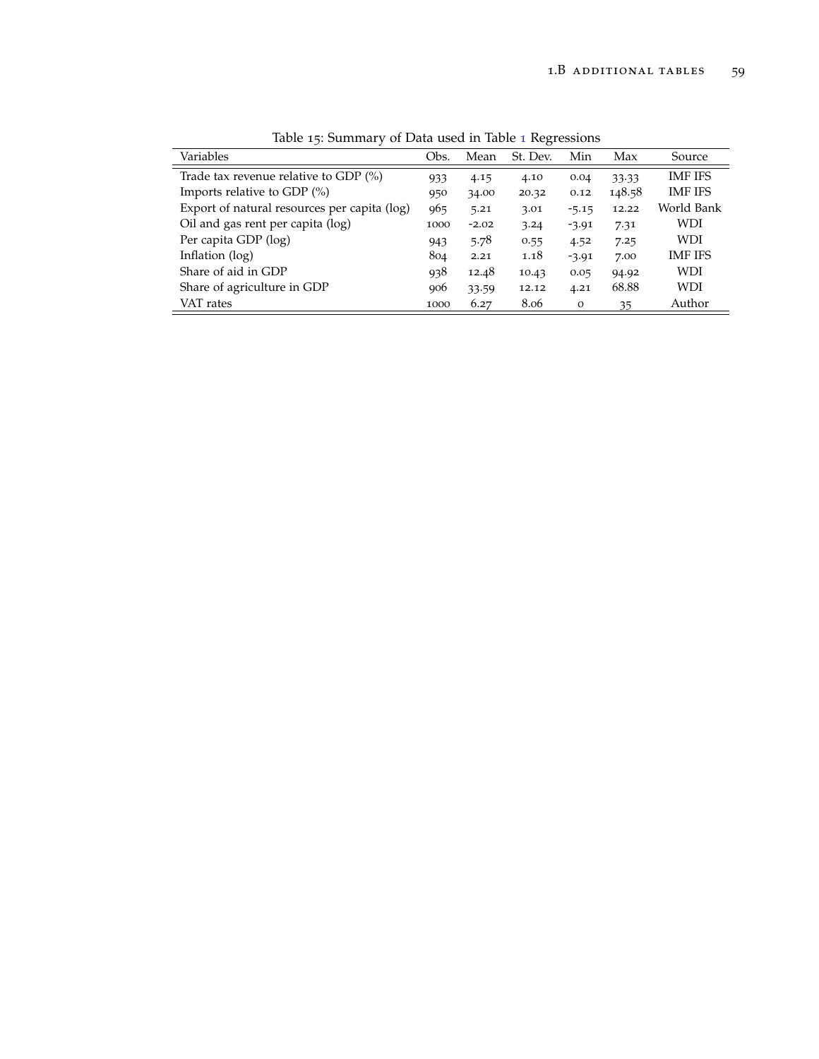Table 15: Summary of Data used in Table 1 Regressions

| Variables | Obs. | Mean | St. Dev. | Min | Max | Source |
|---|---|---|---|---|---|---|
| Trade tax revenue relative to GDP (%) | 933 | 4.15 | 4.10 | 0.04 | 33.33 | IMF IFS |
| Imports relative to GDP (%) | 950 | 34.00 | 20.32 | 0.12 | 148.58 | IMF IFS |
| Export of natural resources per capita (log) | 965 | 5.21 | 3.01 | -5.15 | 12.22 | World Bank |
| Oil and gas rent per capita (log) | 1000 | -2.02 | 3.24 | -3.91 | 7.31 | WDI |
| Per capita GDP (log) | 943 | 5.78 | 0.55 | 4.52 | 7.25 | WDI |
| Inflation (log) | 804 | 2.21 | 1.18 | -3.91 | 7.00 | IMF IFS |
| Share of aid in GDP | 938 | 12.48 | 10.43 | 0.05 | 94.92 | WDI |
| Share of agriculture in GDP | 906 | 33.59 | 12.12 | 4.21 | 68.88 | WDI |
| VAT rates | 1000 | 6.27 | 8.06 | 0 | 35 | Author |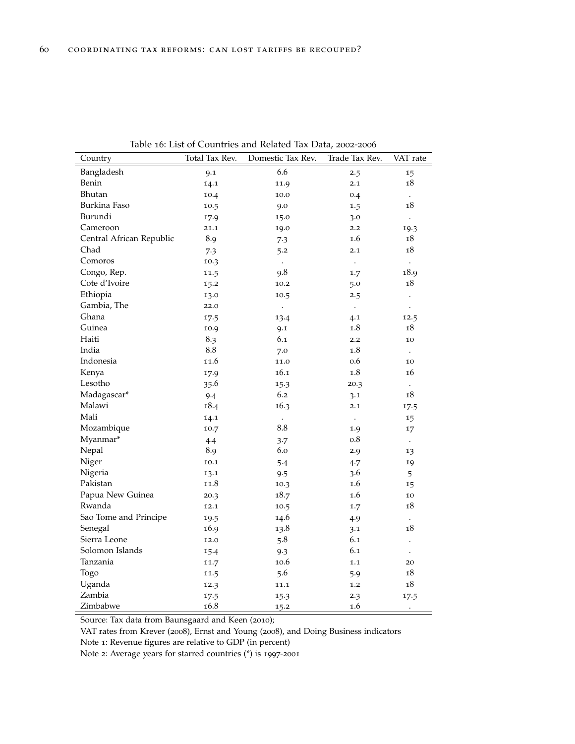Table 16: List of Countries and Related Tax Data, 2002-2006

| Country | Total Tax Rev. | Domestic Tax Rev. | Trade Tax Rev. | VAT rate |
|---|---|---|---|---|
| Bangladesh | 9.1 | 6.6 | 2.5 | 15 |
| Benin | 14.1 | 11.9 | 2.1 | 18 |
| Bhutan | 10.4 | 10.0 | 0.4 | . |
| Burkina Faso | 10.5 | 9.0 | 1.5 | 18 |
| Burundi | 17.9 | 15.0 | 3.0 | . |
| Cameroon | 21.1 | 19.0 | 2.2 | 19.3 |
| Central African Republic | 8.9 | 7.3 | 1.6 | 18 |
| Chad | 7.3 | 5.2 | 2.1 | 18 |
| Comoros | 10.3 | . | . | . |
| Congo, Rep. | 11.5 | 9.8 | 1.7 | 18.9 |
| Cote d'Ivoire | 15.2 | 10.2 | 5.0 | 18 |
| Ethiopia | 13.0 | 10.5 | 2.5 | . |
| Gambia, The | 22.0 | . | . | . |
| Ghana | 17.5 | 13.4 | 4.1 | 12.5 |
| Guinea | 10.9 | 9.1 | 1.8 | 18 |
| Haiti | 8.3 | 6.1 | 2.2 | 10 |
| India | 8.8 | 7.0 | 1.8 | . |
| Indonesia | 11.6 | 11.0 | 0.6 | 10 |
| Kenya | 17.9 | 16.1 | 1.8 | 16 |
| Lesotho | 35.6 | 15.3 | 20.3 | . |
| Madagascar* | 9.4 | 6.2 | 3.1 | 18 |
| Malawi | 18.4 | 16.3 | 2.1 | 17.5 |
| Mali | 14.1 | . | . | 15 |
| Mozambique | 10.7 | 8.8 | 1.9 | 17 |
| Myanmar* | 4.4 | 3.7 | 0.8 | . |
| Nepal | 8.9 | 6.0 | 2.9 | 13 |
| Niger | 10.1 | 5.4 | 4.7 | 19 |
| Nigeria | 13.1 | 9.5 | 3.6 | 5 |
| Pakistan | 11.8 | 10.3 | 1.6 | 15 |
| Papua New Guinea | 20.3 | 18.7 | 1.6 | 10 |
| Rwanda | 12.1 | 10.5 | 1.7 | 18 |
| Sao Tome and Principe | 19.5 | 14.6 | 4.9 | . |
| Senegal | 16.9 | 13.8 | 3.1 | 18 |
| Sierra Leone | 12.0 | 5.8 | 6.1 | . |
| Solomon Islands | 15.4 | 9.3 | 6.1 | . |
| Tanzania | 11.7 | 10.6 | 1.1 | 20 |
| Togo | 11.5 | 5.6 | 5.9 | 18 |
| Uganda | 12.3 | 11.1 | 1.2 | 18 |
| Zambia | 17.5 | 15.3 | 2.3 | 17.5 |
| Zimbabwe | 16.8 | 15.2 | 1.6 | . |

Source: Tax data from Baunsgaard and Keen (2010);

VAT rates from Krever (2008), Ernst and Young (2008), and Doing Business indicators

Note 1: Revenue figures are relative to GDP (in percent)

Note 2: Average years for starred countries (*) is 1997-2001